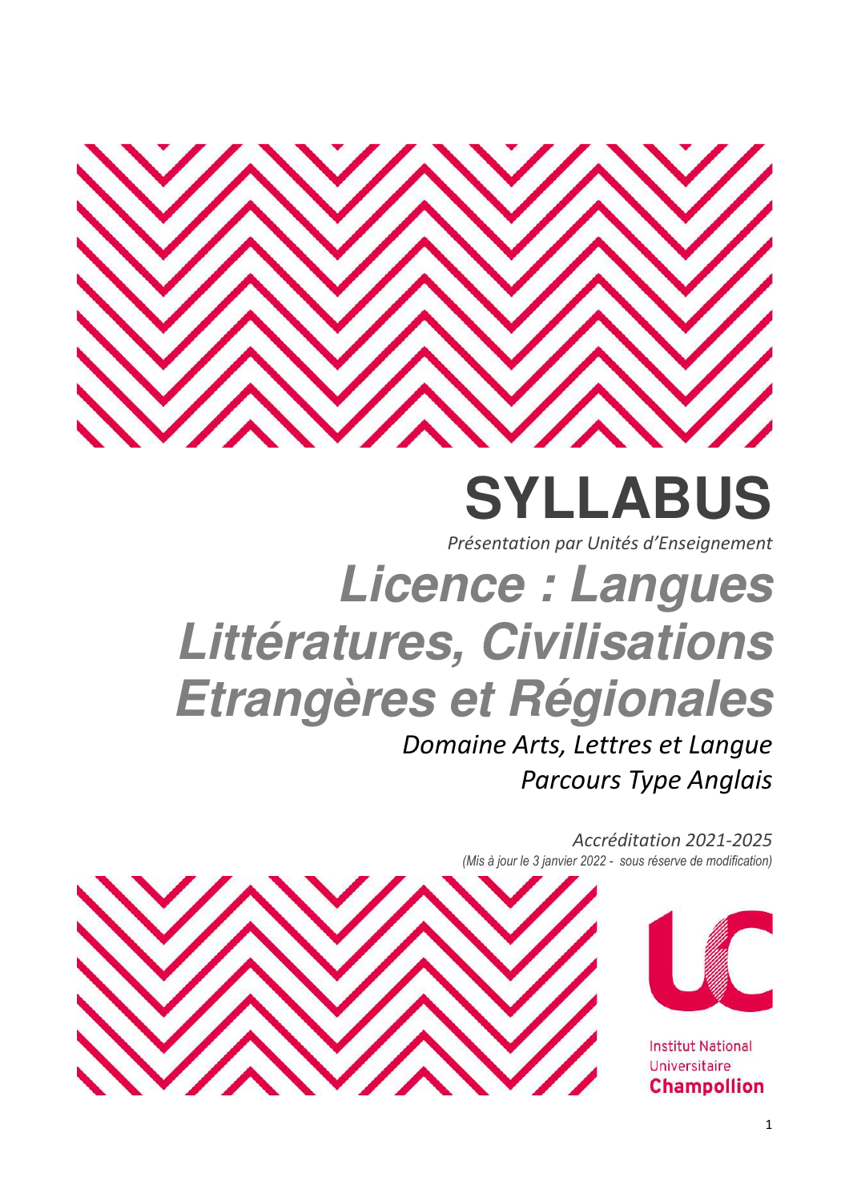# SYLLABUS

*Présentation par Unités d'Enseignement*

# Licence : Langues Littératures, Civilisations Etrangères et Régionales

*Domaine Arts, Lettres et Langue*

*Parcours Type Anglais*

*Accréditation 2021-2025*

*(Mis à jour le 3 janvier 2022 - sous réserve de modification)*

Institut National Universitaire **Champollion**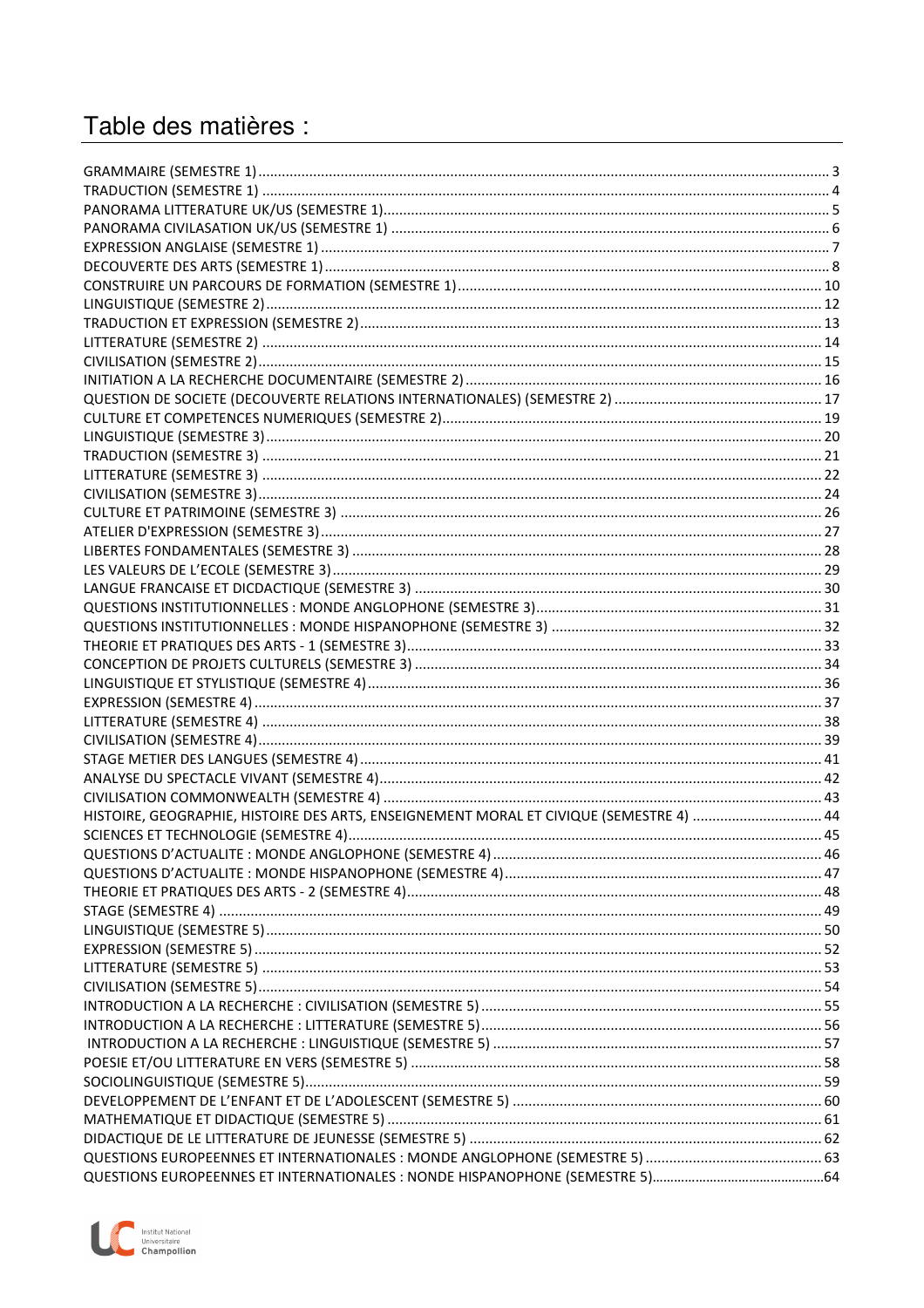# Table des matières :

GRAMMAIRE (SEMESTRE 1) ..... 3
TRADUCTION (SEMESTRE 1) ..... 4
PANORAMA LITTERATURE UK/US (SEMESTRE 1) ..... 5
PANORAMA CIVILASATION UK/US (SEMESTRE 1) ..... 6
EXPRESSION ANGLAISE (SEMESTRE 1) ..... 7
DECOUVERTE DES ARTS (SEMESTRE 1) ..... 8
CONSTRUIRE UN PARCOURS DE FORMATION (SEMESTRE 1) ..... 10
LINGUISTIQUE (SEMESTRE 2) ..... 12
TRADUCTION ET EXPRESSION (SEMESTRE 2) ..... 13
LITTERATURE (SEMESTRE 2) ..... 14
CIVILISATION (SEMESTRE 2) ..... 15
INITIATION A LA RECHERCHE DOCUMENTAIRE (SEMESTRE 2) ..... 16
QUESTION DE SOCIETE (DECOUVERTE RELATIONS INTERNATIONALES) (SEMESTRE 2) ..... 17
CULTURE ET COMPETENCES NUMERIQUES (SEMESTRE 2) ..... 19
LINGUISTIQUE (SEMESTRE 3) ..... 20
TRADUCTION (SEMESTRE 3) ..... 21
LITTERATURE (SEMESTRE 3) ..... 22
CIVILISATION (SEMESTRE 3) ..... 24
CULTURE ET PATRIMOINE (SEMESTRE 3) ..... 26
ATELIER D'EXPRESSION (SEMESTRE 3) ..... 27
LIBERTES FONDAMENTALES (SEMESTRE 3) ..... 28
LES VALEURS DE L'ECOLE (SEMESTRE 3) ..... 29
LANGUE FRANCAISE ET DICDACTIQUE (SEMESTRE 3) ..... 30
QUESTIONS INSTITUTIONNELLES : MONDE ANGLOPHONE (SEMESTRE 3) ..... 31
QUESTIONS INSTITUTIONNELLES : MONDE HISPANOPHONE (SEMESTRE 3) ..... 32
THEORIE ET PRATIQUES DES ARTS - 1 (SEMESTRE 3) ..... 33
CONCEPTION DE PROJETS CULTURELS (SEMESTRE 3) ..... 34
LINGUISTIQUE ET STYLISTIQUE (SEMESTRE 4) ..... 36
EXPRESSION (SEMESTRE 4) ..... 37
LITTERATURE (SEMESTRE 4) ..... 38
CIVILISATION (SEMESTRE 4) ..... 39
STAGE METIER DES LANGUES (SEMESTRE 4) ..... 41
ANALYSE DU SPECTACLE VIVANT (SEMESTRE 4) ..... 42
CIVILISATION COMMONWEALTH (SEMESTRE 4) ..... 43
HISTOIRE, GEOGRAPHIE, HISTOIRE DES ARTS, ENSEIGNEMENT MORAL ET CIVIQUE (SEMESTRE 4) ..... 44
SCIENCES ET TECHNOLOGIE (SEMESTRE 4) ..... 45
QUESTIONS D'ACTUALITE : MONDE ANGLOPHONE (SEMESTRE 4) ..... 46
QUESTIONS D'ACTUALITE : MONDE HISPANOPHONE (SEMESTRE 4) ..... 47
THEORIE ET PRATIQUES DES ARTS - 2 (SEMESTRE 4) ..... 48
STAGE (SEMESTRE 4) ..... 49
LINGUISTIQUE (SEMESTRE 5) ..... 50
EXPRESSION (SEMESTRE 5) ..... 52
LITTERATURE (SEMESTRE 5) ..... 53
CIVILISATION (SEMESTRE 5) ..... 54
INTRODUCTION A LA RECHERCHE : CIVILISATION (SEMESTRE 5) ..... 55
INTRODUCTION A LA RECHERCHE : LITTERATURE (SEMESTRE 5) ..... 56
INTRODUCTION A LA RECHERCHE : LINGUISTIQUE (SEMESTRE 5) ..... 57
POESIE ET/OU LITTERATURE EN VERS (SEMESTRE 5) ..... 58
SOCIOLINGUISTIQUE (SEMESTRE 5) ..... 59
DEVELOPPEMENT DE L'ENFANT ET DE L'ADOLESCENT (SEMESTRE 5) ..... 60
MATHEMATIQUE ET DIDACTIQUE (SEMESTRE 5) ..... 61
DIDACTIQUE DE LE LITTERATURE DE JEUNESSE (SEMESTRE 5) ..... 62
QUESTIONS EUROPEENNES ET INTERNATIONALES : MONDE ANGLOPHONE (SEMESTRE 5) ..... 63
QUESTIONS EUROPEENNES ET INTERNATIONALES : NONDE HISPANOPHONE (SEMESTRE 5) ..... 64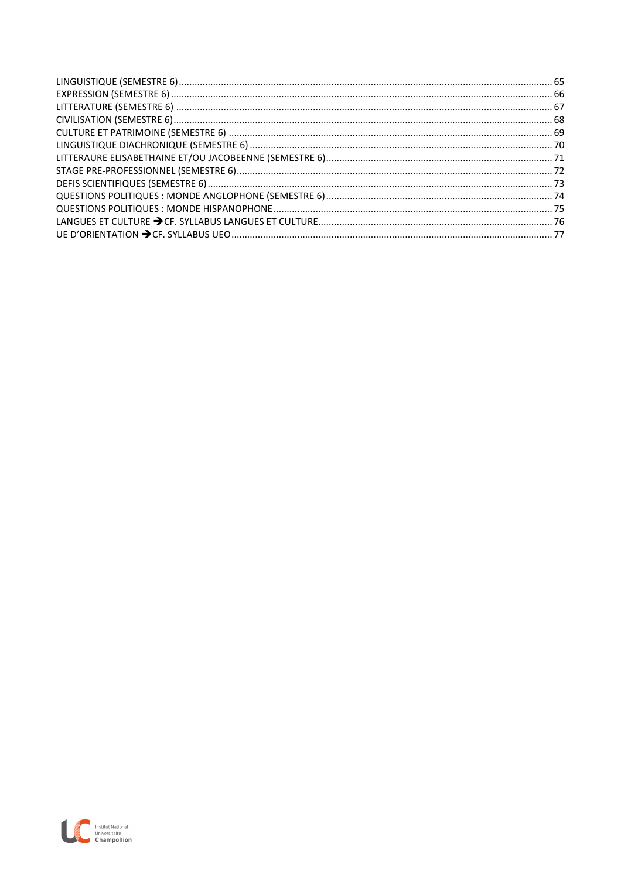LINGUISTIQUE (SEMESTRE 6) ..... 65
EXPRESSION (SEMESTRE 6) ..... 66
LITTERATURE (SEMESTRE 6) ..... 67
CIVILISATION (SEMESTRE 6) ..... 68
CULTURE ET PATRIMOINE (SEMESTRE 6) ..... 69
LINGUISTIQUE DIACHRONIQUE (SEMESTRE 6) ..... 70
LITTERAURE ELISABETHAINE ET/OU JACOBEENNE (SEMESTRE 6) ..... 71
STAGE PRE-PROFESSIONNEL (SEMESTRE 6) ..... 72
DEFIS SCIENTIFIQUES (SEMESTRE 6) ..... 73
QUESTIONS POLITIQUES : MONDE ANGLOPHONE (SEMESTRE 6) ..... 74
QUESTIONS POLITIQUES : MONDE HISPANOPHONE ..... 75
LANGUES ET CULTURE ➔CF. SYLLABUS LANGUES ET CULTURE ..... 76
UE D'ORIENTATION ➔CF. SYLLABUS UEO ..... 77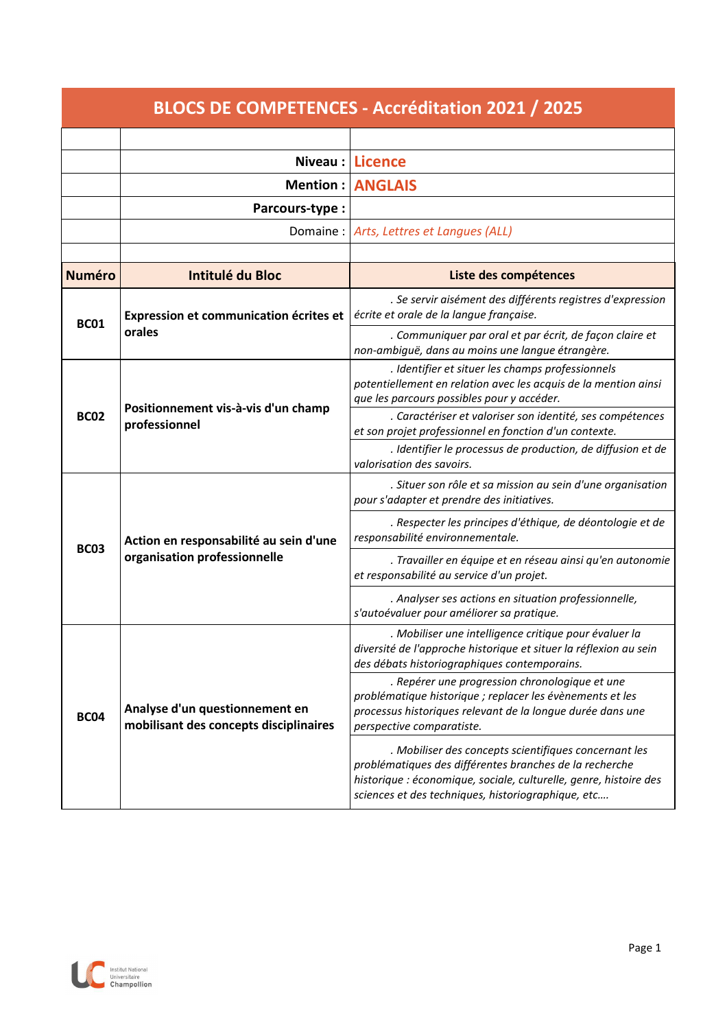# BLOCS DE COMPETENCES - Accréditation 2021 / 2025

**Niveau :** Licence

**Mention :** ANGLAIS

**Parcours-type :**

Domaine : *Arts, Lettres et Langues (ALL)*

| Numéro | Intitulé du Bloc | Liste des compétences |
|---|---|---|
| BC01 | **Expression et communication écrites et orales** | *. Se servir aisément des différents registres d'expression écrite et orale de la langue française.* |
| | | *. Communiquer par oral et par écrit, de façon claire et non-ambiguë, dans au moins une langue étrangère.* |
| BC02 | **Positionnement vis-à-vis d'un champ professionnel** | *. Identifier et situer les champs professionnels potentiellement en relation avec les acquis de la mention ainsi que les parcours possibles pour y accéder.* |
| | | *. Caractériser et valoriser son identité, ses compétences et son projet professionnel en fonction d'un contexte.* |
| | | *. Identifier le processus de production, de diffusion et de valorisation des savoirs.* |
| BC03 | **Action en responsabilité au sein d'une organisation professionnelle** | *. Situer son rôle et sa mission au sein d'une organisation pour s'adapter et prendre des initiatives.* |
| | | *. Respecter les principes d'éthique, de déontologie et de responsabilité environnementale.* |
| | | *. Travailler en équipe et en réseau ainsi qu'en autonomie et responsabilité au service d'un projet.* |
| | | *. Analyser ses actions en situation professionnelle, s'autoévaluer pour améliorer sa pratique.* |
| BC04 | **Analyse d'un questionnement en mobilisant des concepts disciplinaires** | *. Mobiliser une intelligence critique pour évaluer la diversité de l'approche historique et situer la réflexion au sein des débats historiographiques contemporains.* |
| | | *. Repérer une progression chronologique et une problématique historique ; replacer les évènements et les processus historiques relevant de la longue durée dans une perspective comparatiste.* |
| | | *. Mobiliser des concepts scientifiques concernant les problématiques des différentes branches de la recherche historique : économique, sociale, culturelle, genre, histoire des sciences et des techniques, historiographique, etc.…* |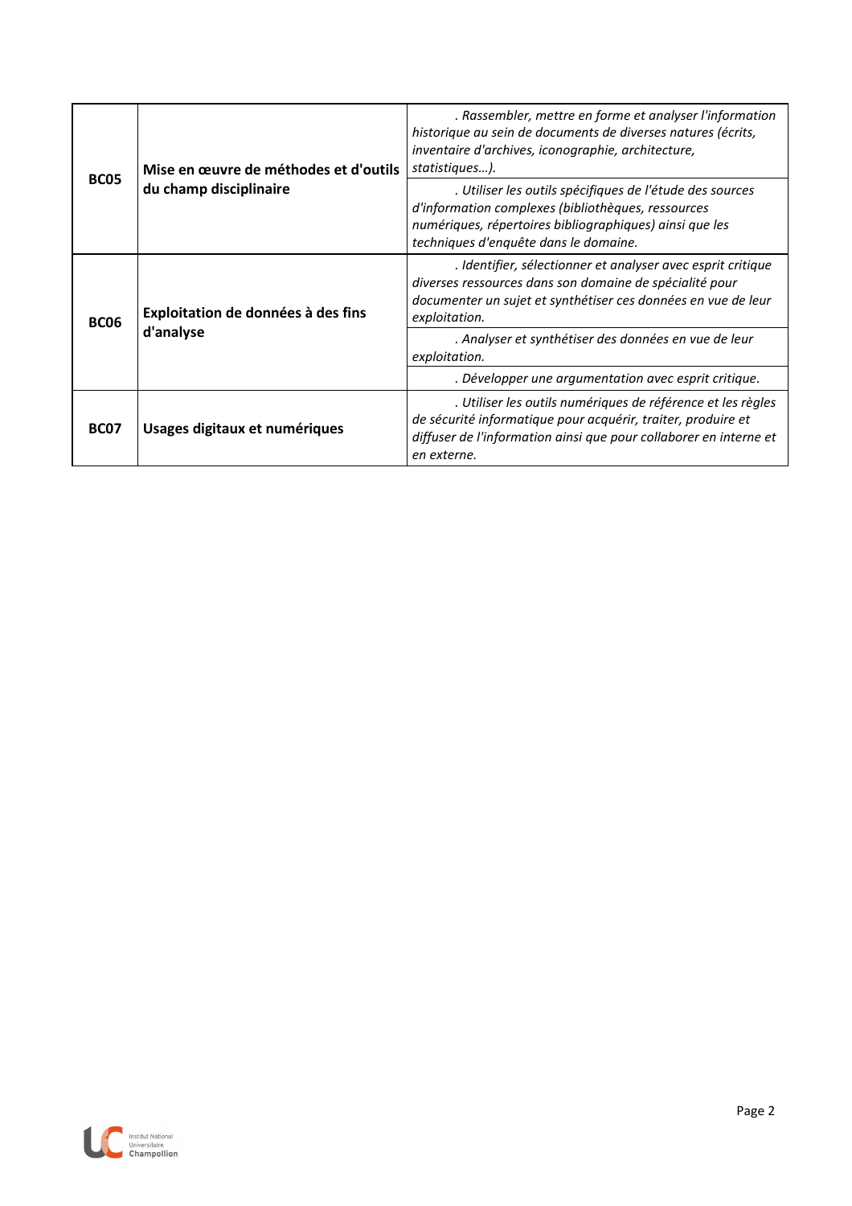| | | |
|---|---|---|
| **BC05** | **Mise en œuvre de méthodes et d'outils du champ disciplinaire** | *. Rassembler, mettre en forme et analyser l'information historique au sein de documents de diverses natures (écrits, inventaire d'archives, iconographie, architecture, statistiques…).* |
| | | *. Utiliser les outils spécifiques de l'étude des sources d'information complexes (bibliothèques, ressources numériques, répertoires bibliographiques) ainsi que les techniques d'enquête dans le domaine.* |
| **BC06** | **Exploitation de données à des fins d'analyse** | *. Identifier, sélectionner et analyser avec esprit critique diverses ressources dans son domaine de spécialité pour documenter un sujet et synthétiser ces données en vue de leur exploitation.* |
| | | *. Analyser et synthétiser des données en vue de leur exploitation.* |
| | | *. Développer une argumentation avec esprit critique.* |
| **BC07** | **Usages digitaux et numériques** | *. Utiliser les outils numériques de référence et les règles de sécurité informatique pour acquérir, traiter, produire et diffuser de l'information ainsi que pour collaborer en interne et en externe.* |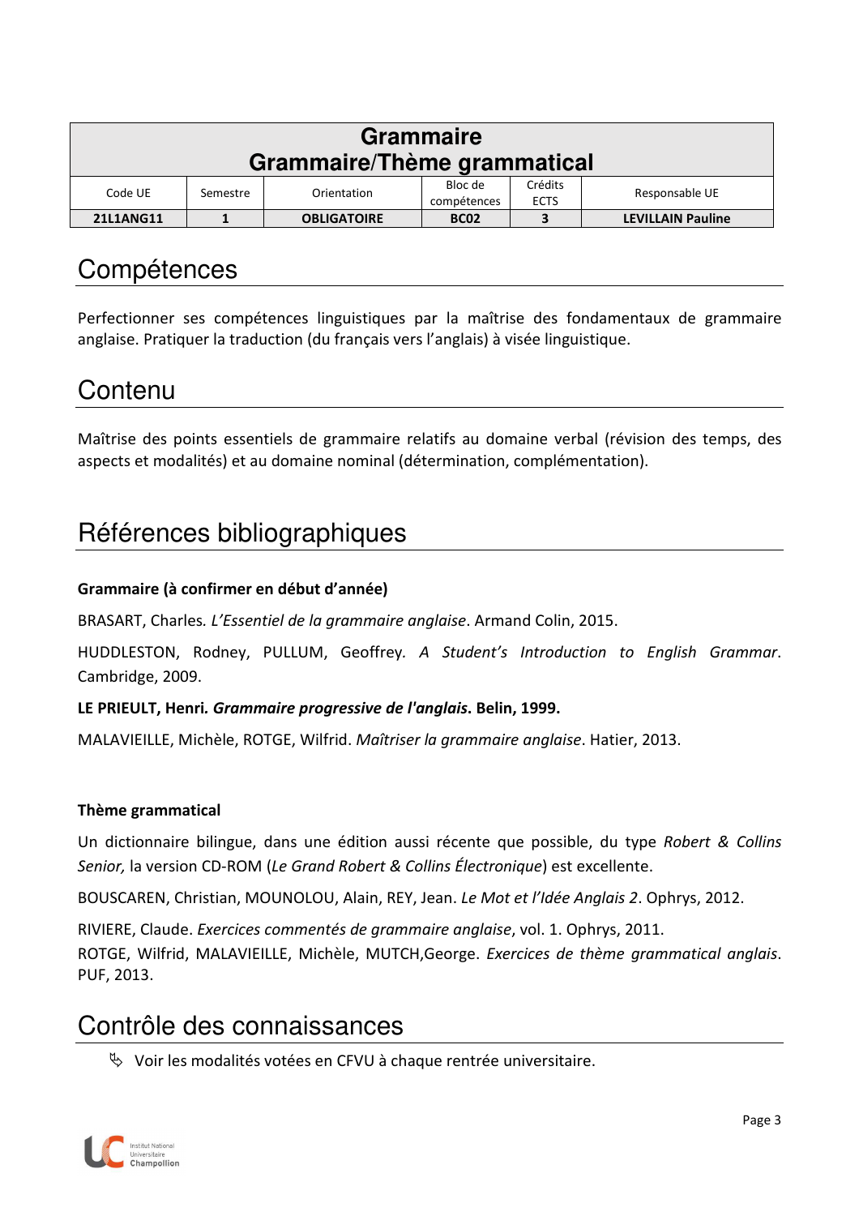| Grammaire<br>Grammaire/Thème grammatical | | | | | |
|---|---|---|---|---|---|
| Code UE | Semestre | Orientation | Bloc de compétences | Crédits ECTS | Responsable UE |
| **21L1ANG11** | **1** | **OBLIGATOIRE** | **BC02** | **3** | **LEVILLAIN Pauline** |

# Compétences

Perfectionner ses compétences linguistiques par la maîtrise des fondamentaux de grammaire anglaise. Pratiquer la traduction (du français vers l'anglais) à visée linguistique.

# Contenu

Maîtrise des points essentiels de grammaire relatifs au domaine verbal (révision des temps, des aspects et modalités) et au domaine nominal (détermination, complémentation).

# Références bibliographiques

**Grammaire (à confirmer en début d'année)**

BRASART, Charles. *L'Essentiel de la grammaire anglaise*. Armand Colin, 2015.

HUDDLESTON, Rodney, PULLUM, Geoffrey. *A Student's Introduction to English Grammar*. Cambridge, 2009.

**LE PRIEULT, Henri. *Grammaire progressive de l'anglais*. Belin, 1999.**

MALAVIEILLE, Michèle, ROTGE, Wilfrid. *Maîtriser la grammaire anglaise*. Hatier, 2013.

**Thème grammatical**

Un dictionnaire bilingue, dans une édition aussi récente que possible, du type *Robert & Collins Senior,* la version CD-ROM (*Le Grand Robert & Collins Électronique*) est excellente.

BOUSCAREN, Christian, MOUNOLOU, Alain, REY, Jean. *Le Mot et l'Idée Anglais 2*. Ophrys, 2012.

RIVIERE, Claude. *Exercices commentés de grammaire anglaise*, vol. 1. Ophrys, 2011.

ROTGE, Wilfrid, MALAVIEILLE, Michèle, MUTCH,George. *Exercices de thème grammatical anglais*. PUF, 2013.

# Contrôle des connaissances

- Voir les modalités votées en CFVU à chaque rentrée universitaire.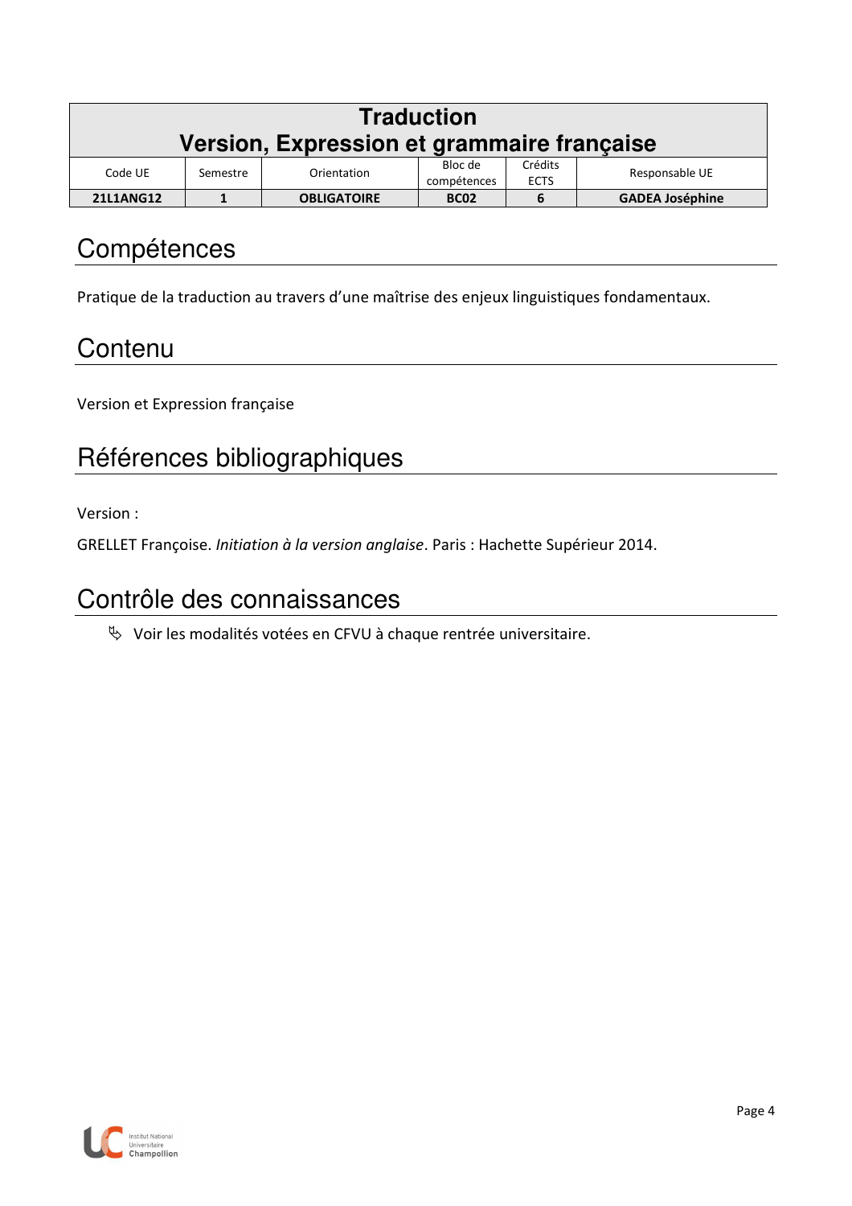| Traduction<br>Version, Expression et grammaire française | | | | | |
|---|---|---|---|---|---|
| Code UE | Semestre | Orientation | Bloc de compétences | Crédits ECTS | Responsable UE |
| **21L1ANG12** | **1** | **OBLIGATOIRE** | **BC02** | **6** | **GADEA Joséphine** |

# Compétences

Pratique de la traduction au travers d'une maîtrise des enjeux linguistiques fondamentaux.

# Contenu

Version et Expression française

# Références bibliographiques

Version :

GRELLET Françoise. *Initiation à la version anglaise*. Paris : Hachette Supérieur 2014.

# Contrôle des connaissances

- Voir les modalités votées en CFVU à chaque rentrée universitaire.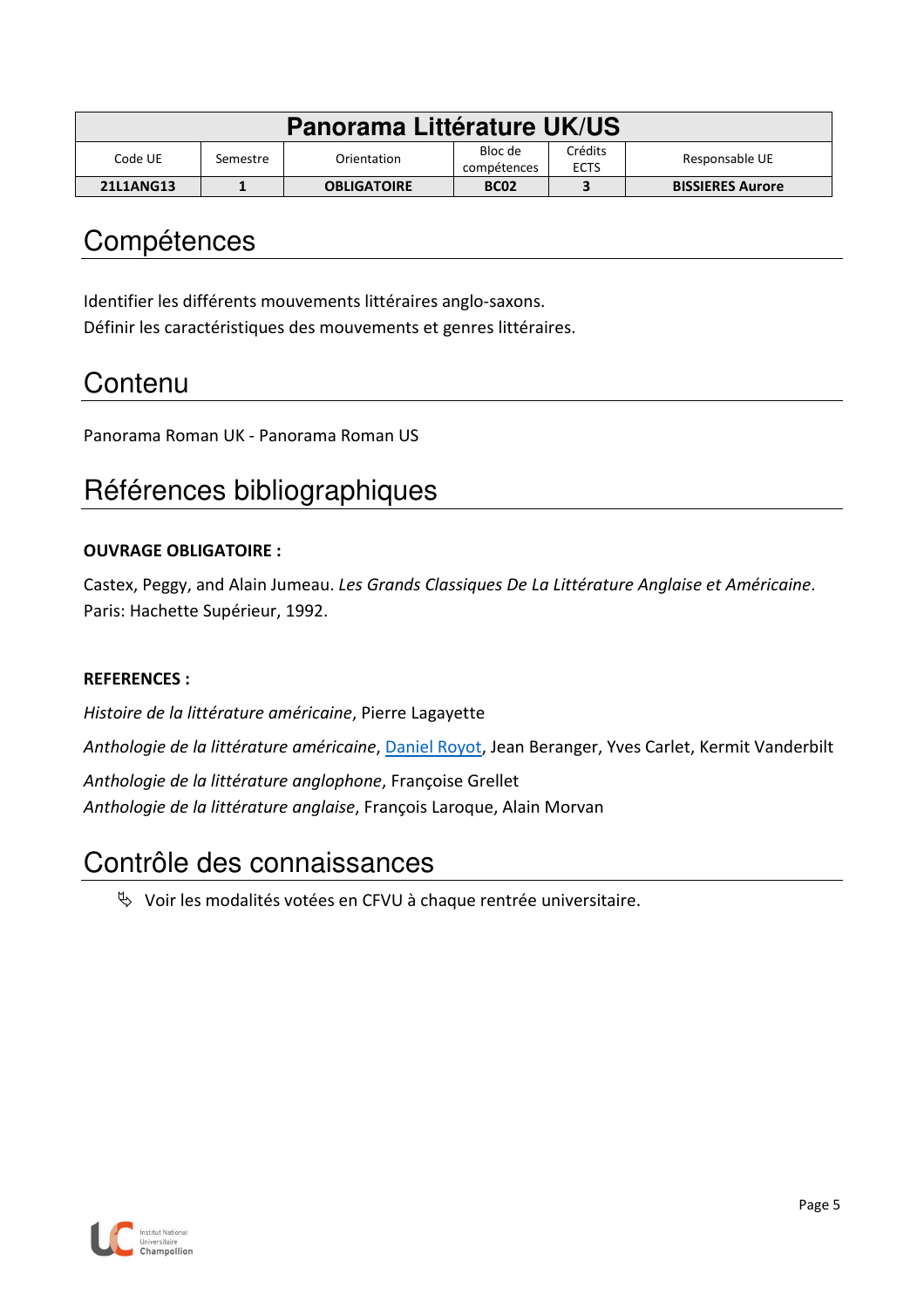| Panorama Littérature UK/US | | | | | |
|---|---|---|---|---|---|
| Code UE | Semestre | Orientation | Bloc de compétences | Crédits ECTS | Responsable UE |
| **21L1ANG13** | **1** | **OBLIGATOIRE** | **BC02** | **3** | **BISSIERES Aurore** |

# Compétences

Identifier les différents mouvements littéraires anglo-saxons.
Définir les caractéristiques des mouvements et genres littéraires.

# Contenu

Panorama Roman UK - Panorama Roman US

# Références bibliographiques

**OUVRAGE OBLIGATOIRE :**

Castex, Peggy, and Alain Jumeau. *Les Grands Classiques De La Littérature Anglaise et Américaine*. Paris: Hachette Supérieur, 1992.

**REFERENCES :**

*Histoire de la littérature américaine*, Pierre Lagayette

*Anthologie de la littérature américaine*, Daniel Royot, Jean Beranger, Yves Carlet, Kermit Vanderbilt

*Anthologie de la littérature anglophone*, Françoise Grellet
*Anthologie de la littérature anglaise*, François Laroque, Alain Morvan

# Contrôle des connaissances

- Voir les modalités votées en CFVU à chaque rentrée universitaire.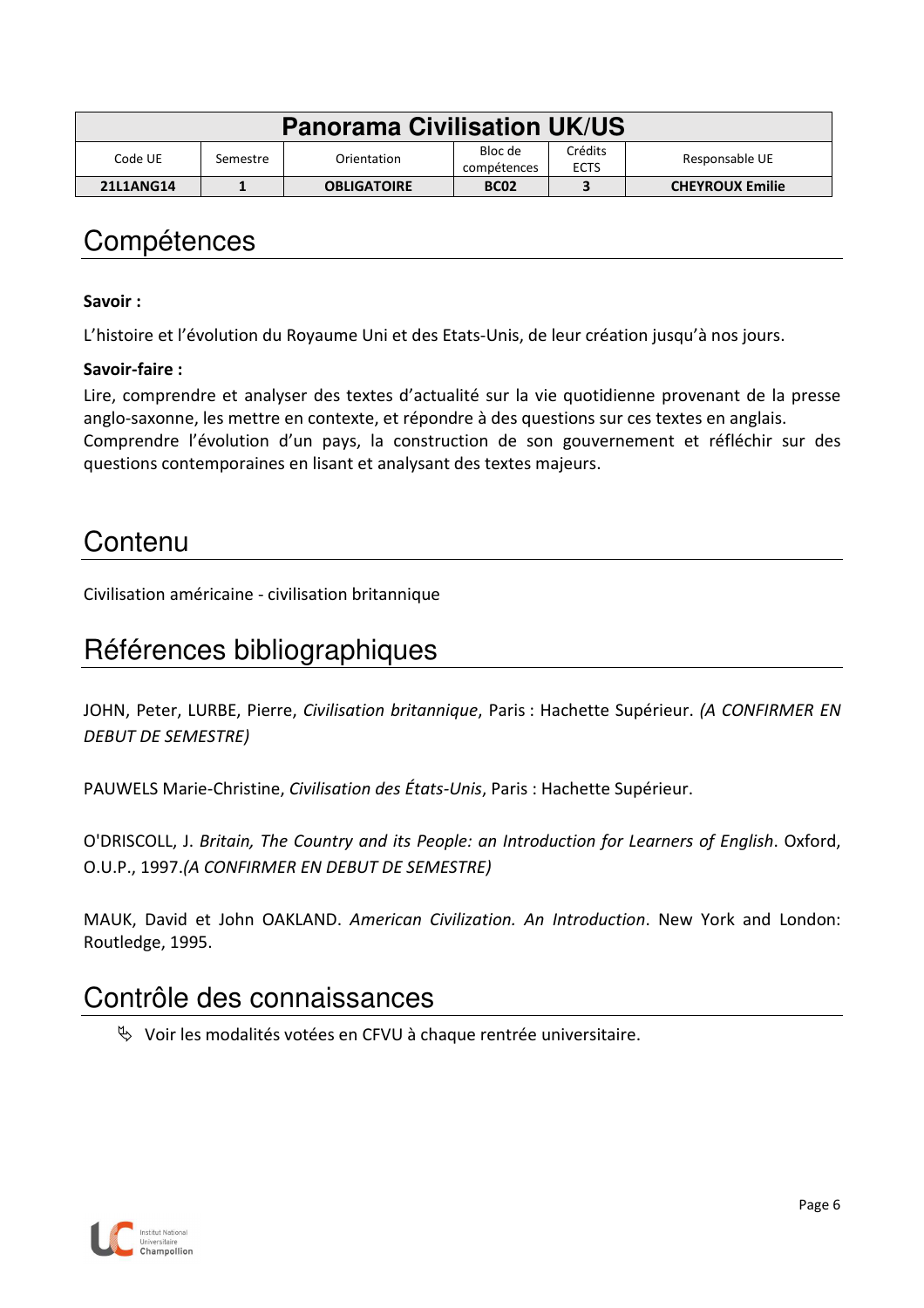| Panorama Civilisation UK/US | | | | | |
|---|---|---|---|---|---|
| Code UE | Semestre | Orientation | Bloc de compétences | Crédits ECTS | Responsable UE |
| **21L1ANG14** | **1** | **OBLIGATOIRE** | **BC02** | **3** | **CHEYROUX Emilie** |

## Compétences

**Savoir :**

L'histoire et l'évolution du Royaume Uni et des Etats-Unis, de leur création jusqu'à nos jours.

**Savoir-faire :**

Lire, comprendre et analyser des textes d'actualité sur la vie quotidienne provenant de la presse anglo-saxonne, les mettre en contexte, et répondre à des questions sur ces textes en anglais.
Comprendre l'évolution d'un pays, la construction de son gouvernement et réfléchir sur des questions contemporaines en lisant et analysant des textes majeurs.

## Contenu

Civilisation américaine - civilisation britannique

## Références bibliographiques

JOHN, Peter, LURBE, Pierre, *Civilisation britannique*, Paris : Hachette Supérieur. *(A CONFIRMER EN DEBUT DE SEMESTRE)*

PAUWELS Marie-Christine, *Civilisation des États-Unis*, Paris : Hachette Supérieur.

O'DRISCOLL, J. *Britain, The Country and its People: an Introduction for Learners of English*. Oxford, O.U.P., 1997.*(A CONFIRMER EN DEBUT DE SEMESTRE)*

MAUK, David et John OAKLAND. *American Civilization. An Introduction*. New York and London: Routledge, 1995.

## Contrôle des connaissances

- Voir les modalités votées en CFVU à chaque rentrée universitaire.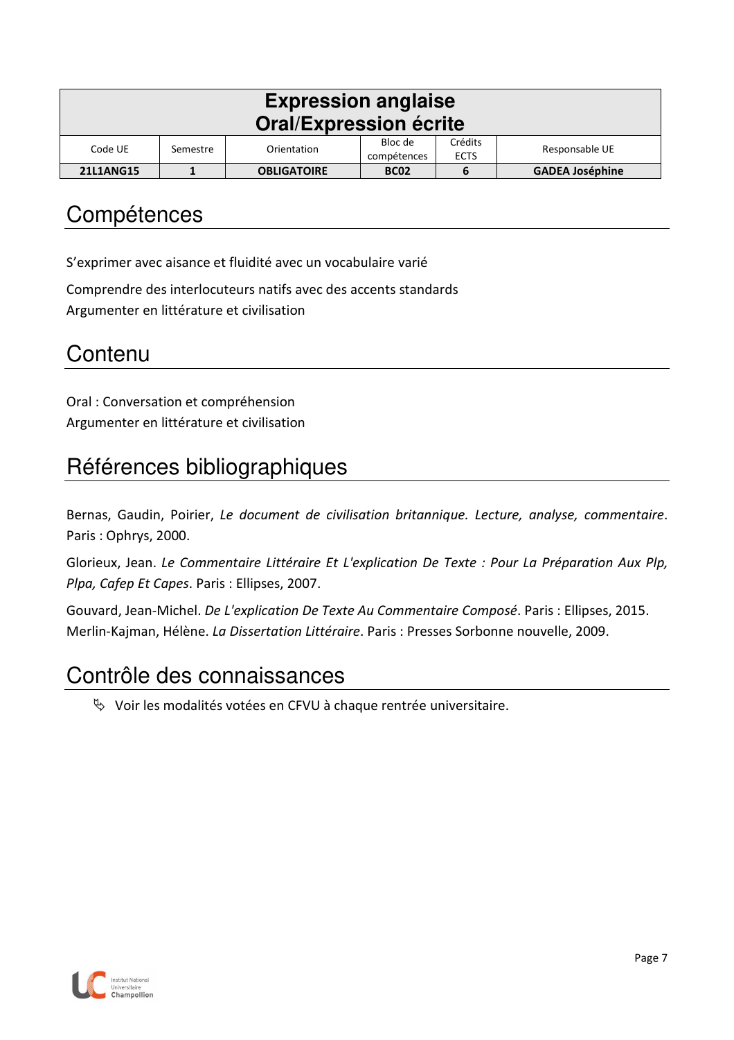| Expression anglaise Oral/Expression écrite | | | | | |
|---|---|---|---|---|---|
| Code UE | Semestre | Orientation | Bloc de compétences | Crédits ECTS | Responsable UE |
| **21L1ANG15** | **1** | **OBLIGATOIRE** | **BC02** | **6** | **GADEA Joséphine** |

# Compétences

S'exprimer avec aisance et fluidité avec un vocabulaire varié

Comprendre des interlocuteurs natifs avec des accents standards
Argumenter en littérature et civilisation

# Contenu

Oral : Conversation et compréhension
Argumenter en littérature et civilisation

# Références bibliographiques

Bernas, Gaudin, Poirier, *Le document de civilisation britannique. Lecture, analyse, commentaire*. Paris : Ophrys, 2000.

Glorieux, Jean. *Le Commentaire Littéraire Et L'explication De Texte : Pour La Préparation Aux Plp, Plpa, Cafep Et Capes*. Paris : Ellipses, 2007.

Gouvard, Jean-Michel. *De L'explication De Texte Au Commentaire Composé*. Paris : Ellipses, 2015.
Merlin-Kajman, Hélène. *La Dissertation Littéraire*. Paris : Presses Sorbonne nouvelle, 2009.

# Contrôle des connaissances

- Voir les modalités votées en CFVU à chaque rentrée universitaire.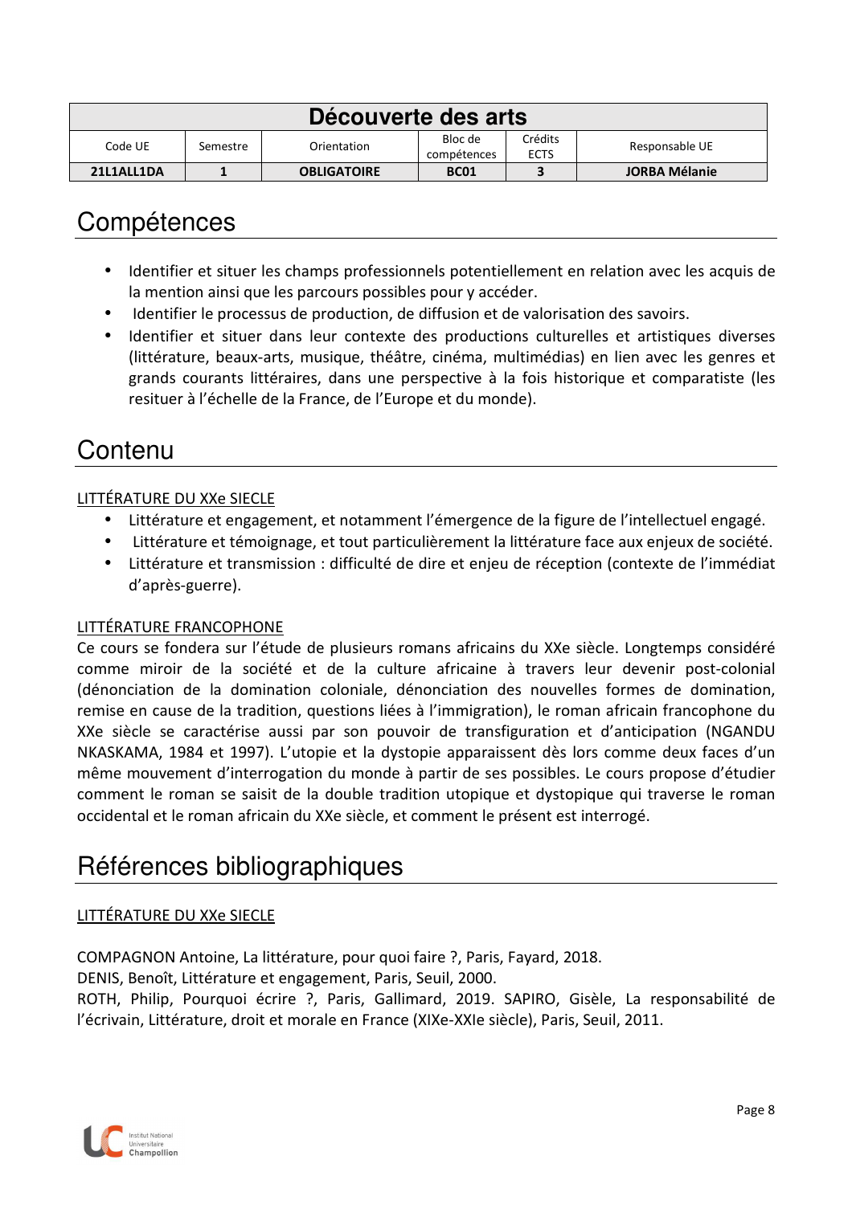| Découverte des arts | | | | | |
|---|---|---|---|---|---|
| Code UE | Semestre | Orientation | Bloc de compétences | Crédits ECTS | Responsable UE |
| **21L1ALL1DA** | **1** | **OBLIGATOIRE** | **BC01** | **3** | **JORBA Mélanie** |

# Compétences

- Identifier et situer les champs professionnels potentiellement en relation avec les acquis de la mention ainsi que les parcours possibles pour y accéder.
- Identifier le processus de production, de diffusion et de valorisation des savoirs.
- Identifier et situer dans leur contexte des productions culturelles et artistiques diverses (littérature, beaux-arts, musique, théâtre, cinéma, multimédias) en lien avec les genres et grands courants littéraires, dans une perspective à la fois historique et comparatiste (les resituer à l'échelle de la France, de l'Europe et du monde).

# Contenu

LITTÉRATURE DU XXe SIECLE

- Littérature et engagement, et notamment l'émergence de la figure de l'intellectuel engagé.
- Littérature et témoignage, et tout particulièrement la littérature face aux enjeux de société.
- Littérature et transmission : difficulté de dire et enjeu de réception (contexte de l'immédiat d'après-guerre).

LITTÉRATURE FRANCOPHONE

Ce cours se fondera sur l'étude de plusieurs romans africains du XXe siècle. Longtemps considéré comme miroir de la société et de la culture africaine à travers leur devenir post-colonial (dénonciation de la domination coloniale, dénonciation des nouvelles formes de domination, remise en cause de la tradition, questions liées à l'immigration), le roman africain francophone du XXe siècle se caractérise aussi par son pouvoir de transfiguration et d'anticipation (NGANDU NKASKAMA, 1984 et 1997). L'utopie et la dystopie apparaissent dès lors comme deux faces d'un même mouvement d'interrogation du monde à partir de ses possibles. Le cours propose d'étudier comment le roman se saisit de la double tradition utopique et dystopique qui traverse le roman occidental et le roman africain du XXe siècle, et comment le présent est interrogé.

# Références bibliographiques

LITTÉRATURE DU XXe SIECLE

COMPAGNON Antoine, La littérature, pour quoi faire ?, Paris, Fayard, 2018.
DENIS, Benoît, Littérature et engagement, Paris, Seuil, 2000.
ROTH, Philip, Pourquoi écrire ?, Paris, Gallimard, 2019. SAPIRO, Gisèle, La responsabilité de l'écrivain, Littérature, droit et morale en France (XIXe-XXIe siècle), Paris, Seuil, 2011.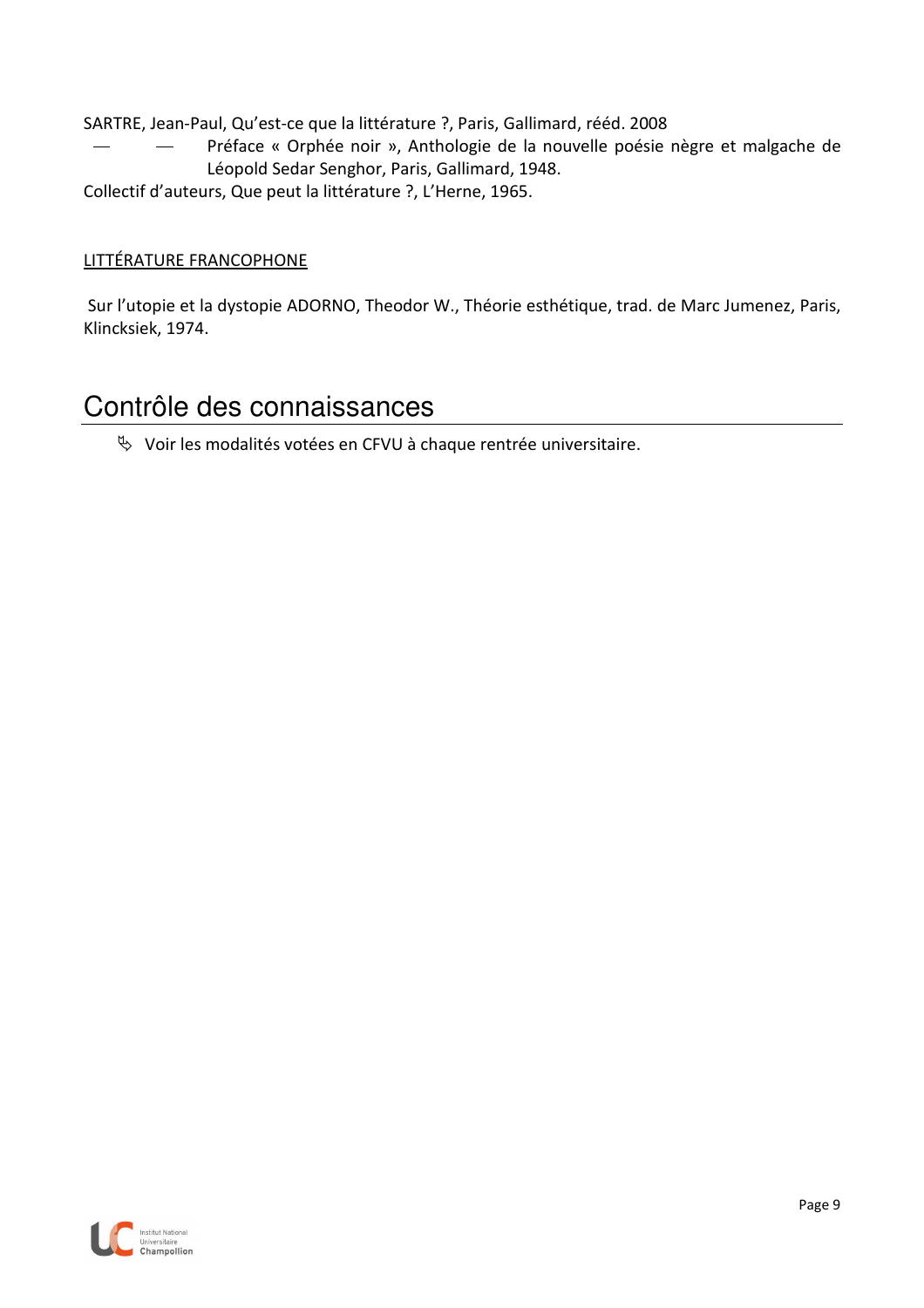SARTRE, Jean-Paul, Qu'est-ce que la littérature ?, Paris, Gallimard, rééd. 2008

— — Préface « Orphée noir », Anthologie de la nouvelle poésie nègre et malgache de Léopold Sedar Senghor, Paris, Gallimard, 1948.

Collectif d'auteurs, Que peut la littérature ?, L'Herne, 1965.

LITTÉRATURE FRANCOPHONE

Sur l'utopie et la dystopie ADORNO, Theodor W., Théorie esthétique, trad. de Marc Jumenez, Paris, Klincksiek, 1974.

# Contrôle des connaissances

- Voir les modalités votées en CFVU à chaque rentrée universitaire.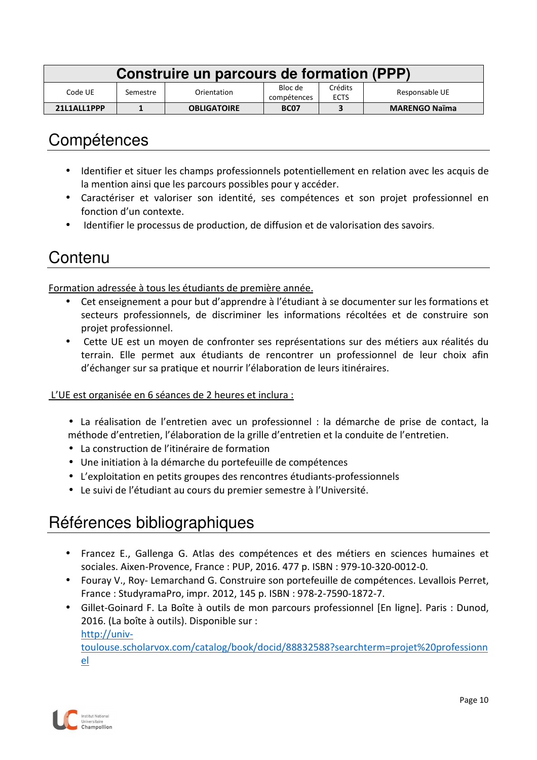| Construire un parcours de formation (PPP) | | | | | |
|---|---|---|---|---|---|
| Code UE | Semestre | Orientation | Bloc de compétences | Crédits ECTS | Responsable UE |
| **21L1ALL1PPP** | **1** | **OBLIGATOIRE** | **BC07** | **3** | **MARENGO Naïma** |

# Compétences

- Identifier et situer les champs professionnels potentiellement en relation avec les acquis de la mention ainsi que les parcours possibles pour y accéder.
- Caractériser et valoriser son identité, ses compétences et son projet professionnel en fonction d'un contexte.
- Identifier le processus de production, de diffusion et de valorisation des savoirs.

# Contenu

Formation adressée à tous les étudiants de première année.

- Cet enseignement a pour but d'apprendre à l'étudiant à se documenter sur les formations et secteurs professionnels, de discriminer les informations récoltées et de construire son projet professionnel.
- Cette UE est un moyen de confronter ses représentations sur des métiers aux réalités du terrain. Elle permet aux étudiants de rencontrer un professionnel de leur choix afin d'échanger sur sa pratique et nourrir l'élaboration de leurs itinéraires.

L'UE est organisée en 6 séances de 2 heures et inclura :

- La réalisation de l'entretien avec un professionnel : la démarche de prise de contact, la méthode d'entretien, l'élaboration de la grille d'entretien et la conduite de l'entretien.
- La construction de l'itinéraire de formation
- Une initiation à la démarche du portefeuille de compétences
- L'exploitation en petits groupes des rencontres étudiants-professionnels
- Le suivi de l'étudiant au cours du premier semestre à l'Université.

# Références bibliographiques

- Francez E., Gallenga G. Atlas des compétences et des métiers en sciences humaines et sociales. Aixen-Provence, France : PUP, 2016. 477 p. ISBN : 979-10-320-0012-0.
- Fouray V., Roy- Lemarchand G. Construire son portefeuille de compétences. Levallois Perret, France : StudyramaPro, impr. 2012, 145 p. ISBN : 978-2-7590-1872-7.
- Gillet-Goinard F. La Boîte à outils de mon parcours professionnel [En ligne]. Paris : Dunod, 2016. (La boîte à outils). Disponible sur : http://univ-toulouse.scholarvox.com/catalog/book/docid/88832588?searchterm=projet%20professionnel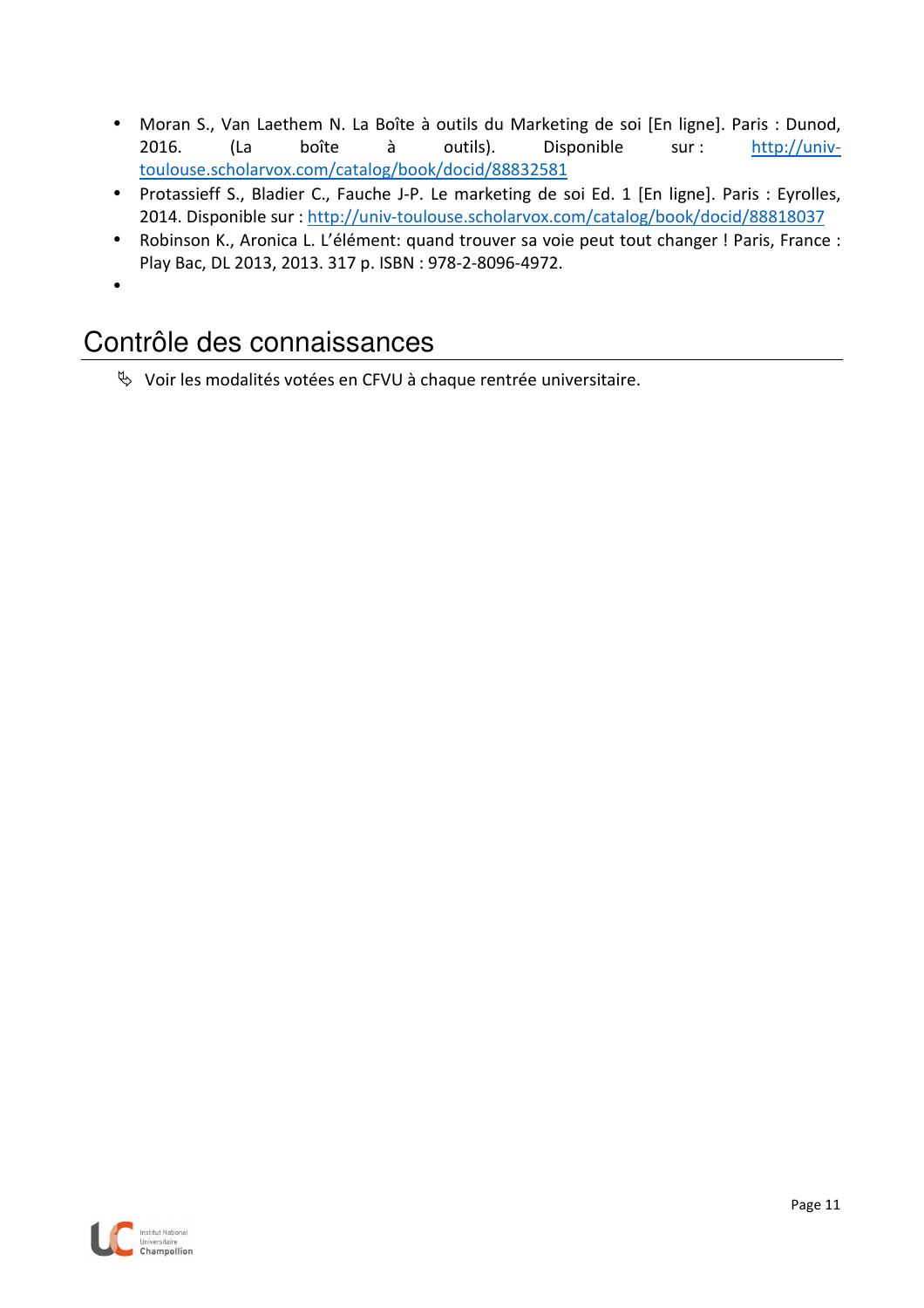- Moran S., Van Laethem N. La Boîte à outils du Marketing de soi [En ligne]. Paris : Dunod, 2016. (La boîte à outils). Disponible sur : http://univ-toulouse.scholarvox.com/catalog/book/docid/88832581
- Protassieff S., Bladier C., Fauche J-P. Le marketing de soi Ed. 1 [En ligne]. Paris : Eyrolles, 2014. Disponible sur : http://univ-toulouse.scholarvox.com/catalog/book/docid/88818037
- Robinson K., Aronica L. L'élément: quand trouver sa voie peut tout changer ! Paris, France : Play Bac, DL 2013, 2013. 317 p. ISBN : 978-2-8096-4972.
-

## Contrôle des connaissances

- Voir les modalités votées en CFVU à chaque rentrée universitaire.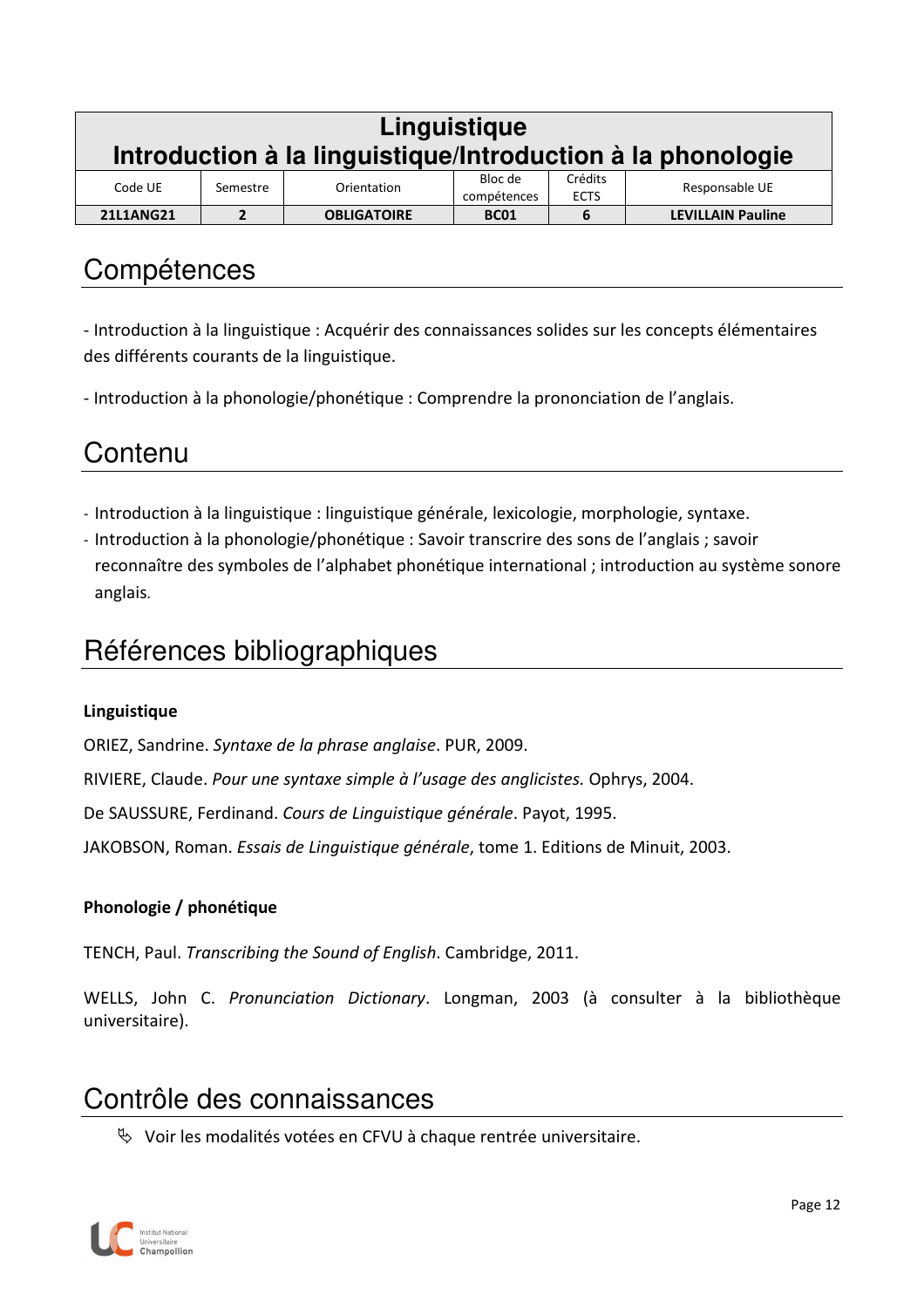# Linguistique
# Introduction à la linguistique/Introduction à la phonologie

| Code UE | Semestre | Orientation | Bloc de compétences | Crédits ECTS | Responsable UE |
|---|---|---|---|---|---|
| **21L1ANG21** | **2** | **OBLIGATOIRE** | **BC01** | **6** | **LEVILLAIN Pauline** |

## Compétences

- Introduction à la linguistique : Acquérir des connaissances solides sur les concepts élémentaires des différents courants de la linguistique.

- Introduction à la phonologie/phonétique : Comprendre la prononciation de l'anglais.

## Contenu

- Introduction à la linguistique : linguistique générale, lexicologie, morphologie, syntaxe.
- Introduction à la phonologie/phonétique : Savoir transcrire des sons de l'anglais ; savoir reconnaître des symboles de l'alphabet phonétique international ; introduction au système sonore anglais.

## Références bibliographiques

**Linguistique**

ORIEZ, Sandrine. *Syntaxe de la phrase anglaise*. PUR, 2009.

RIVIERE, Claude. *Pour une syntaxe simple à l'usage des anglicistes.* Ophrys, 2004.

De SAUSSURE, Ferdinand. *Cours de Linguistique générale*. Payot, 1995.

JAKOBSON, Roman. *Essais de Linguistique générale*, tome 1. Editions de Minuit, 2003.

**Phonologie / phonétique**

TENCH, Paul. *Transcribing the Sound of English*. Cambridge, 2011.

WELLS, John C. *Pronunciation Dictionary*. Longman, 2003 (à consulter à la bibliothèque universitaire).

## Contrôle des connaissances

- Voir les modalités votées en CFVU à chaque rentrée universitaire.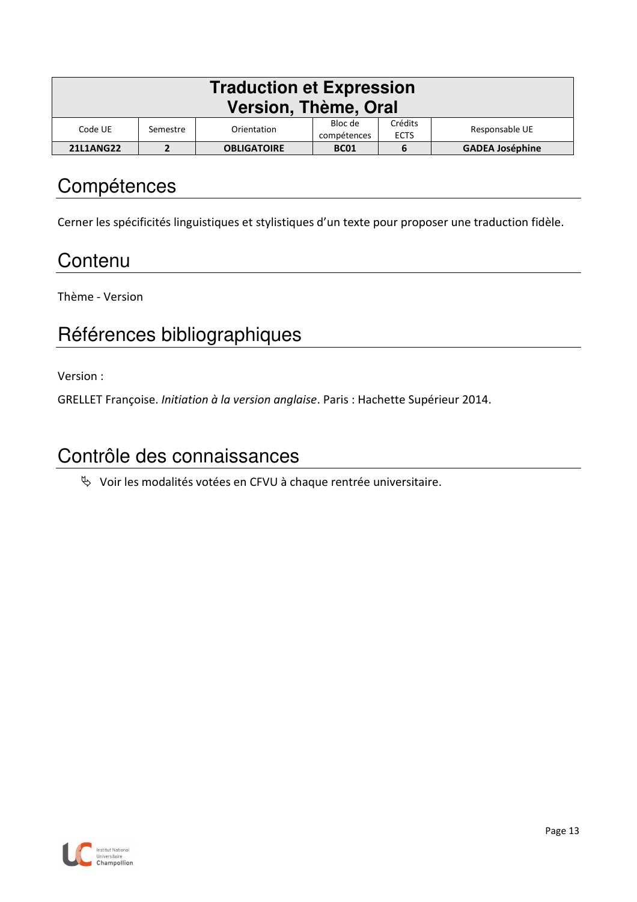| Traduction et Expression<br>Version, Thème, Oral | | | | | |
|---|---|---|---|---|---|
| Code UE | Semestre | Orientation | Bloc de compétences | Crédits ECTS | Responsable UE |
| **21L1ANG22** | **2** | **OBLIGATOIRE** | **BC01** | **6** | **GADEA Joséphine** |

# Compétences

Cerner les spécificités linguistiques et stylistiques d'un texte pour proposer une traduction fidèle.

# Contenu

Thème - Version

# Références bibliographiques

Version :

GRELLET Françoise. *Initiation à la version anglaise*. Paris : Hachette Supérieur 2014.

# Contrôle des connaissances

- Voir les modalités votées en CFVU à chaque rentrée universitaire.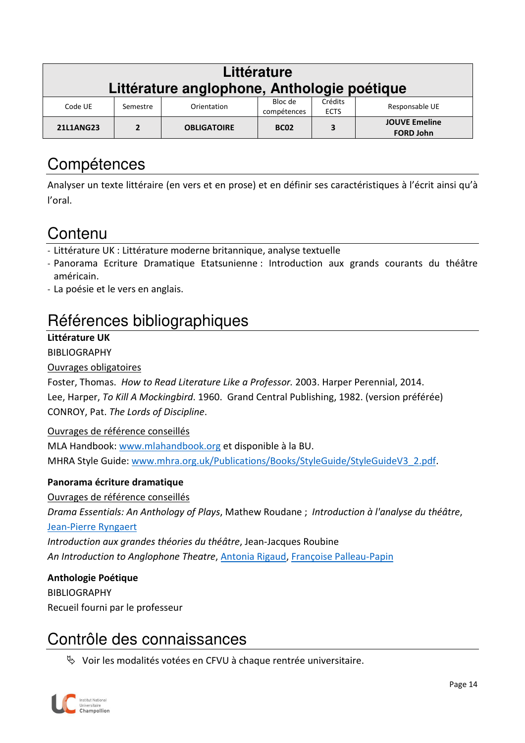| Littérature<br>Littérature anglophone, Anthologie poétique | | | | | |
|---|---|---|---|---|---|
| Code UE | Semestre | Orientation | Bloc de compétences | Crédits ECTS | Responsable UE |
| **21L1ANG23** | **2** | **OBLIGATOIRE** | **BC02** | **3** | **JOUVE Emeline**<br>**FORD John** |

# Compétences

Analyser un texte littéraire (en vers et en prose) et en définir ses caractéristiques à l'écrit ainsi qu'à l'oral.

# Contenu

- Littérature UK : Littérature moderne britannique, analyse textuelle
- Panorama Ecriture Dramatique Etatsunienne : Introduction aux grands courants du théâtre américain.
- La poésie et le vers en anglais.

# Références bibliographiques

**Littérature UK**

BIBLIOGRAPHY

Ouvrages obligatoires

Foster, Thomas. *How to Read Literature Like a Professor.* 2003. Harper Perennial, 2014.
Lee, Harper, *To Kill A Mockingbird*. 1960. Grand Central Publishing, 1982. (version préférée)
CONROY, Pat. *The Lords of Discipline*.

Ouvrages de référence conseillés

MLA Handbook: www.mlahandbook.org et disponible à la BU.
MHRA Style Guide: www.mhra.org.uk/Publications/Books/StyleGuide/StyleGuideV3_2.pdf.

**Panorama écriture dramatique**

Ouvrages de référence conseillés

*Drama Essentials: An Anthology of Plays*, Mathew Roudane ; *Introduction à l'analyse du théâtre*, Jean-Pierre Ryngaert
*Introduction aux grandes théories du théâtre*, Jean-Jacques Roubine
*An Introduction to Anglophone Theatre*, Antonia Rigaud, Françoise Palleau-Papin

**Anthologie Poétique**

BIBLIOGRAPHY

Recueil fourni par le professeur

# Contrôle des connaissances

- Voir les modalités votées en CFVU à chaque rentrée universitaire.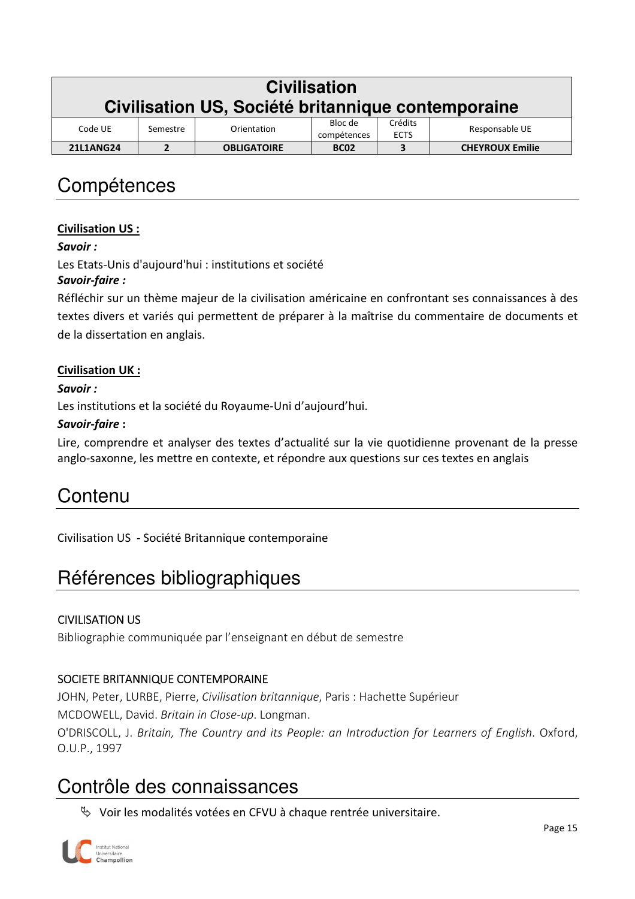| Civilisation<br>Civilisation US, Société britannique contemporaine | | | | | |
|---|---|---|---|---|---|
| Code UE | Semestre | Orientation | Bloc de compétences | Crédits ECTS | Responsable UE |
| **21L1ANG24** | **2** | **OBLIGATOIRE** | **BC02** | **3** | **CHEYROUX Emilie** |

# Compétences

**Civilisation US :**

***Savoir :***

Les Etats-Unis d'aujourd'hui : institutions et société

***Savoir-faire :***

Réfléchir sur un thème majeur de la civilisation américaine en confrontant ses connaissances à des textes divers et variés qui permettent de préparer à la maîtrise du commentaire de documents et de la dissertation en anglais.

**Civilisation UK :**

***Savoir :***

Les institutions et la société du Royaume-Uni d'aujourd'hui.

***Savoir-faire* :**

Lire, comprendre et analyser des textes d'actualité sur la vie quotidienne provenant de la presse anglo-saxonne, les mettre en contexte, et répondre aux questions sur ces textes en anglais

# Contenu

Civilisation US - Société Britannique contemporaine

# Références bibliographiques

CIVILISATION US

Bibliographie communiquée par l'enseignant en début de semestre

SOCIETE BRITANNIQUE CONTEMPORAINE

JOHN, Peter, LURBE, Pierre, *Civilisation britannique*, Paris : Hachette Supérieur

MCDOWELL, David. *Britain in Close-up*. Longman.

O'DRISCOLL, J. *Britain, The Country and its People: an Introduction for Learners of English*. Oxford, O.U.P., 1997

# Contrôle des connaissances

- Voir les modalités votées en CFVU à chaque rentrée universitaire.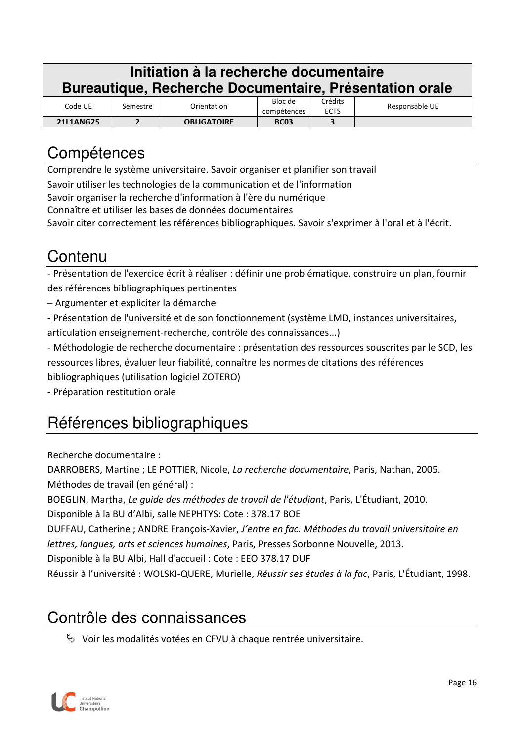| Initiation à la recherche documentaire<br>Bureautique, Recherche Documentaire, Présentation orale | | | | | |
|---|---|---|---|---|---|
| Code UE | Semestre | Orientation | Bloc de compétences | Crédits ECTS | Responsable UE |
| **21L1ANG25** | **2** | **OBLIGATOIRE** | **BC03** | **3** | |

# Compétences

Comprendre le système universitaire. Savoir organiser et planifier son travail

Savoir utiliser les technologies de la communication et de l'information

Savoir organiser la recherche d'information à l'ère du numérique

Connaître et utiliser les bases de données documentaires

Savoir citer correctement les références bibliographiques. Savoir s'exprimer à l'oral et à l'écrit.

# Contenu

- Présentation de l'exercice écrit à réaliser : définir une problématique, construire un plan, fournir des références bibliographiques pertinentes
– Argumenter et expliciter la démarche
- Présentation de l'université et de son fonctionnement (système LMD, instances universitaires, articulation enseignement-recherche, contrôle des connaissances...)
- Méthodologie de recherche documentaire : présentation des ressources souscrites par le SCD, les ressources libres, évaluer leur fiabilité, connaître les normes de citations des références bibliographiques (utilisation logiciel ZOTERO)
- Préparation restitution orale

# Références bibliographiques

Recherche documentaire :

DARROBERS, Martine ; LE POTTIER, Nicole, *La recherche documentaire*, Paris, Nathan, 2005.

Méthodes de travail (en général) :

BOEGLIN, Martha, *Le guide des méthodes de travail de l'étudiant*, Paris, L'Étudiant, 2010.

Disponible à la BU d'Albi, salle NEPHTYS: Cote : 378.17 BOE

DUFFAU, Catherine ; ANDRE François-Xavier, *J'entre en fac. Méthodes du travail universitaire en lettres, langues, arts et sciences humaines*, Paris, Presses Sorbonne Nouvelle, 2013.

Disponible à la BU Albi, Hall d'accueil : Cote : EEO 378.17 DUF

Réussir à l'université : WOLSKI-QUERE, Murielle, *Réussir ses études à la fac*, Paris, L'Étudiant, 1998.

# Contrôle des connaissances

- Voir les modalités votées en CFVU à chaque rentrée universitaire.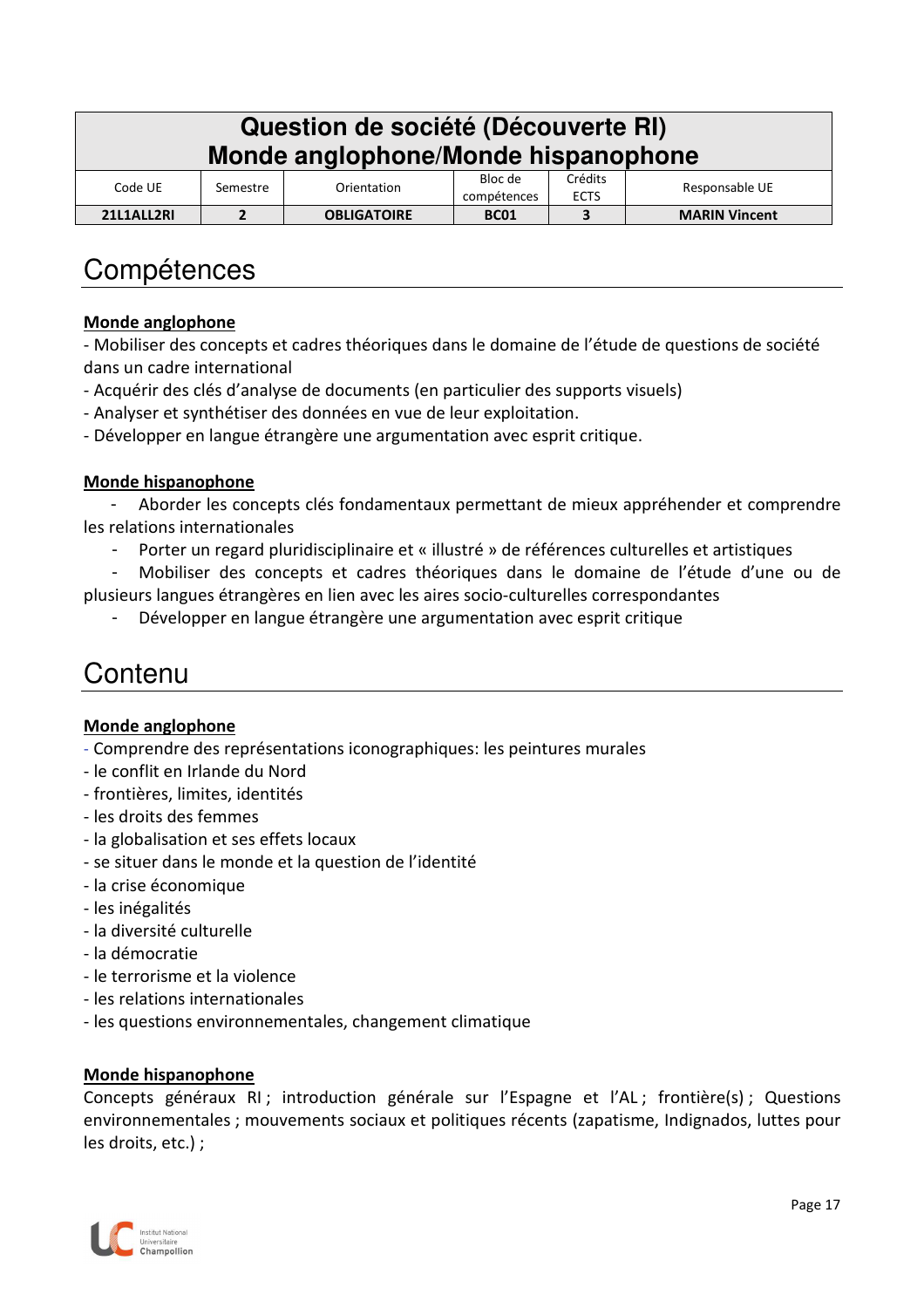# Question de société (Découverte RI)
# Monde anglophone/Monde hispanophone

| Code UE | Semestre | Orientation | Bloc de compétences | Crédits ECTS | Responsable UE |
|---|---|---|---|---|---|
| **21L1ALL2RI** | **2** | **OBLIGATOIRE** | **BC01** | **3** | **MARIN Vincent** |

## Compétences

**Monde anglophone**

- Mobiliser des concepts et cadres théoriques dans le domaine de l'étude de questions de société dans un cadre international
- Acquérir des clés d'analyse de documents (en particulier des supports visuels)
- Analyser et synthétiser des données en vue de leur exploitation.
- Développer en langue étrangère une argumentation avec esprit critique.

**Monde hispanophone**

- Aborder les concepts clés fondamentaux permettant de mieux appréhender et comprendre les relations internationales
- Porter un regard pluridisciplinaire et « illustré » de références culturelles et artistiques
- Mobiliser des concepts et cadres théoriques dans le domaine de l'étude d'une ou de plusieurs langues étrangères en lien avec les aires socio-culturelles correspondantes
- Développer en langue étrangère une argumentation avec esprit critique

## Contenu

**Monde anglophone**

- Comprendre des représentations iconographiques: les peintures murales
- le conflit en Irlande du Nord
- frontières, limites, identités
- les droits des femmes
- la globalisation et ses effets locaux
- se situer dans le monde et la question de l'identité
- la crise économique
- les inégalités
- la diversité culturelle
- la démocratie
- le terrorisme et la violence
- les relations internationales
- les questions environnementales, changement climatique

**Monde hispanophone**

Concepts généraux RI ; introduction générale sur l'Espagne et l'AL ; frontière(s) ; Questions environnementales ; mouvements sociaux et politiques récents (zapatisme, Indignados, luttes pour les droits, etc.) ;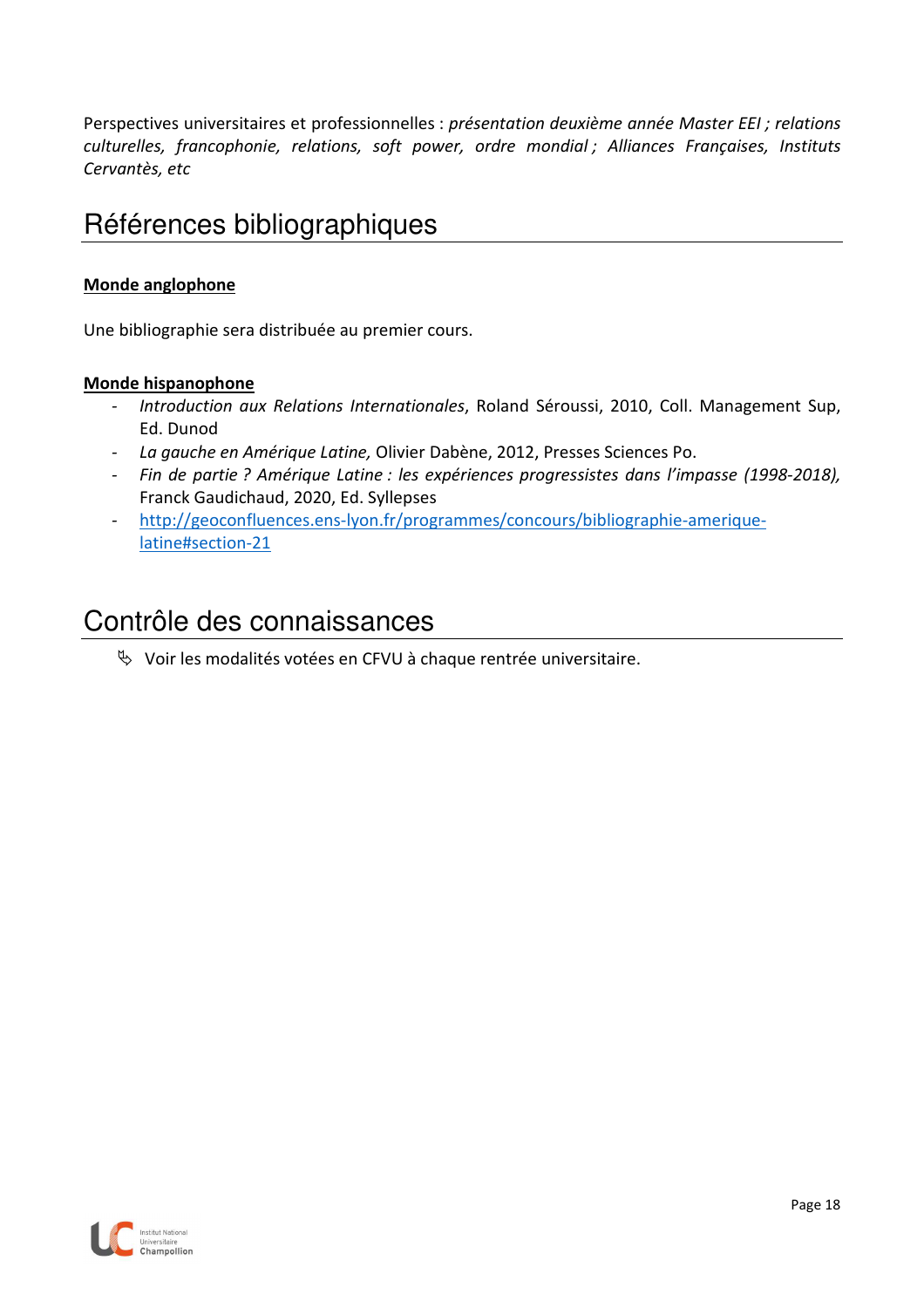Perspectives universitaires et professionnelles : *présentation deuxième année Master EEI ; relations culturelles, francophonie, relations, soft power, ordre mondial ; Alliances Françaises, Instituts Cervantès, etc*

# Références bibliographiques

**Monde anglophone**

Une bibliographie sera distribuée au premier cours.

**Monde hispanophone**

- *Introduction aux Relations Internationales*, Roland Séroussi, 2010, Coll. Management Sup, Ed. Dunod
- *La gauche en Amérique Latine,* Olivier Dabène, 2012, Presses Sciences Po.
- *Fin de partie ? Amérique Latine : les expériences progressistes dans l'impasse (1998-2018),* Franck Gaudichaud, 2020, Ed. Syllepses
- http://geoconfluences.ens-lyon.fr/programmes/concours/bibliographie-amerique-latine#section-21

# Contrôle des connaissances

- Voir les modalités votées en CFVU à chaque rentrée universitaire.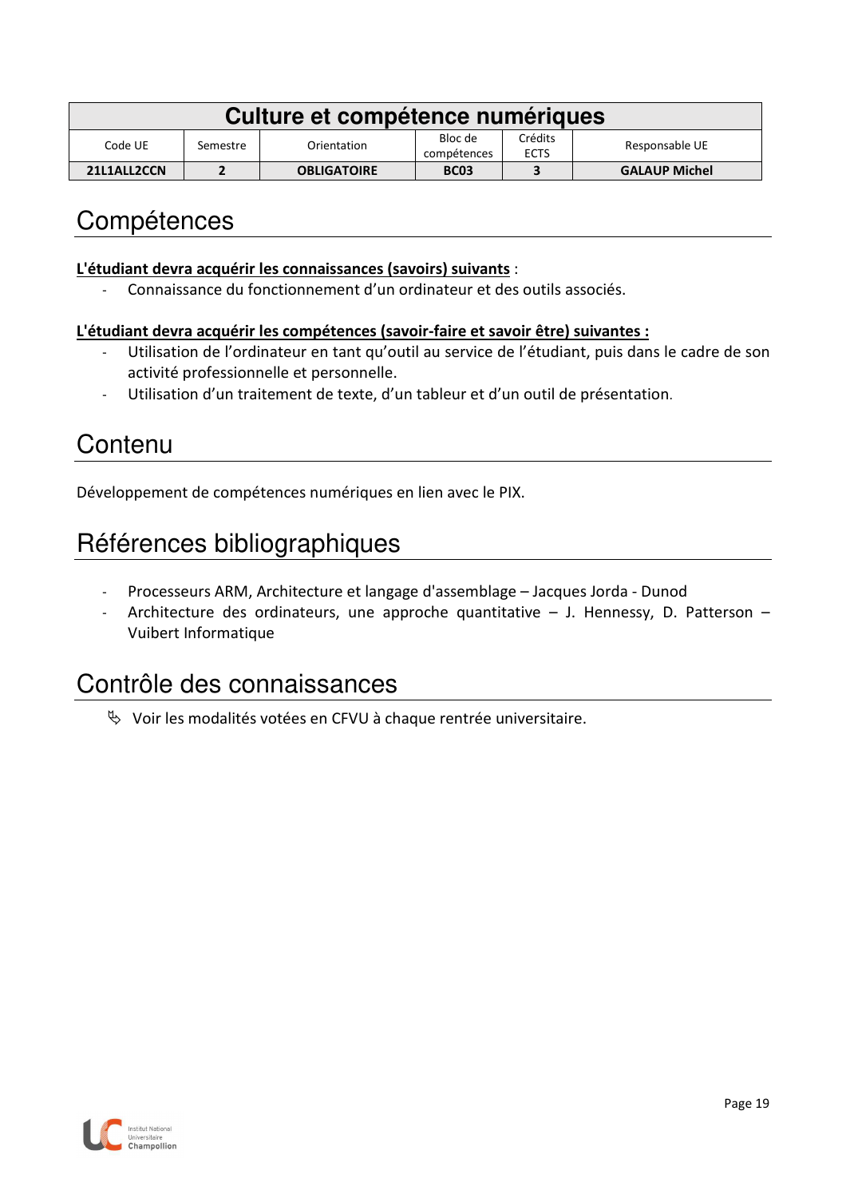| Culture et compétence numériques | | | | | |
|---|---|---|---|---|---|
| Code UE | Semestre | Orientation | Bloc de compétences | Crédits ECTS | Responsable UE |
| **21L1ALL2CCN** | **2** | **OBLIGATOIRE** | **BC03** | **3** | **GALAUP Michel** |

# Compétences

**L'étudiant devra acquérir les connaissances (savoirs) suivants** :

- Connaissance du fonctionnement d'un ordinateur et des outils associés.

**L'étudiant devra acquérir les compétences (savoir-faire et savoir être) suivantes :**

- Utilisation de l'ordinateur en tant qu'outil au service de l'étudiant, puis dans le cadre de son activité professionnelle et personnelle.
- Utilisation d'un traitement de texte, d'un tableur et d'un outil de présentation.

# Contenu

Développement de compétences numériques en lien avec le PIX.

# Références bibliographiques

- Processeurs ARM, Architecture et langage d'assemblage – Jacques Jorda - Dunod
- Architecture des ordinateurs, une approche quantitative – J. Hennessy, D. Patterson – Vuibert Informatique

# Contrôle des connaissances

- Voir les modalités votées en CFVU à chaque rentrée universitaire.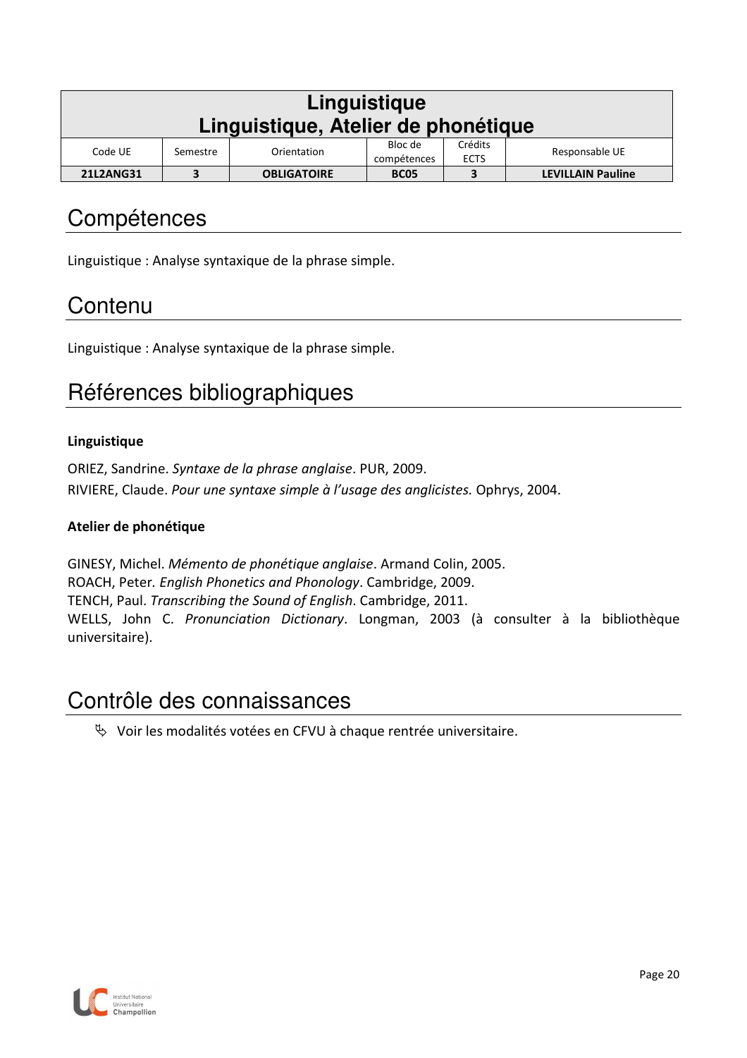| Linguistique<br>Linguistique, Atelier de phonétique | | | | | |
|---|---|---|---|---|---|
| Code UE | Semestre | Orientation | Bloc de compétences | Crédits ECTS | Responsable UE |
| **21L2ANG31** | **3** | **OBLIGATOIRE** | **BC05** | **3** | **LEVILLAIN Pauline** |

# Compétences

Linguistique : Analyse syntaxique de la phrase simple.

# Contenu

Linguistique : Analyse syntaxique de la phrase simple.

# Références bibliographiques

**Linguistique**

ORIEZ, Sandrine. *Syntaxe de la phrase anglaise*. PUR, 2009.
RIVIERE, Claude. *Pour une syntaxe simple à l'usage des anglicistes.* Ophrys, 2004.

**Atelier de phonétique**

GINESY, Michel. *Mémento de phonétique anglaise*. Armand Colin, 2005.
ROACH, Peter. *English Phonetics and Phonology*. Cambridge, 2009.
TENCH, Paul. *Transcribing the Sound of English*. Cambridge, 2011.
WELLS, John C. *Pronunciation Dictionary*. Longman, 2003 (à consulter à la bibliothèque universitaire).

# Contrôle des connaissances

- Voir les modalités votées en CFVU à chaque rentrée universitaire.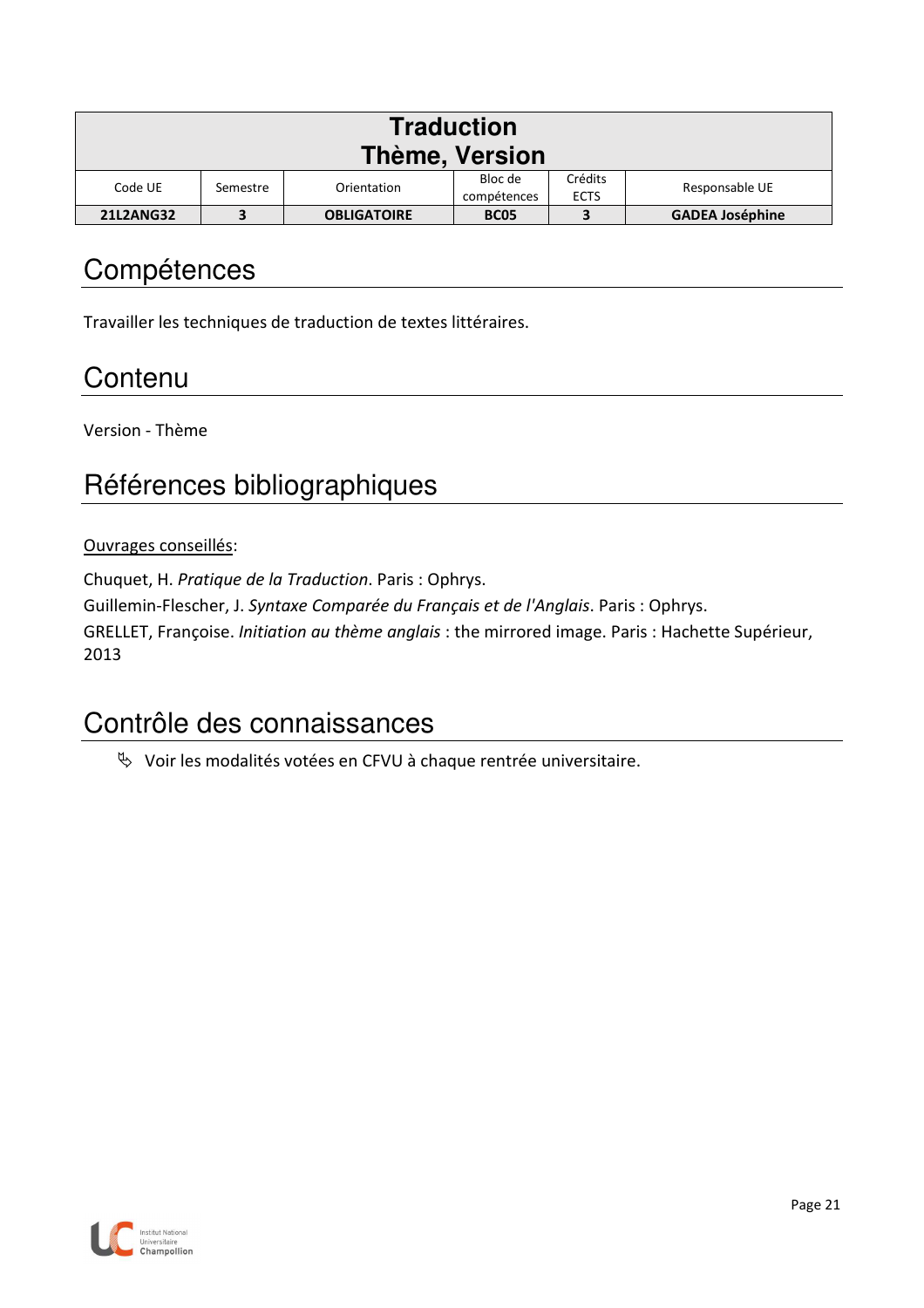| Traduction<br>Thème, Version | | | | | |
|---|---|---|---|---|---|
| Code UE | Semestre | Orientation | Bloc de compétences | Crédits ECTS | Responsable UE |
| **21L2ANG32** | **3** | **OBLIGATOIRE** | **BC05** | **3** | **GADEA Joséphine** |

# Compétences

Travailler les techniques de traduction de textes littéraires.

# Contenu

Version - Thème

# Références bibliographiques

<u>Ouvrages conseillés</u>:

Chuquet, H. *Pratique de la Traduction*. Paris : Ophrys.
Guillemin-Flescher, J. *Syntaxe Comparée du Français et de l'Anglais*. Paris : Ophrys.
GRELLET, Françoise. *Initiation au thème anglais* : the mirrored image. Paris : Hachette Supérieur, 2013

# Contrôle des connaissances

- Voir les modalités votées en CFVU à chaque rentrée universitaire.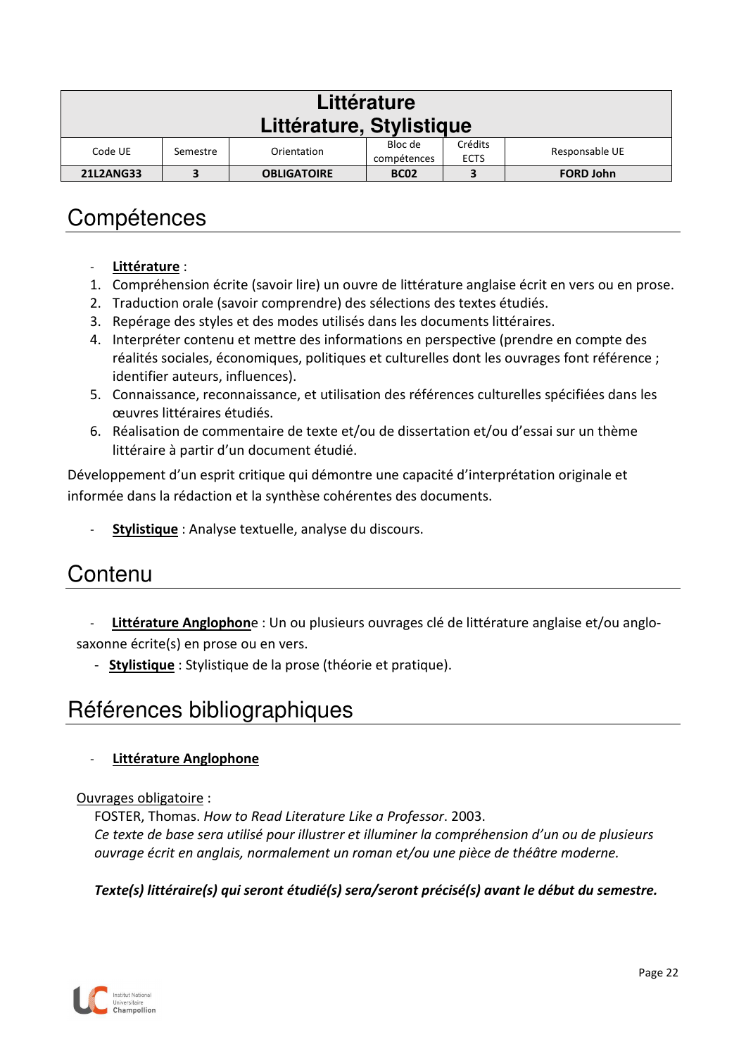| Littérature<br>Littérature, Stylistique | | | | | |
|---|---|---|---|---|---|
| Code UE | Semestre | Orientation | Bloc de compétences | Crédits ECTS | Responsable UE |
| **21L2ANG33** | **3** | **OBLIGATOIRE** | **BC02** | **3** | **FORD John** |

## Compétences

- **Littérature** :

1. Compréhension écrite (savoir lire) un ouvre de littérature anglaise écrit en vers ou en prose.
2. Traduction orale (savoir comprendre) des sélections des textes étudiés.
3. Repérage des styles et des modes utilisés dans les documents littéraires.
4. Interpréter contenu et mettre des informations en perspective (prendre en compte des réalités sociales, économiques, politiques et culturelles dont les ouvrages font référence ; identifier auteurs, influences).
5. Connaissance, reconnaissance, et utilisation des références culturelles spécifiées dans les œuvres littéraires étudiés.
6. Réalisation de commentaire de texte et/ou de dissertation et/ou d'essai sur un thème littéraire à partir d'un document étudié.

Développement d'un esprit critique qui démontre une capacité d'interprétation originale et informée dans la rédaction et la synthèse cohérentes des documents.

- **Stylistique** : Analyse textuelle, analyse du discours.

## Contenu

- **Littérature Anglophon**e : Un ou plusieurs ouvrages clé de littérature anglaise et/ou anglo-saxonne écrite(s) en prose ou en vers.
- **Stylistique** : Stylistique de la prose (théorie et pratique).

## Références bibliographiques

- **Littérature Anglophone**

Ouvrages obligatoire :

FOSTER, Thomas. *How to Read Literature Like a Professor*. 2003.
*Ce texte de base sera utilisé pour illustrer et illuminer la compréhension d'un ou de plusieurs ouvrage écrit en anglais, normalement un roman et/ou une pièce de théâtre moderne.*

***Texte(s) littéraire(s) qui seront étudié(s) sera/seront précisé(s) avant le début du semestre.***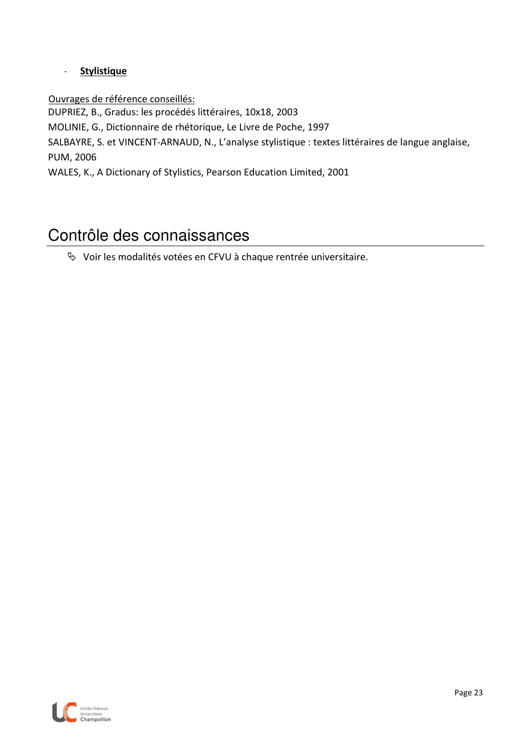- **Stylistique**

Ouvrages de référence conseillés:
DUPRIEZ, B., Gradus: les procédés littéraires, 10x18, 2003
MOLINIE, G., Dictionnaire de rhétorique, Le Livre de Poche, 1997
SALBAYRE, S. et VINCENT-ARNAUD, N., L'analyse stylistique : textes littéraires de langue anglaise, PUM, 2006
WALES, K., A Dictionary of Stylistics, Pearson Education Limited, 2001

# Contrôle des connaissances

- Voir les modalités votées en CFVU à chaque rentrée universitaire.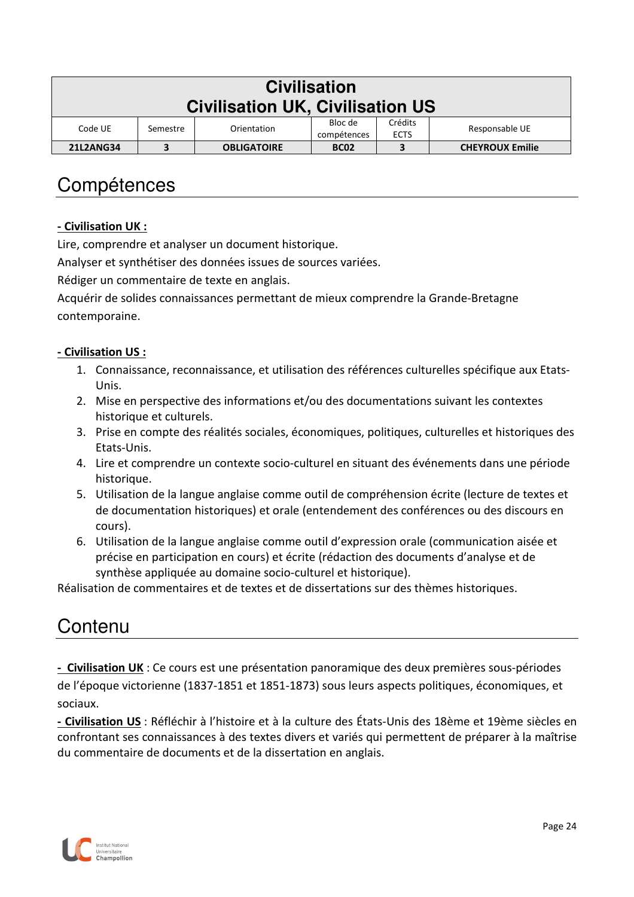| Civilisation<br>Civilisation UK, Civilisation US | | | | | |
|---|---|---|---|---|---|
| Code UE | Semestre | Orientation | Bloc de compétences | Crédits ECTS | Responsable UE |
| **21L2ANG34** | **3** | **OBLIGATOIRE** | **BC02** | **3** | **CHEYROUX Emilie** |

# Compétences

**- Civilisation UK :**

Lire, comprendre et analyser un document historique.

Analyser et synthétiser des données issues de sources variées.

Rédiger un commentaire de texte en anglais.

Acquérir de solides connaissances permettant de mieux comprendre la Grande-Bretagne contemporaine.

**- Civilisation US :**

1. Connaissance, reconnaissance, et utilisation des références culturelles spécifique aux Etats-Unis.
2. Mise en perspective des informations et/ou des documentations suivant les contextes historique et culturels.
3. Prise en compte des réalités sociales, économiques, politiques, culturelles et historiques des Etats-Unis.
4. Lire et comprendre un contexte socio-culturel en situant des événements dans une période historique.
5. Utilisation de la langue anglaise comme outil de compréhension écrite (lecture de textes et de documentation historiques) et orale (entendement des conférences ou des discours en cours).
6. Utilisation de la langue anglaise comme outil d'expression orale (communication aisée et précise en participation en cours) et écrite (rédaction des documents d'analyse et de synthèse appliquée au domaine socio-culturel et historique).

Réalisation de commentaires et de textes et de dissertations sur des thèmes historiques.

# Contenu

**- Civilisation UK** : Ce cours est une présentation panoramique des deux premières sous-périodes de l'époque victorienne (1837-1851 et 1851-1873) sous leurs aspects politiques, économiques, et sociaux.

**- Civilisation US** : Réfléchir à l'histoire et à la culture des États-Unis des 18ème et 19ème siècles en confrontant ses connaissances à des textes divers et variés qui permettent de préparer à la maîtrise du commentaire de documents et de la dissertation en anglais.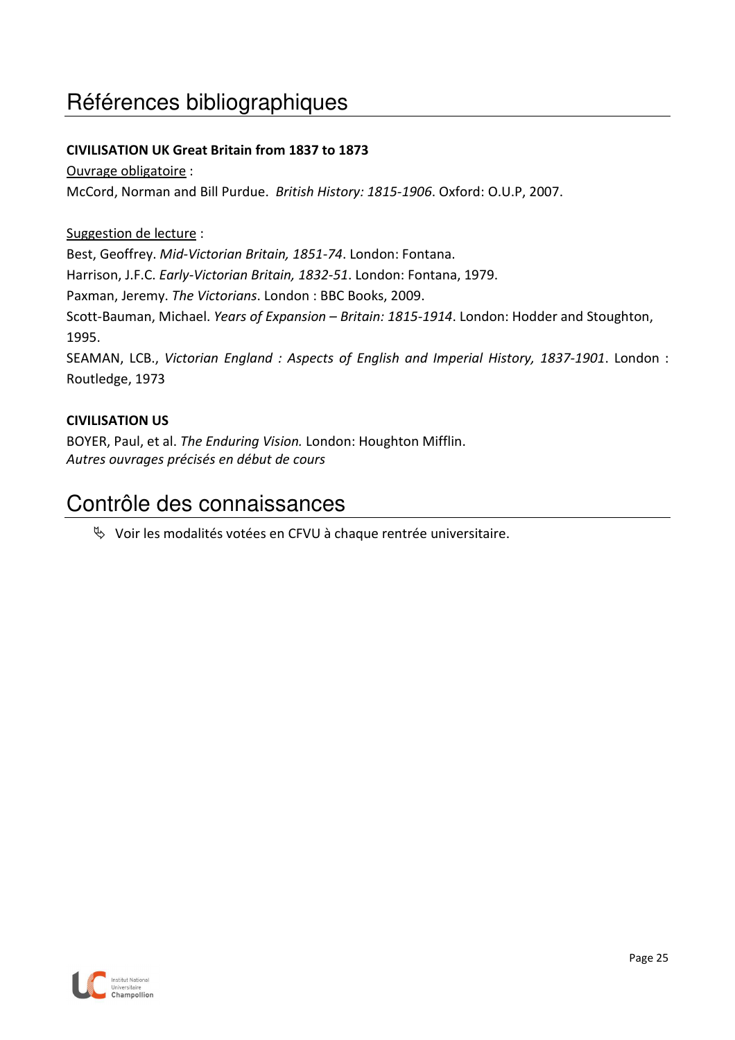# Références bibliographiques

**CIVILISATION UK Great Britain from 1837 to 1873**

Ouvrage obligatoire :

McCord, Norman and Bill Purdue. *British History: 1815-1906*. Oxford: O.U.P, 2007.

Suggestion de lecture :

Best, Geoffrey. *Mid-Victorian Britain, 1851-74*. London: Fontana.

Harrison, J.F.C. *Early-Victorian Britain, 1832-51*. London: Fontana, 1979.

Paxman, Jeremy. *The Victorians*. London : BBC Books, 2009.

Scott-Bauman, Michael. *Years of Expansion – Britain: 1815-1914*. London: Hodder and Stoughton, 1995.

SEAMAN, LCB., *Victorian England : Aspects of English and Imperial History, 1837-1901*. London : Routledge, 1973

**CIVILISATION US**

BOYER, Paul, et al. *The Enduring Vision.* London: Houghton Mifflin.

*Autres ouvrages précisés en début de cours*

# Contrôle des connaissances

- Voir les modalités votées en CFVU à chaque rentrée universitaire.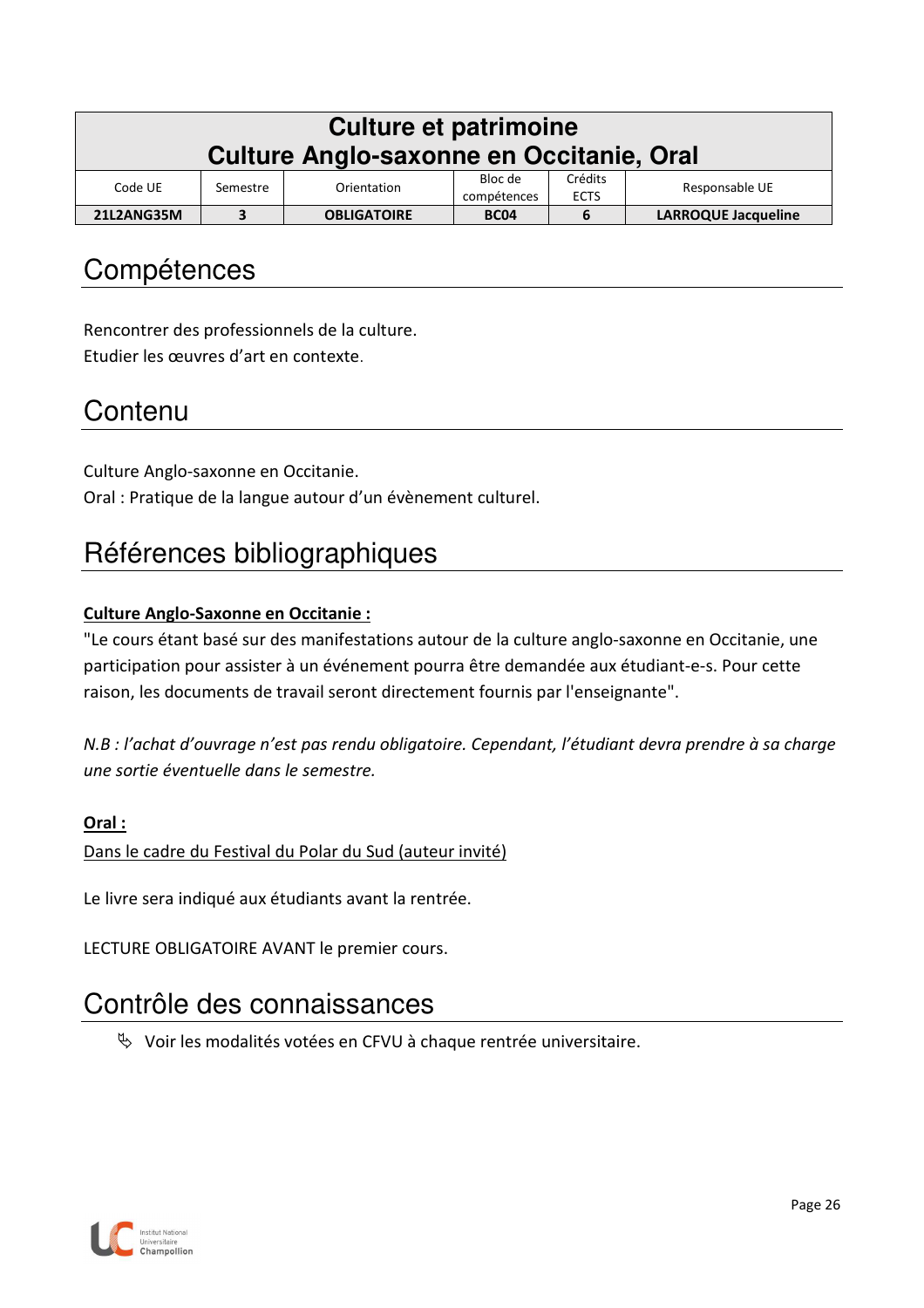| Culture et patrimoine<br>Culture Anglo-saxonne en Occitanie, Oral | | | | | |
|---|---|---|---|---|---|
| Code UE | Semestre | Orientation | Bloc de compétences | Crédits ECTS | Responsable UE |
| **21L2ANG35M** | **3** | **OBLIGATOIRE** | **BC04** | **6** | **LARROQUE Jacqueline** |

# Compétences

Rencontrer des professionnels de la culture.
Etudier les œuvres d'art en contexte.

# Contenu

Culture Anglo-saxonne en Occitanie.
Oral : Pratique de la langue autour d'un évènement culturel.

# Références bibliographiques

**Culture Anglo-Saxonne en Occitanie :**
"Le cours étant basé sur des manifestations autour de la culture anglo-saxonne en Occitanie, une participation pour assister à un événement pourra être demandée aux étudiant-e-s. Pour cette raison, les documents de travail seront directement fournis par l'enseignante".

*N.B : l'achat d'ouvrage n'est pas rendu obligatoire. Cependant, l'étudiant devra prendre à sa charge une sortie éventuelle dans le semestre.*

**Oral :**
Dans le cadre du Festival du Polar du Sud (auteur invité)

Le livre sera indiqué aux étudiants avant la rentrée.

LECTURE OBLIGATOIRE AVANT le premier cours.

# Contrôle des connaissances

- Voir les modalités votées en CFVU à chaque rentrée universitaire.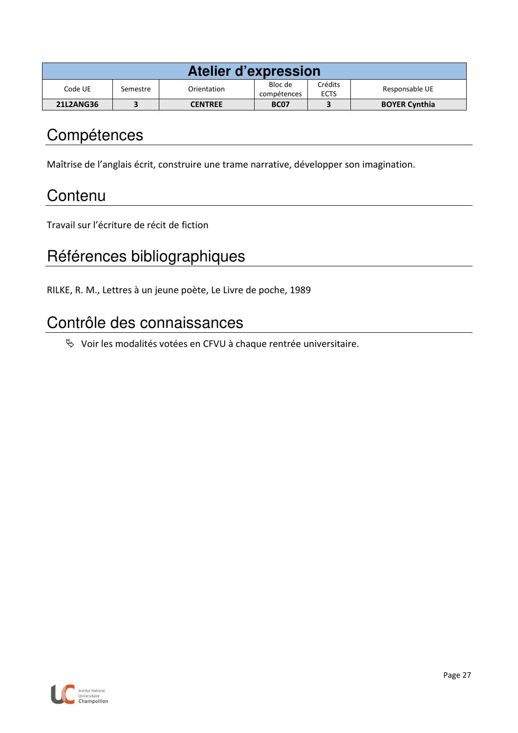| Atelier d'expression | | | | | |
|---|---|---|---|---|---|
| Code UE | Semestre | Orientation | Bloc de compétences | Crédits ECTS | Responsable UE |
| **21L2ANG36** | **3** | **CENTREE** | **BC07** | **3** | **BOYER Cynthia** |

## Compétences

Maîtrise de l'anglais écrit, construire une trame narrative, développer son imagination.

## Contenu

Travail sur l'écriture de récit de fiction

## Références bibliographiques

RILKE, R. M., Lettres à un jeune poète, Le Livre de poche, 1989

## Contrôle des connaissances

- Voir les modalités votées en CFVU à chaque rentrée universitaire.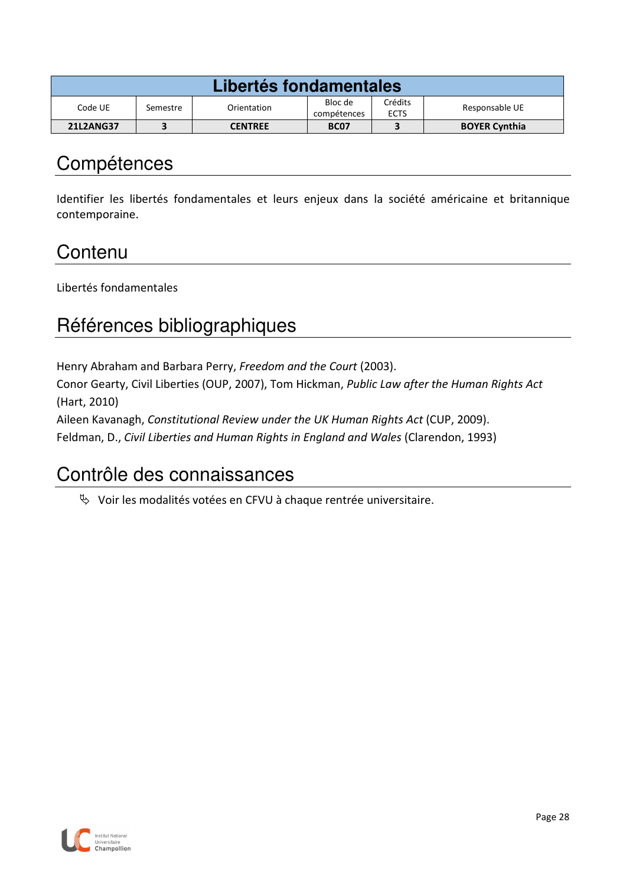| Libertés fondamentales | | | | | |
|---|---|---|---|---|---|
| Code UE | Semestre | Orientation | Bloc de compétences | Crédits ECTS | Responsable UE |
| **21L2ANG37** | **3** | **CENTREE** | **BC07** | **3** | **BOYER Cynthia** |

# Compétences

Identifier les libertés fondamentales et leurs enjeux dans la société américaine et britannique contemporaine.

# Contenu

Libertés fondamentales

# Références bibliographiques

Henry Abraham and Barbara Perry, *Freedom and the Court* (2003).
Conor Gearty, Civil Liberties (OUP, 2007), Tom Hickman, *Public Law after the Human Rights Act* (Hart, 2010)
Aileen Kavanagh, *Constitutional Review under the UK Human Rights Act* (CUP, 2009).
Feldman, D., *Civil Liberties and Human Rights in England and Wales* (Clarendon, 1993)

# Contrôle des connaissances

- Voir les modalités votées en CFVU à chaque rentrée universitaire.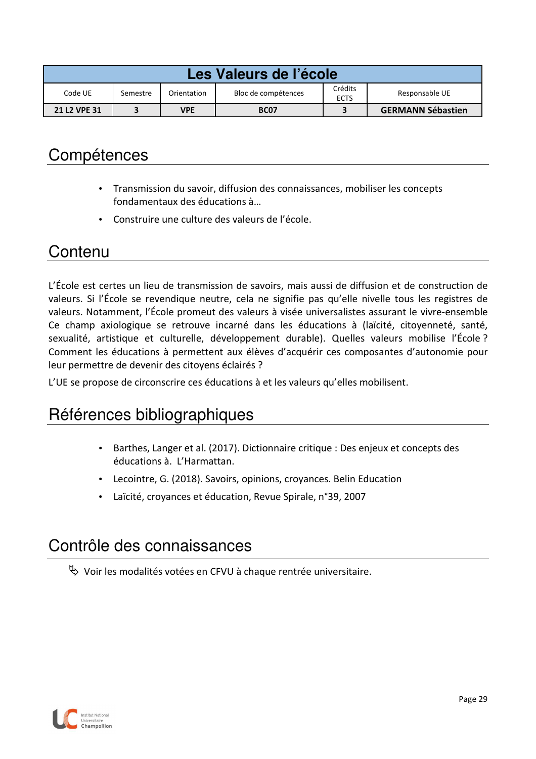| Les Valeurs de l'école | | | | | |
|---|---|---|---|---|---|
| Code UE | Semestre | Orientation | Bloc de compétences | Crédits ECTS | Responsable UE |
| **21 L2 VPE 31** | **3** | **VPE** | **BC07** | **3** | **GERMANN Sébastien** |

# Compétences

- Transmission du savoir, diffusion des connaissances, mobiliser les concepts fondamentaux des éducations à…
- Construire une culture des valeurs de l'école.

# Contenu

L'École est certes un lieu de transmission de savoirs, mais aussi de diffusion et de construction de valeurs. Si l'École se revendique neutre, cela ne signifie pas qu'elle nivelle tous les registres de valeurs. Notamment, l'École promeut des valeurs à visée universalistes assurant le vivre-ensemble Ce champ axiologique se retrouve incarné dans les éducations à (laïcité, citoyenneté, santé, sexualité, artistique et culturelle, développement durable). Quelles valeurs mobilise l'École ? Comment les éducations à permettent aux élèves d'acquérir ces composantes d'autonomie pour leur permettre de devenir des citoyens éclairés ?

L'UE se propose de circonscrire ces éducations à et les valeurs qu'elles mobilisent.

# Références bibliographiques

- Barthes, Langer et al. (2017). Dictionnaire critique : Des enjeux et concepts des éducations à. L'Harmattan.
- Lecointre, G. (2018). Savoirs, opinions, croyances. Belin Education
- Laïcité, croyances et éducation, Revue Spirale, n°39, 2007

# Contrôle des connaissances

↳ Voir les modalités votées en CFVU à chaque rentrée universitaire.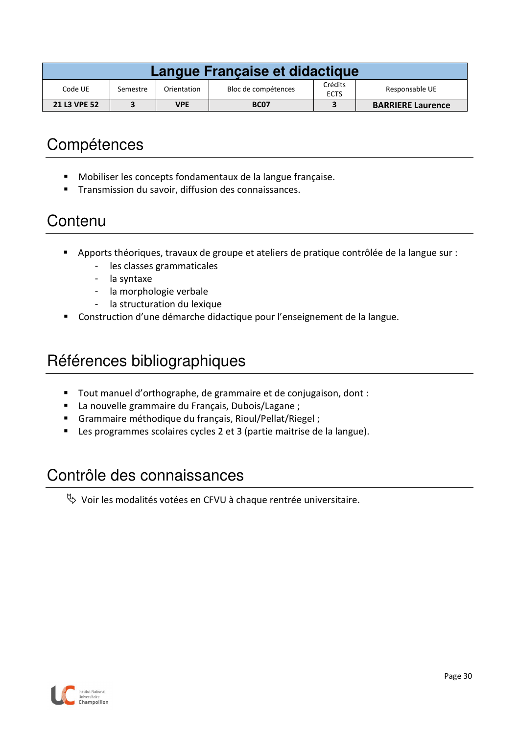| Langue Française et didactique | | | | | |
|---|---|---|---|---|---|
| Code UE | Semestre | Orientation | Bloc de compétences | Crédits ECTS | Responsable UE |
| **21 L3 VPE 52** | **3** | **VPE** | **BC07** | **3** | **BARRIERE Laurence** |

# Compétences

- Mobiliser les concepts fondamentaux de la langue française.
- Transmission du savoir, diffusion des connaissances.

# Contenu

- Apports théoriques, travaux de groupe et ateliers de pratique contrôlée de la langue sur :
  - les classes grammaticales
  - la syntaxe
  - la morphologie verbale
  - la structuration du lexique
- Construction d'une démarche didactique pour l'enseignement de la langue.

# Références bibliographiques

- Tout manuel d'orthographe, de grammaire et de conjugaison, dont :
- La nouvelle grammaire du Français, Dubois/Lagane ;
- Grammaire méthodique du français, Rioul/Pellat/Riegel ;
- Les programmes scolaires cycles 2 et 3 (partie maitrise de la langue).

# Contrôle des connaissances

↳ Voir les modalités votées en CFVU à chaque rentrée universitaire.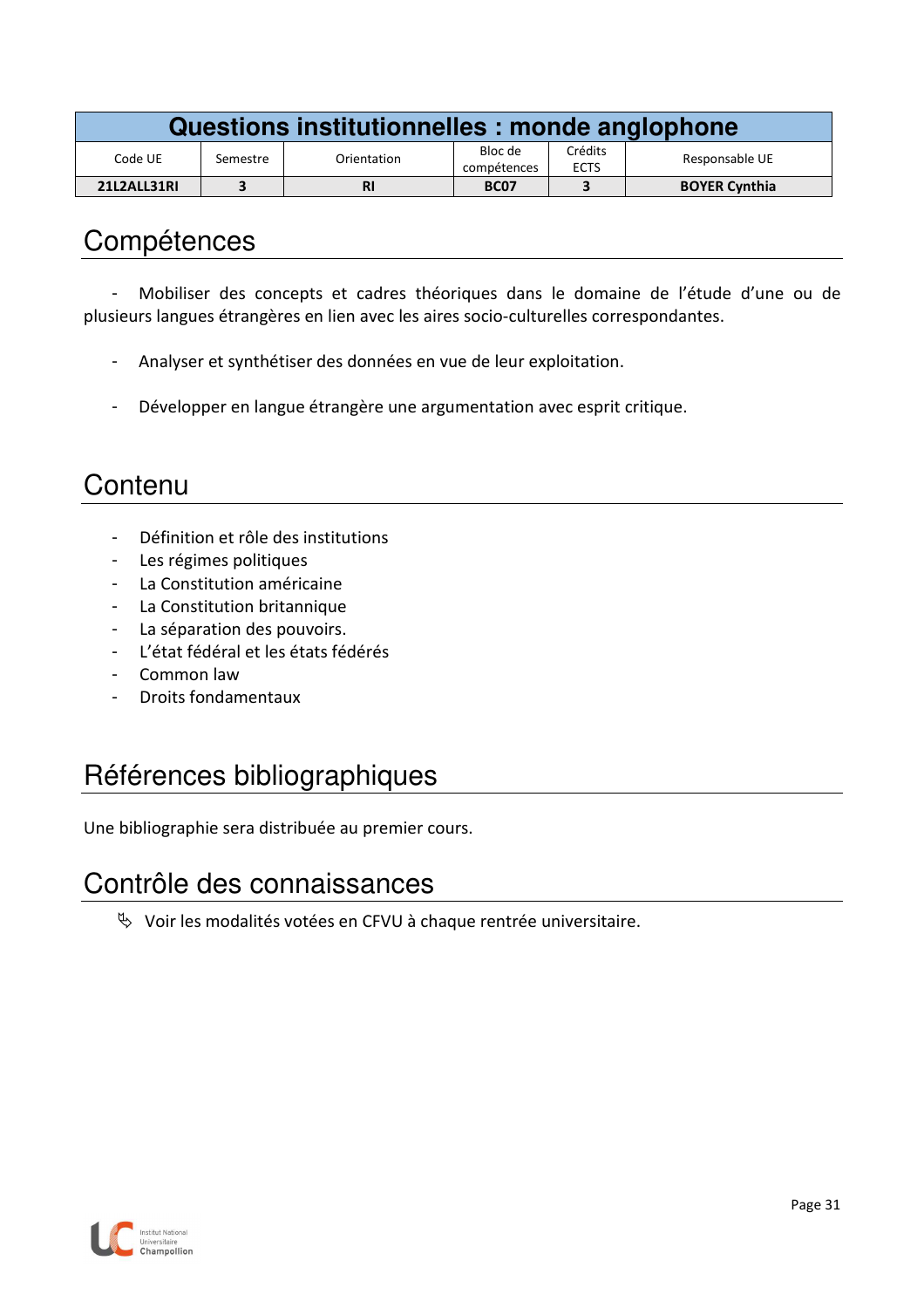| Questions institutionnelles : monde anglophone | | | | | |
|---|---|---|---|---|---|
| Code UE | Semestre | Orientation | Bloc de compétences | Crédits ECTS | Responsable UE |
| **21L2ALL31RI** | **3** | **RI** | **BC07** | **3** | **BOYER Cynthia** |

# Compétences

- Mobiliser des concepts et cadres théoriques dans le domaine de l'étude d'une ou de plusieurs langues étrangères en lien avec les aires socio-culturelles correspondantes.

- Analyser et synthétiser des données en vue de leur exploitation.

- Développer en langue étrangère une argumentation avec esprit critique.

# Contenu

- Définition et rôle des institutions
- Les régimes politiques
- La Constitution américaine
- La Constitution britannique
- La séparation des pouvoirs.
- L'état fédéral et les états fédérés
- Common law
- Droits fondamentaux

# Références bibliographiques

Une bibliographie sera distribuée au premier cours.

# Contrôle des connaissances

- Voir les modalités votées en CFVU à chaque rentrée universitaire.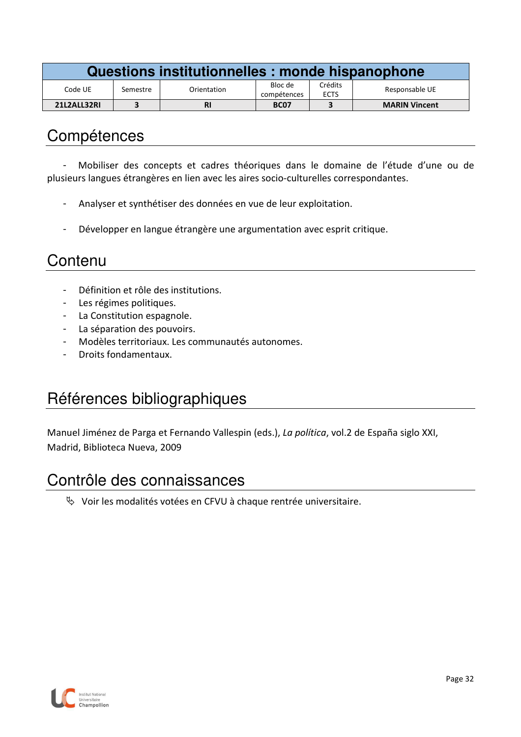| Questions institutionnelles : monde hispanophone | | | | | |
|---|---|---|---|---|---|
| Code UE | Semestre | Orientation | Bloc de compétences | Crédits ECTS | Responsable UE |
| **21L2ALL32RI** | **3** | **RI** | **BC07** | **3** | **MARIN Vincent** |

## Compétences

- Mobiliser des concepts et cadres théoriques dans le domaine de l'étude d'une ou de plusieurs langues étrangères en lien avec les aires socio-culturelles correspondantes.

- Analyser et synthétiser des données en vue de leur exploitation.

- Développer en langue étrangère une argumentation avec esprit critique.

## Contenu

- Définition et rôle des institutions.
- Les régimes politiques.
- La Constitution espagnole.
- La séparation des pouvoirs.
- Modèles territoriaux. Les communautés autonomes.
- Droits fondamentaux.

## Références bibliographiques

Manuel Jiménez de Parga et Fernando Vallespin (eds.), *La política*, vol.2 de España siglo XXI, Madrid, Biblioteca Nueva, 2009

## Contrôle des connaissances

- Voir les modalités votées en CFVU à chaque rentrée universitaire.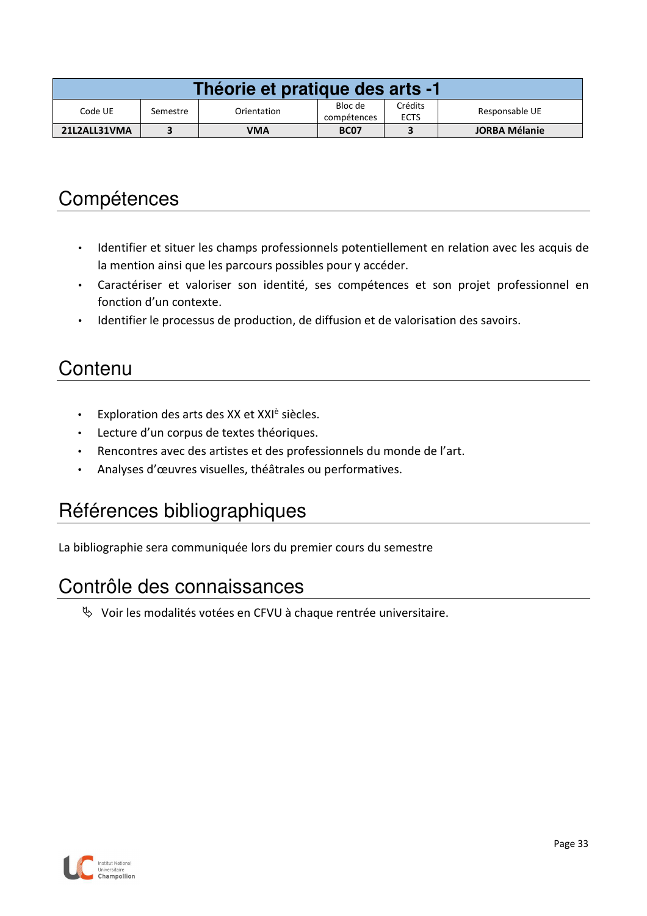| Théorie et pratique des arts -1 | | | | | |
|---|---|---|---|---|---|
| Code UE | Semestre | Orientation | Bloc de compétences | Crédits ECTS | Responsable UE |
| **21L2ALL31VMA** | **3** | **VMA** | **BC07** | **3** | **JORBA Mélanie** |

# Compétences

- Identifier et situer les champs professionnels potentiellement en relation avec les acquis de la mention ainsi que les parcours possibles pour y accéder.
- Caractériser et valoriser son identité, ses compétences et son projet professionnel en fonction d'un contexte.
- Identifier le processus de production, de diffusion et de valorisation des savoirs.

# Contenu

- Exploration des arts des XX et XXIè siècles.
- Lecture d'un corpus de textes théoriques.
- Rencontres avec des artistes et des professionnels du monde de l'art.
- Analyses d'œuvres visuelles, théâtrales ou performatives.

# Références bibliographiques

La bibliographie sera communiquée lors du premier cours du semestre

# Contrôle des connaissances

- Voir les modalités votées en CFVU à chaque rentrée universitaire.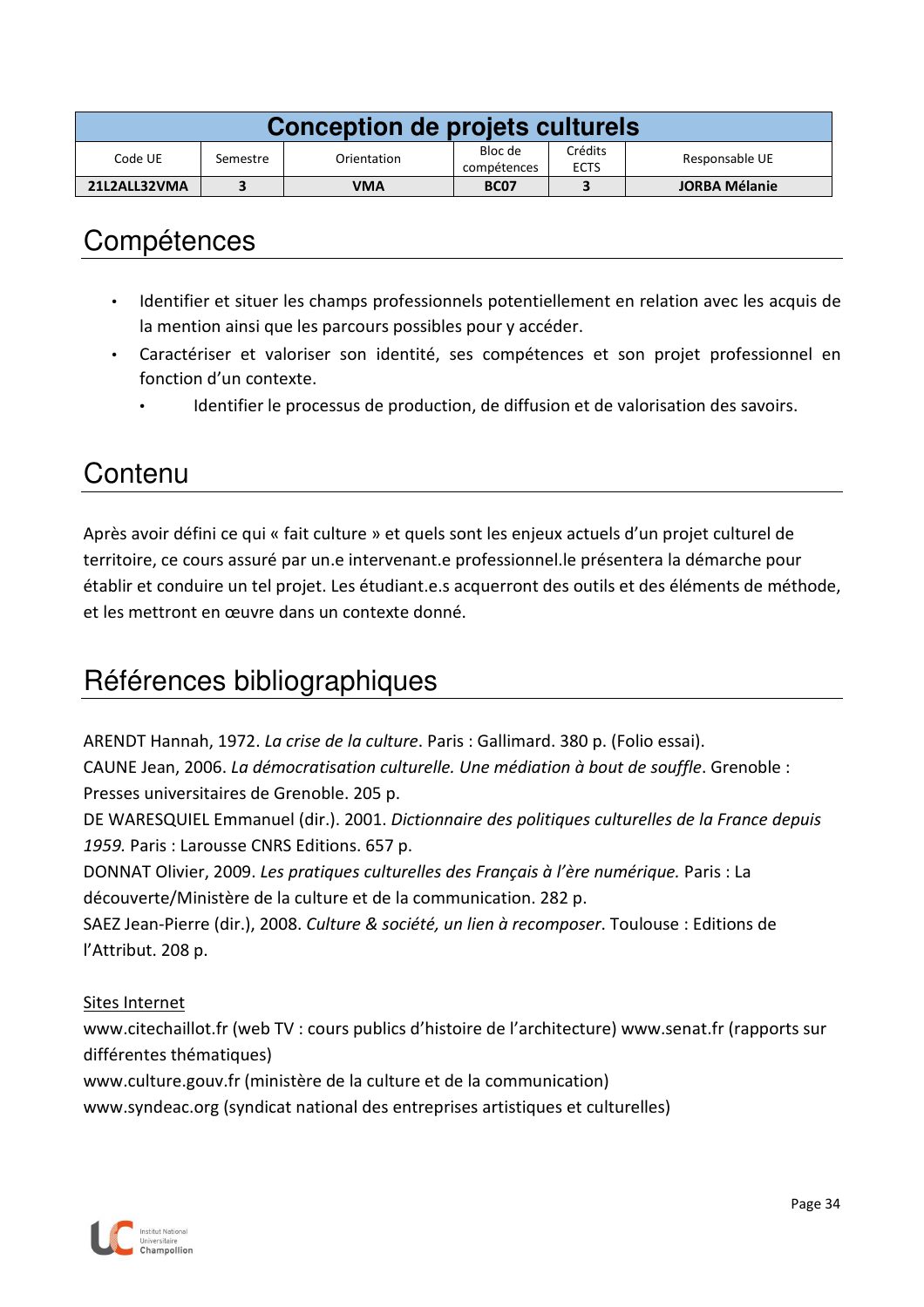| Conception de projets culturels | | | | | |
|---|---|---|---|---|---|
| Code UE | Semestre | Orientation | Bloc de compétences | Crédits ECTS | Responsable UE |
| **21L2ALL32VMA** | **3** | **VMA** | **BC07** | **3** | **JORBA Mélanie** |

# Compétences

- Identifier et situer les champs professionnels potentiellement en relation avec les acquis de la mention ainsi que les parcours possibles pour y accéder.
- Caractériser et valoriser son identité, ses compétences et son projet professionnel en fonction d'un contexte.
  - Identifier le processus de production, de diffusion et de valorisation des savoirs.

# Contenu

Après avoir défini ce qui « fait culture » et quels sont les enjeux actuels d'un projet culturel de territoire, ce cours assuré par un.e intervenant.e professionnel.le présentera la démarche pour établir et conduire un tel projet. Les étudiant.e.s acquerront des outils et des éléments de méthode, et les mettront en œuvre dans un contexte donné.

# Références bibliographiques

ARENDT Hannah, 1972. *La crise de la culture*. Paris : Gallimard. 380 p. (Folio essai).
CAUNE Jean, 2006. *La démocratisation culturelle. Une médiation à bout de souffle*. Grenoble : Presses universitaires de Grenoble. 205 p.
DE WARESQUIEL Emmanuel (dir.). 2001. *Dictionnaire des politiques culturelles de la France depuis 1959.* Paris : Larousse CNRS Editions. 657 p.
DONNAT Olivier, 2009. *Les pratiques culturelles des Français à l'ère numérique.* Paris : La découverte/Ministère de la culture et de la communication. 282 p.
SAEZ Jean-Pierre (dir.), 2008. *Culture & société, un lien à recomposer*. Toulouse : Editions de l'Attribut. 208 p.

Sites Internet
www.citechaillot.fr (web TV : cours publics d'histoire de l'architecture) www.senat.fr (rapports sur différentes thématiques)
www.culture.gouv.fr (ministère de la culture et de la communication)
www.syndeac.org (syndicat national des entreprises artistiques et culturelles)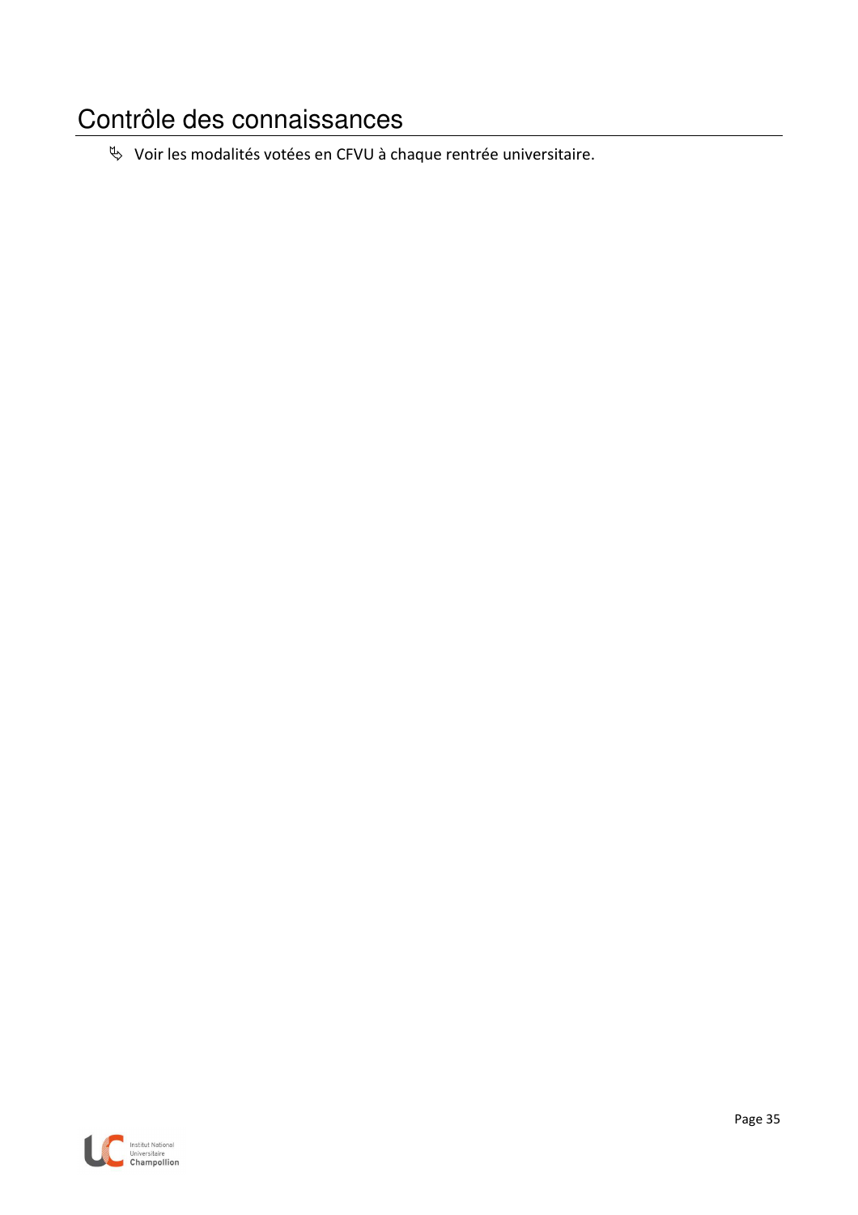# Contrôle des connaissances

- Voir les modalités votées en CFVU à chaque rentrée universitaire.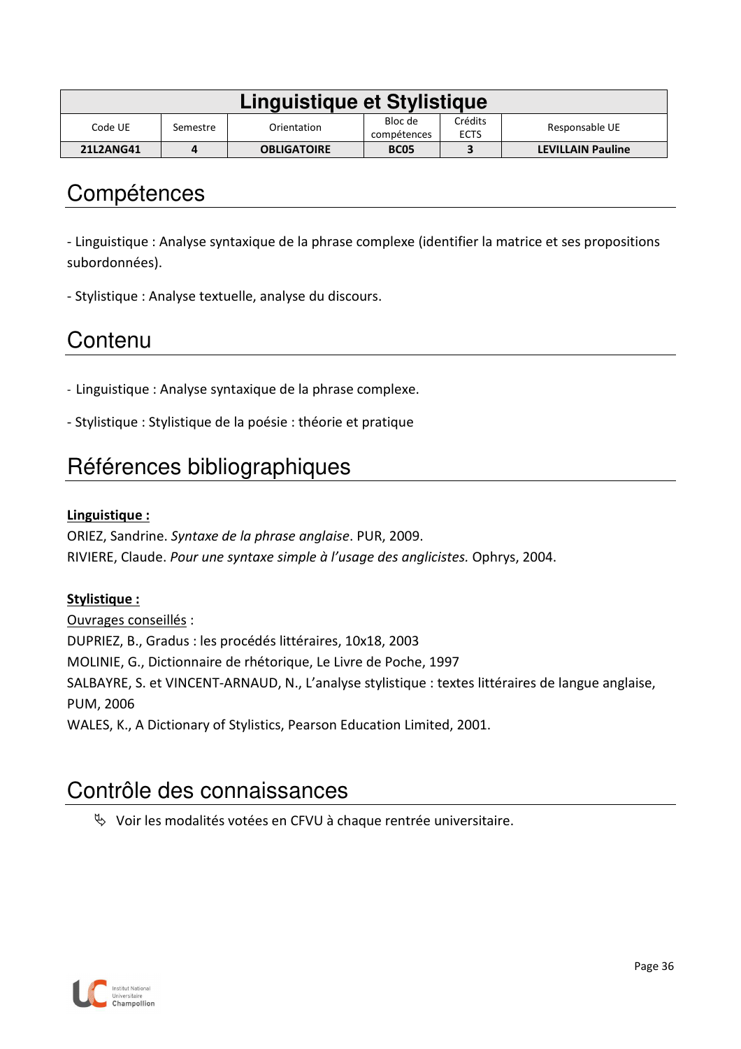| Linguistique et Stylistique | | | | | |
|---|---|---|---|---|---|
| Code UE | Semestre | Orientation | Bloc de compétences | Crédits ECTS | Responsable UE |
| **21L2ANG41** | **4** | **OBLIGATOIRE** | **BC05** | **3** | **LEVILLAIN Pauline** |

# Compétences

- Linguistique : Analyse syntaxique de la phrase complexe (identifier la matrice et ses propositions subordonnées).

- Stylistique : Analyse textuelle, analyse du discours.

# Contenu

- Linguistique : Analyse syntaxique de la phrase complexe.

- Stylistique : Stylistique de la poésie : théorie et pratique

# Références bibliographiques

**Linguistique :**

ORIEZ, Sandrine. *Syntaxe de la phrase anglaise*. PUR, 2009.
RIVIERE, Claude. *Pour une syntaxe simple à l'usage des anglicistes.* Ophrys, 2004.

**Stylistique :**

Ouvrages conseillés :
DUPRIEZ, B., Gradus : les procédés littéraires, 10x18, 2003
MOLINIE, G., Dictionnaire de rhétorique, Le Livre de Poche, 1997
SALBAYRE, S. et VINCENT-ARNAUD, N., L'analyse stylistique : textes littéraires de langue anglaise, PUM, 2006
WALES, K., A Dictionary of Stylistics, Pearson Education Limited, 2001.

# Contrôle des connaissances

- Voir les modalités votées en CFVU à chaque rentrée universitaire.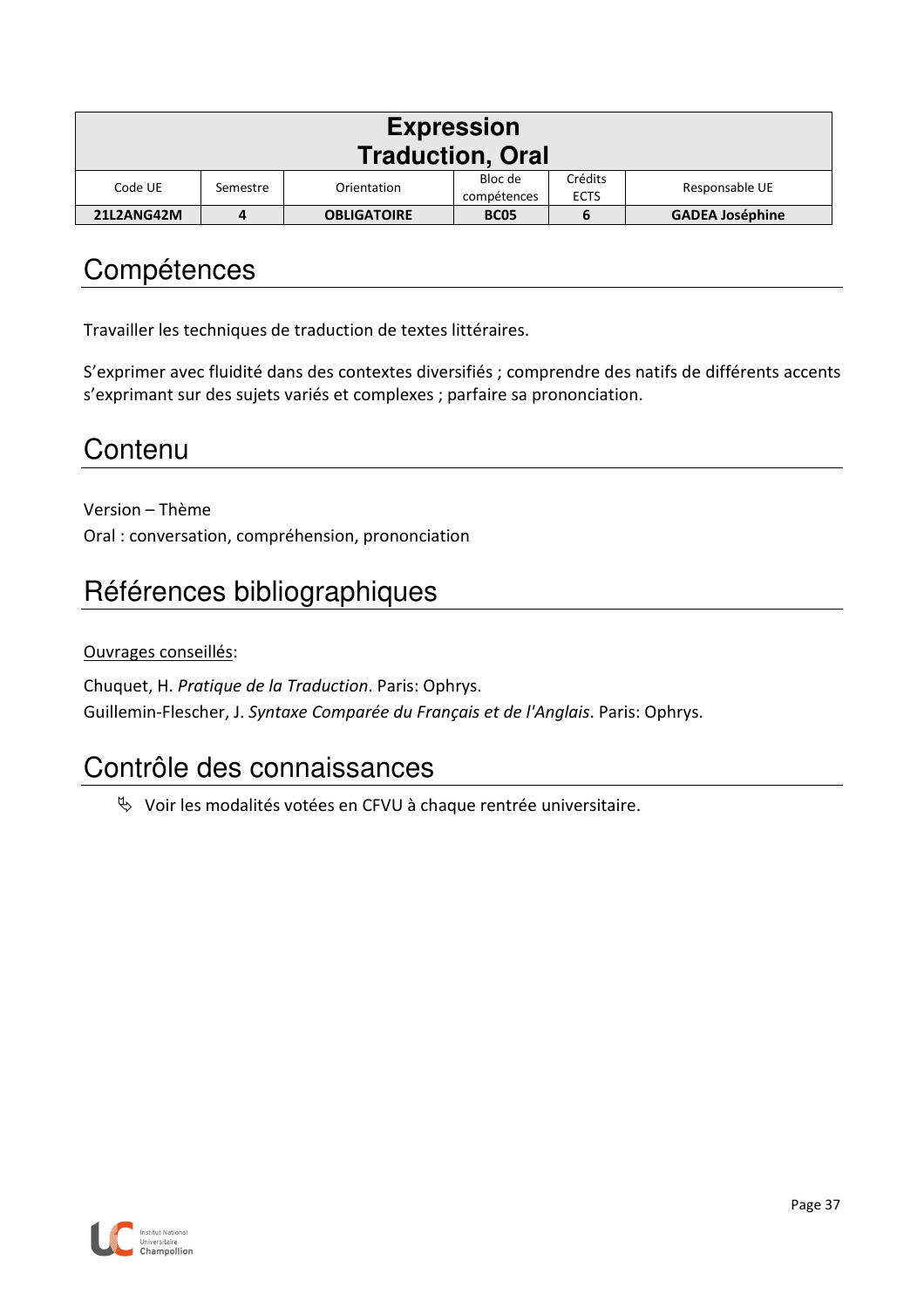| Expression Traduction, Oral | | | | | |
|---|---|---|---|---|---|
| Code UE | Semestre | Orientation | Bloc de compétences | Crédits ECTS | Responsable UE |
| **21L2ANG42M** | **4** | **OBLIGATOIRE** | **BC05** | **6** | **GADEA Joséphine** |

# Compétences

Travailler les techniques de traduction de textes littéraires.

S'exprimer avec fluidité dans des contextes diversifiés ; comprendre des natifs de différents accents s'exprimant sur des sujets variés et complexes ; parfaire sa prononciation.

# Contenu

Version – Thème
Oral : conversation, compréhension, prononciation

# Références bibliographiques

Ouvrages conseillés:

Chuquet, H. *Pratique de la Traduction*. Paris: Ophrys.
Guillemin-Flescher, J. *Syntaxe Comparée du Français et de l'Anglais*. Paris: Ophrys.

# Contrôle des connaissances

- Voir les modalités votées en CFVU à chaque rentrée universitaire.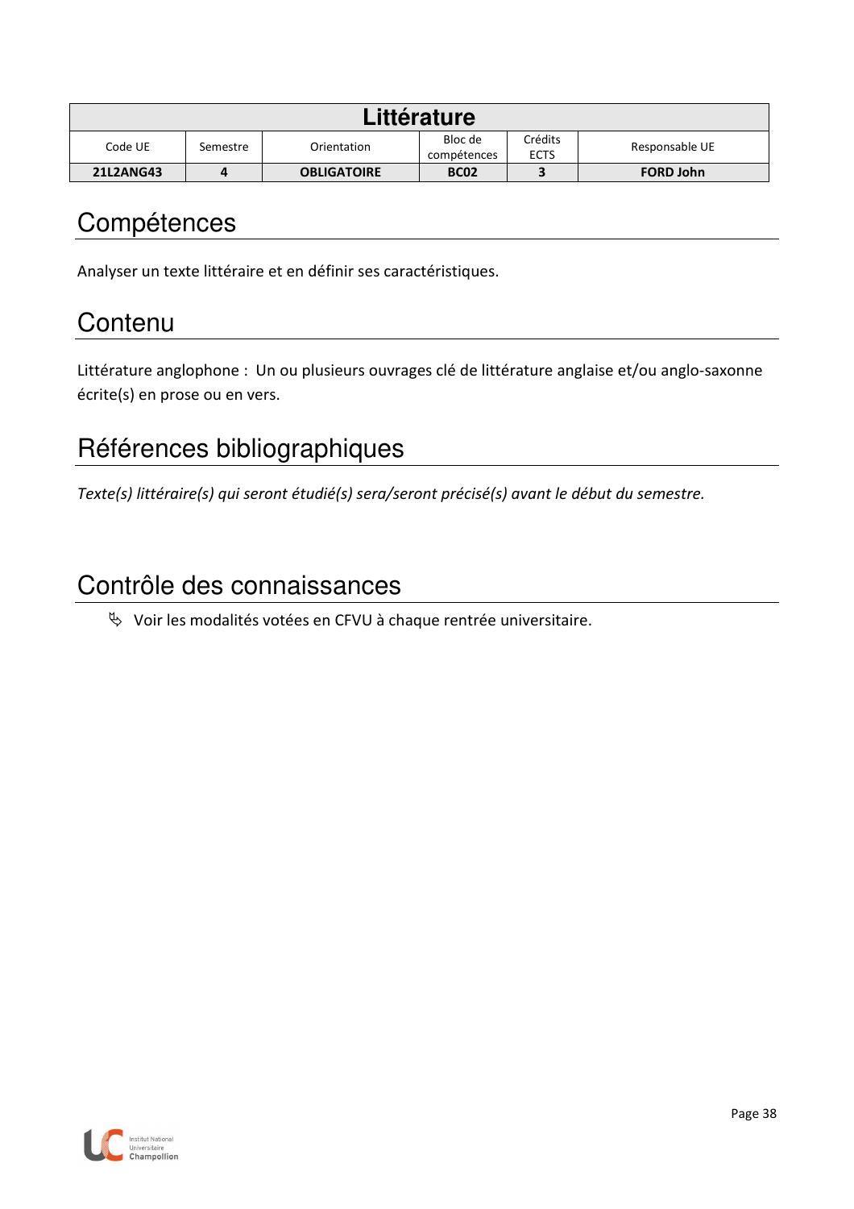| Littérature | | | | | |
|---|---|---|---|---|---|
| Code UE | Semestre | Orientation | Bloc de compétences | Crédits ECTS | Responsable UE |
| **21L2ANG43** | **4** | **OBLIGATOIRE** | **BC02** | **3** | **FORD John** |

## Compétences

Analyser un texte littéraire et en définir ses caractéristiques.

## Contenu

Littérature anglophone : Un ou plusieurs ouvrages clé de littérature anglaise et/ou anglo-saxonne écrite(s) en prose ou en vers.

## Références bibliographiques

*Texte(s) littéraire(s) qui seront étudié(s) sera/seront précisé(s) avant le début du semestre.*

## Contrôle des connaissances

- Voir les modalités votées en CFVU à chaque rentrée universitaire.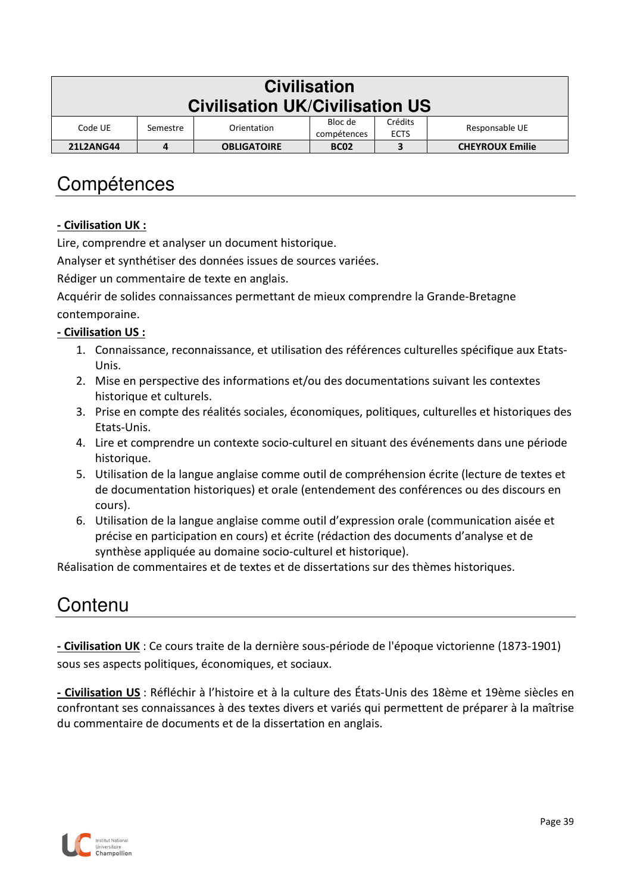| Civilisation<br>Civilisation UK/Civilisation US | | | | | |
|---|---|---|---|---|---|
| Code UE | Semestre | Orientation | Bloc de compétences | Crédits ECTS | Responsable UE |
| **21L2ANG44** | **4** | **OBLIGATOIRE** | **BC02** | **3** | **CHEYROUX Emilie** |

# Compétences

**- Civilisation UK :**

Lire, comprendre et analyser un document historique.

Analyser et synthétiser des données issues de sources variées.

Rédiger un commentaire de texte en anglais.

Acquérir de solides connaissances permettant de mieux comprendre la Grande-Bretagne contemporaine.

**- Civilisation US :**

1. Connaissance, reconnaissance, et utilisation des références culturelles spécifique aux Etats-Unis.
2. Mise en perspective des informations et/ou des documentations suivant les contextes historique et culturels.
3. Prise en compte des réalités sociales, économiques, politiques, culturelles et historiques des Etats-Unis.
4. Lire et comprendre un contexte socio-culturel en situant des événements dans une période historique.
5. Utilisation de la langue anglaise comme outil de compréhension écrite (lecture de textes et de documentation historiques) et orale (entendement des conférences ou des discours en cours).
6. Utilisation de la langue anglaise comme outil d'expression orale (communication aisée et précise en participation en cours) et écrite (rédaction des documents d'analyse et de synthèse appliquée au domaine socio-culturel et historique).

Réalisation de commentaires et de textes et de dissertations sur des thèmes historiques.

# Contenu

**- Civilisation UK** : Ce cours traite de la dernière sous-période de l'époque victorienne (1873-1901) sous ses aspects politiques, économiques, et sociaux.

**- Civilisation US** : Réfléchir à l'histoire et à la culture des États-Unis des 18ème et 19ème siècles en confrontant ses connaissances à des textes divers et variés qui permettent de préparer à la maîtrise du commentaire de documents et de la dissertation en anglais.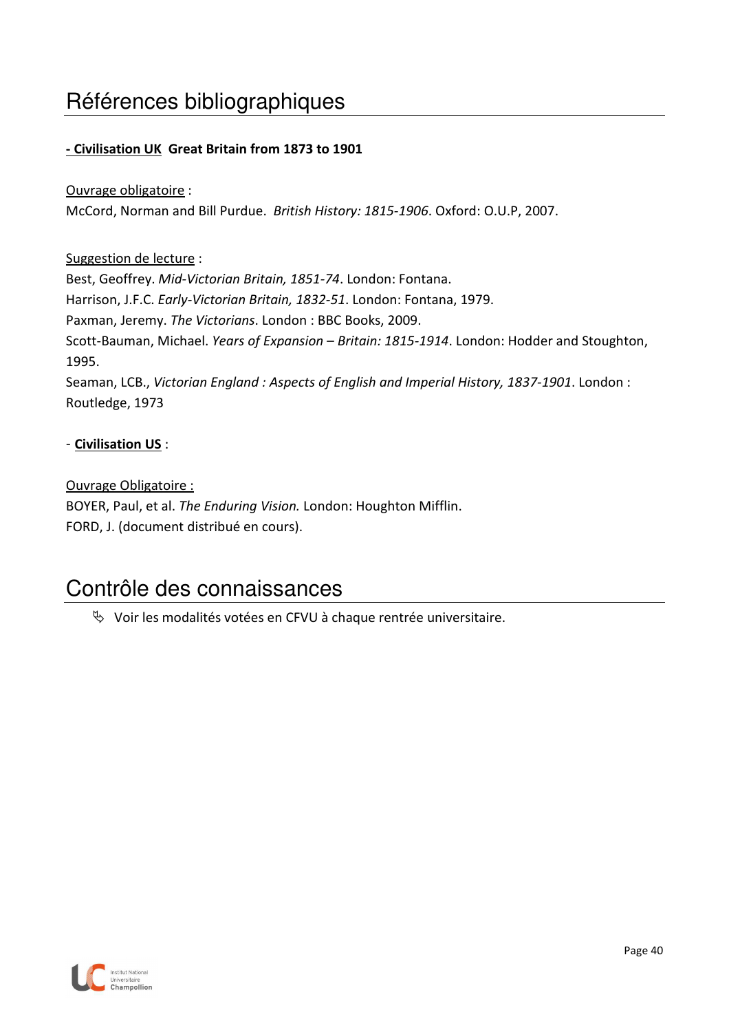# Références bibliographiques

**- Civilisation UK  Great Britain from 1873 to 1901**

Ouvrage obligatoire :
McCord, Norman and Bill Purdue. *British History: 1815-1906*. Oxford: O.U.P, 2007.

Suggestion de lecture :
Best, Geoffrey. *Mid-Victorian Britain, 1851-74*. London: Fontana.
Harrison, J.F.C. *Early-Victorian Britain, 1832-51*. London: Fontana, 1979.
Paxman, Jeremy. *The Victorians*. London : BBC Books, 2009.
Scott-Bauman, Michael. *Years of Expansion – Britain: 1815-1914*. London: Hodder and Stoughton, 1995.
Seaman, LCB., *Victorian England : Aspects of English and Imperial History, 1837-1901*. London : Routledge, 1973

- **Civilisation US** :

Ouvrage Obligatoire :
BOYER, Paul, et al. *The Enduring Vision.* London: Houghton Mifflin.
FORD, J. (document distribué en cours).

# Contrôle des connaissances

- Voir les modalités votées en CFVU à chaque rentrée universitaire.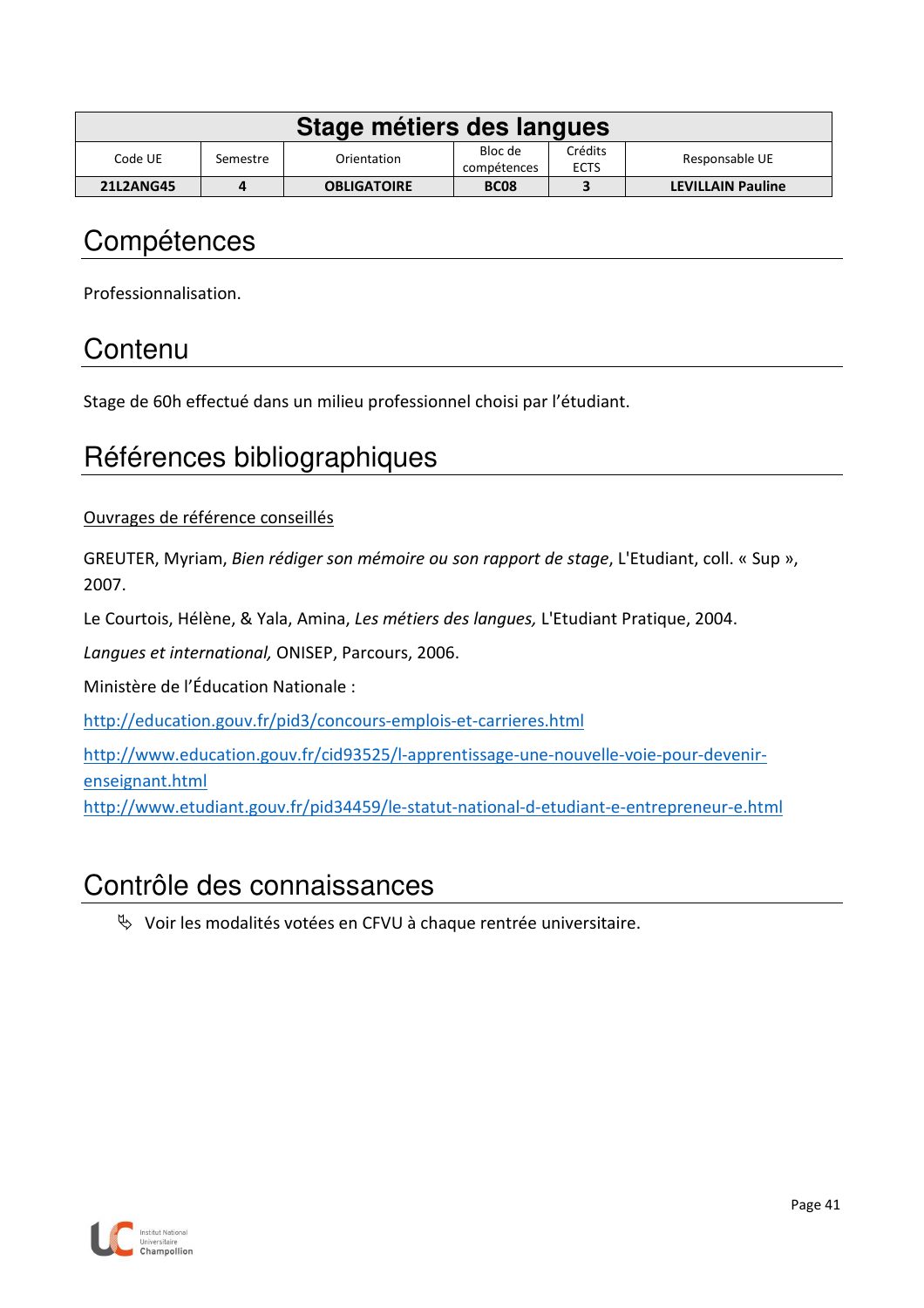| Stage métiers des langues | | | | | |
|---|---|---|---|---|---|
| Code UE | Semestre | Orientation | Bloc de compétences | Crédits ECTS | Responsable UE |
| **21L2ANG45** | **4** | **OBLIGATOIRE** | **BC08** | **3** | **LEVILLAIN Pauline** |

# Compétences

Professionnalisation.

# Contenu

Stage de 60h effectué dans un milieu professionnel choisi par l'étudiant.

# Références bibliographiques

Ouvrages de référence conseillés

GREUTER, Myriam, *Bien rédiger son mémoire ou son rapport de stage*, L'Etudiant, coll. « Sup », 2007.

Le Courtois, Hélène, & Yala, Amina, *Les métiers des langues,* L'Etudiant Pratique, 2004.

*Langues et international,* ONISEP, Parcours, 2006.

Ministère de l'Éducation Nationale :

http://education.gouv.fr/pid3/concours-emplois-et-carrieres.html

http://www.education.gouv.fr/cid93525/l-apprentissage-une-nouvelle-voie-pour-devenir-enseignant.html

http://www.etudiant.gouv.fr/pid34459/le-statut-national-d-etudiant-e-entrepreneur-e.html

# Contrôle des connaissances

- Voir les modalités votées en CFVU à chaque rentrée universitaire.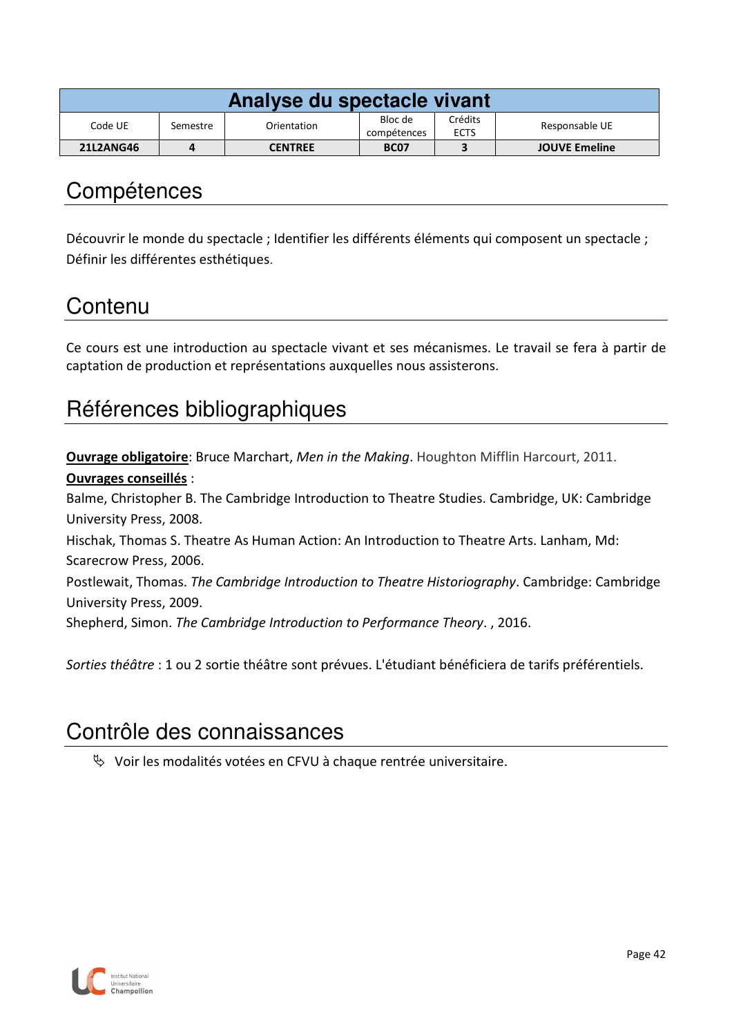| Analyse du spectacle vivant | | | | | |
|---|---|---|---|---|---|
| Code UE | Semestre | Orientation | Bloc de compétences | Crédits ECTS | Responsable UE |
| **21L2ANG46** | **4** | **CENTREE** | **BC07** | **3** | **JOUVE Emeline** |

# Compétences

Découvrir le monde du spectacle ; Identifier les différents éléments qui composent un spectacle ; Définir les différentes esthétiques.

# Contenu

Ce cours est une introduction au spectacle vivant et ses mécanismes. Le travail se fera à partir de captation de production et représentations auxquelles nous assisterons.

# Références bibliographiques

**Ouvrage obligatoire**: Bruce Marchart, *Men in the Making*. Houghton Mifflin Harcourt, 2011.

**Ouvrages conseillés** :

Balme, Christopher B. The Cambridge Introduction to Theatre Studies. Cambridge, UK: Cambridge University Press, 2008.

Hischak, Thomas S. Theatre As Human Action: An Introduction to Theatre Arts. Lanham, Md: Scarecrow Press, 2006.

Postlewait, Thomas. *The Cambridge Introduction to Theatre Historiography*. Cambridge: Cambridge University Press, 2009.

Shepherd, Simon. *The Cambridge Introduction to Performance Theory*. , 2016.

*Sorties théâtre* : 1 ou 2 sortie théâtre sont prévues. L'étudiant bénéficiera de tarifs préférentiels.

# Contrôle des connaissances

- Voir les modalités votées en CFVU à chaque rentrée universitaire.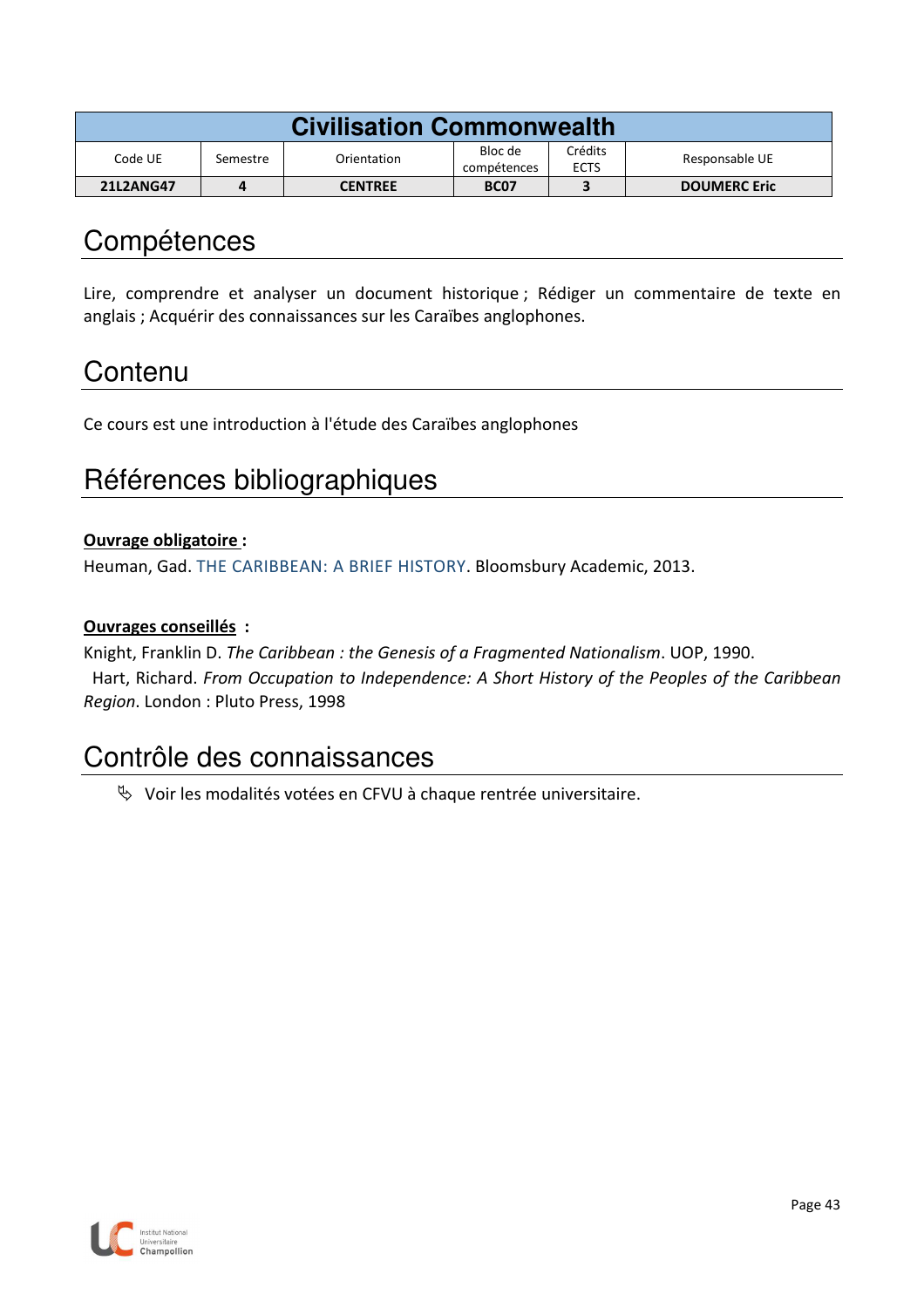| Civilisation Commonwealth | | | | | |
|---|---|---|---|---|---|
| Code UE | Semestre | Orientation | Bloc de compétences | Crédits ECTS | Responsable UE |
| **21L2ANG47** | **4** | **CENTREE** | **BC07** | **3** | **DOUMERC Eric** |

# Compétences

Lire, comprendre et analyser un document historique ; Rédiger un commentaire de texte en anglais ; Acquérir des connaissances sur les Caraïbes anglophones.

# Contenu

Ce cours est une introduction à l'étude des Caraïbes anglophones

# Références bibliographiques

**Ouvrage obligatoire :**

Heuman, Gad. THE CARIBBEAN: A BRIEF HISTORY. Bloomsbury Academic, 2013.

**Ouvrages conseillés :**

Knight, Franklin D. *The Caribbean : the Genesis of a Fragmented Nationalism*. UOP, 1990.

Hart, Richard. *From Occupation to Independence: A Short History of the Peoples of the Caribbean Region*. London : Pluto Press, 1998

# Contrôle des connaissances

- Voir les modalités votées en CFVU à chaque rentrée universitaire.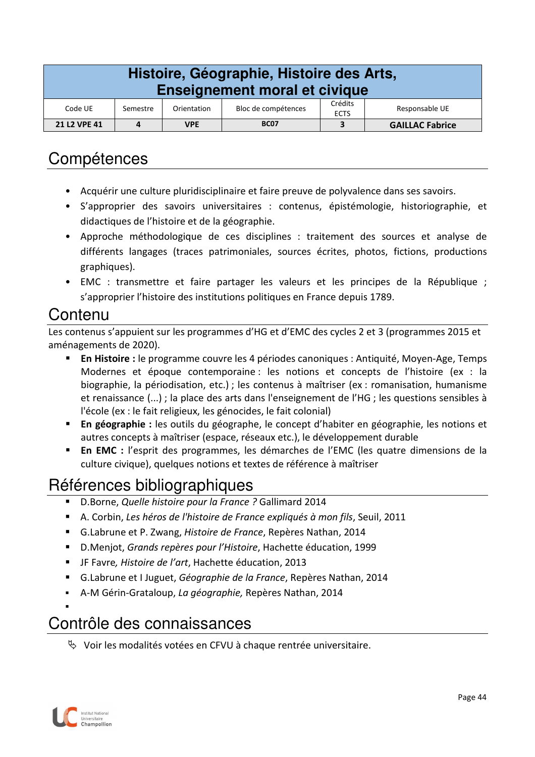| Histoire, Géographie, Histoire des Arts, Enseignement moral et civique | | | | | |
|---|---|---|---|---|---|
| Code UE | Semestre | Orientation | Bloc de compétences | Crédits ECTS | Responsable UE |
| **21 L2 VPE 41** | **4** | **VPE** | **BC07** | **3** | **GAILLAC Fabrice** |

# Compétences

- Acquérir une culture pluridisciplinaire et faire preuve de polyvalence dans ses savoirs.
- S'approprier des savoirs universitaires : contenus, épistémologie, historiographie, et didactiques de l'histoire et de la géographie.
- Approche méthodologique de ces disciplines : traitement des sources et analyse de différents langages (traces patrimoniales, sources écrites, photos, fictions, productions graphiques).
- EMC : transmettre et faire partager les valeurs et les principes de la République ; s'approprier l'histoire des institutions politiques en France depuis 1789.

# Contenu

Les contenus s'appuient sur les programmes d'HG et d'EMC des cycles 2 et 3 (programmes 2015 et aménagements de 2020).

- **En Histoire :** le programme couvre les 4 périodes canoniques : Antiquité, Moyen-Age, Temps Modernes et époque contemporaine : les notions et concepts de l'histoire (ex : la biographie, la périodisation, etc.) ; les contenus à maîtriser (ex : romanisation, humanisme et renaissance (...) ; la place des arts dans l'enseignement de l'HG ; les questions sensibles à l'école (ex : le fait religieux, les génocides, le fait colonial)
- **En géographie :** les outils du géographe, le concept d'habiter en géographie, les notions et autres concepts à maîtriser (espace, réseaux etc.), le développement durable
- **En EMC :** l'esprit des programmes, les démarches de l'EMC (les quatre dimensions de la culture civique), quelques notions et textes de référence à maîtriser

# Références bibliographiques

- D.Borne, *Quelle histoire pour la France ?* Gallimard 2014
- A. Corbin, *Les héros de l'histoire de France expliqués à mon fils*, Seuil, 2011
- G.Labrune et P. Zwang, *Histoire de France*, Repères Nathan, 2014
- D.Menjot, *Grands repères pour l'Histoire*, Hachette éducation, 1999
- JF Favre*, Histoire de l'art*, Hachette éducation, 2013
- G.Labrune et I Juguet, *Géographie de la France*, Repères Nathan, 2014
- A-M Gérin-Grataloup, *La géographie,* Repères Nathan, 2014

# Contrôle des connaissances

- Voir les modalités votées en CFVU à chaque rentrée universitaire.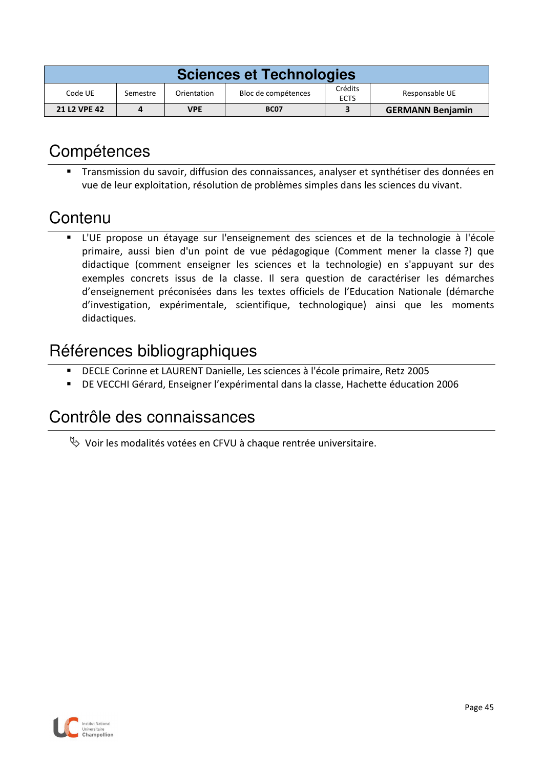| Sciences et Technologies | | | | | |
|---|---|---|---|---|---|
| Code UE | Semestre | Orientation | Bloc de compétences | Crédits ECTS | Responsable UE |
| **21 L2 VPE 42** | **4** | **VPE** | **BC07** | **3** | **GERMANN Benjamin** |

# Compétences

- Transmission du savoir, diffusion des connaissances, analyser et synthétiser des données en vue de leur exploitation, résolution de problèmes simples dans les sciences du vivant.

# Contenu

- L'UE propose un étayage sur l'enseignement des sciences et de la technologie à l'école primaire, aussi bien d'un point de vue pédagogique (Comment mener la classe ?) que didactique (comment enseigner les sciences et la technologie) en s'appuyant sur des exemples concrets issus de la classe. Il sera question de caractériser les démarches d'enseignement préconisées dans les textes officiels de l'Education Nationale (démarche d'investigation, expérimentale, scientifique, technologique) ainsi que les moments didactiques.

# Références bibliographiques

- DECLE Corinne et LAURENT Danielle, Les sciences à l'école primaire, Retz 2005
- DE VECCHI Gérard, Enseigner l'expérimental dans la classe, Hachette éducation 2006

# Contrôle des connaissances

➢ Voir les modalités votées en CFVU à chaque rentrée universitaire.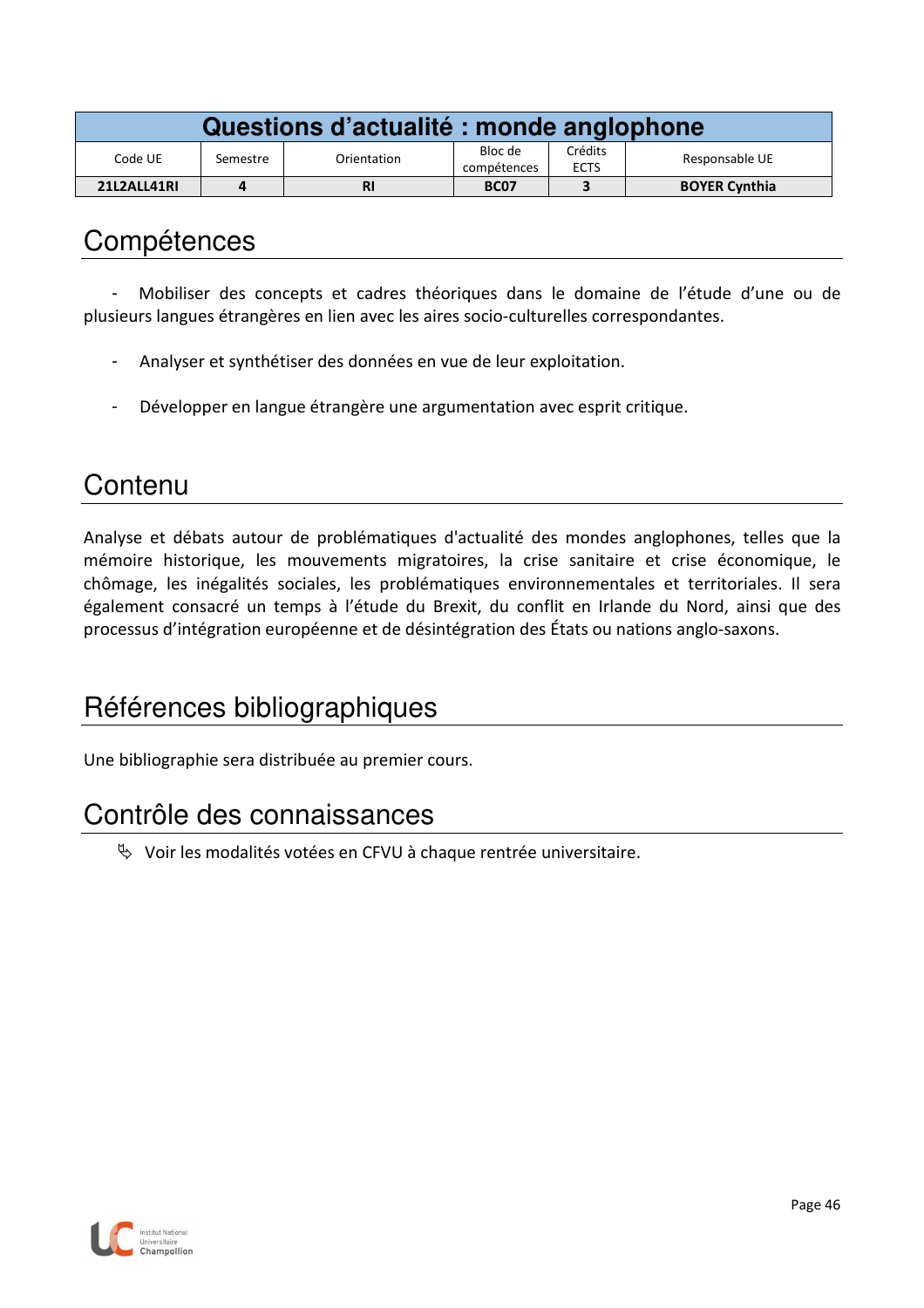| Questions d'actualité : monde anglophone | | | | | |
|---|---|---|---|---|---|
| Code UE | Semestre | Orientation | Bloc de compétences | Crédits ECTS | Responsable UE |
| **21L2ALL41RI** | **4** | **RI** | **BC07** | **3** | **BOYER Cynthia** |

# Compétences

- Mobiliser des concepts et cadres théoriques dans le domaine de l'étude d'une ou de plusieurs langues étrangères en lien avec les aires socio-culturelles correspondantes.

- Analyser et synthétiser des données en vue de leur exploitation.

- Développer en langue étrangère une argumentation avec esprit critique.

# Contenu

Analyse et débats autour de problématiques d'actualité des mondes anglophones, telles que la mémoire historique, les mouvements migratoires, la crise sanitaire et crise économique, le chômage, les inégalités sociales, les problématiques environnementales et territoriales. Il sera également consacré un temps à l'étude du Brexit, du conflit en Irlande du Nord, ainsi que des processus d'intégration européenne et de désintégration des États ou nations anglo-saxons.

# Références bibliographiques

Une bibliographie sera distribuée au premier cours.

# Contrôle des connaissances

- Voir les modalités votées en CFVU à chaque rentrée universitaire.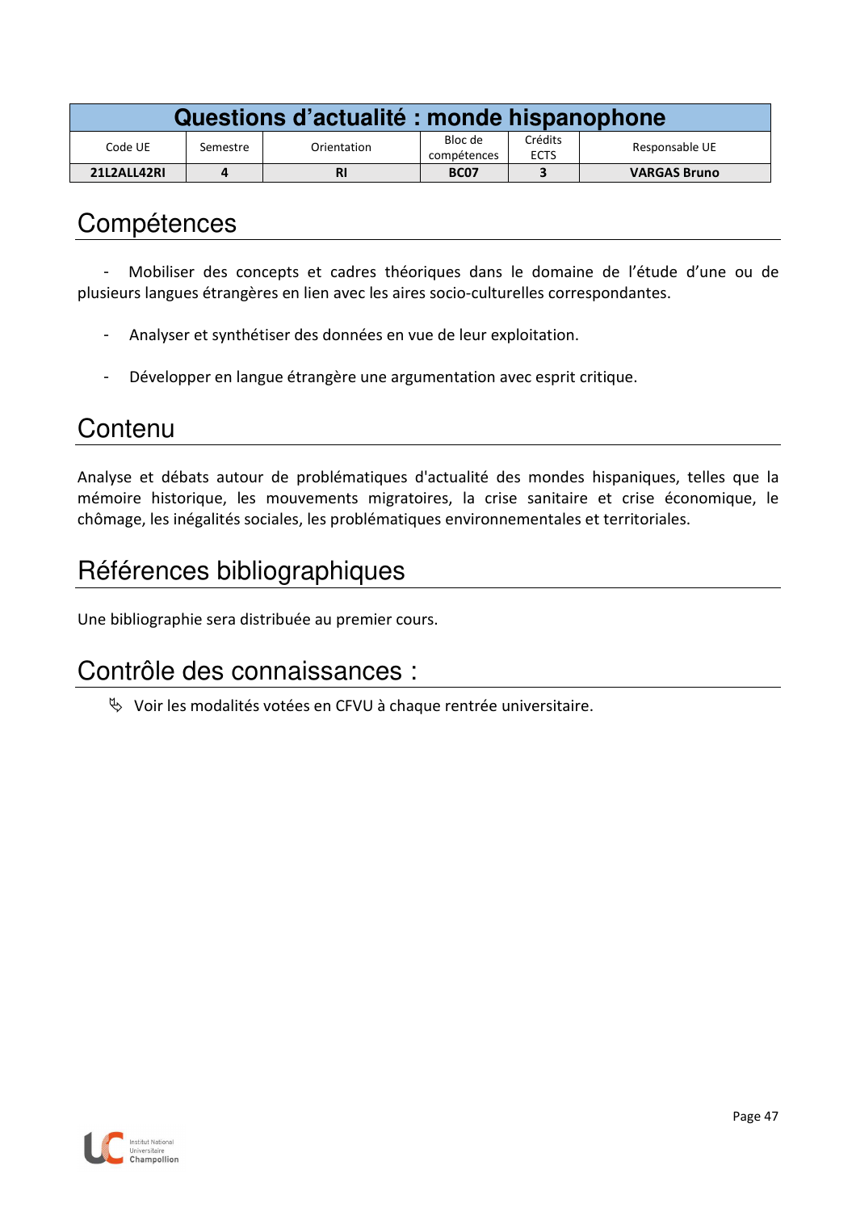| Questions d'actualité : monde hispanophone | | | | | |
|---|---|---|---|---|---|
| Code UE | Semestre | Orientation | Bloc de compétences | Crédits ECTS | Responsable UE |
| **21L2ALL42RI** | **4** | **RI** | **BC07** | **3** | **VARGAS Bruno** |

## Compétences

- Mobiliser des concepts et cadres théoriques dans le domaine de l'étude d'une ou de plusieurs langues étrangères en lien avec les aires socio-culturelles correspondantes.

- Analyser et synthétiser des données en vue de leur exploitation.

- Développer en langue étrangère une argumentation avec esprit critique.

## Contenu

Analyse et débats autour de problématiques d'actualité des mondes hispaniques, telles que la mémoire historique, les mouvements migratoires, la crise sanitaire et crise économique, le chômage, les inégalités sociales, les problématiques environnementales et territoriales.

## Références bibliographiques

Une bibliographie sera distribuée au premier cours.

## Contrôle des connaissances :

- Voir les modalités votées en CFVU à chaque rentrée universitaire.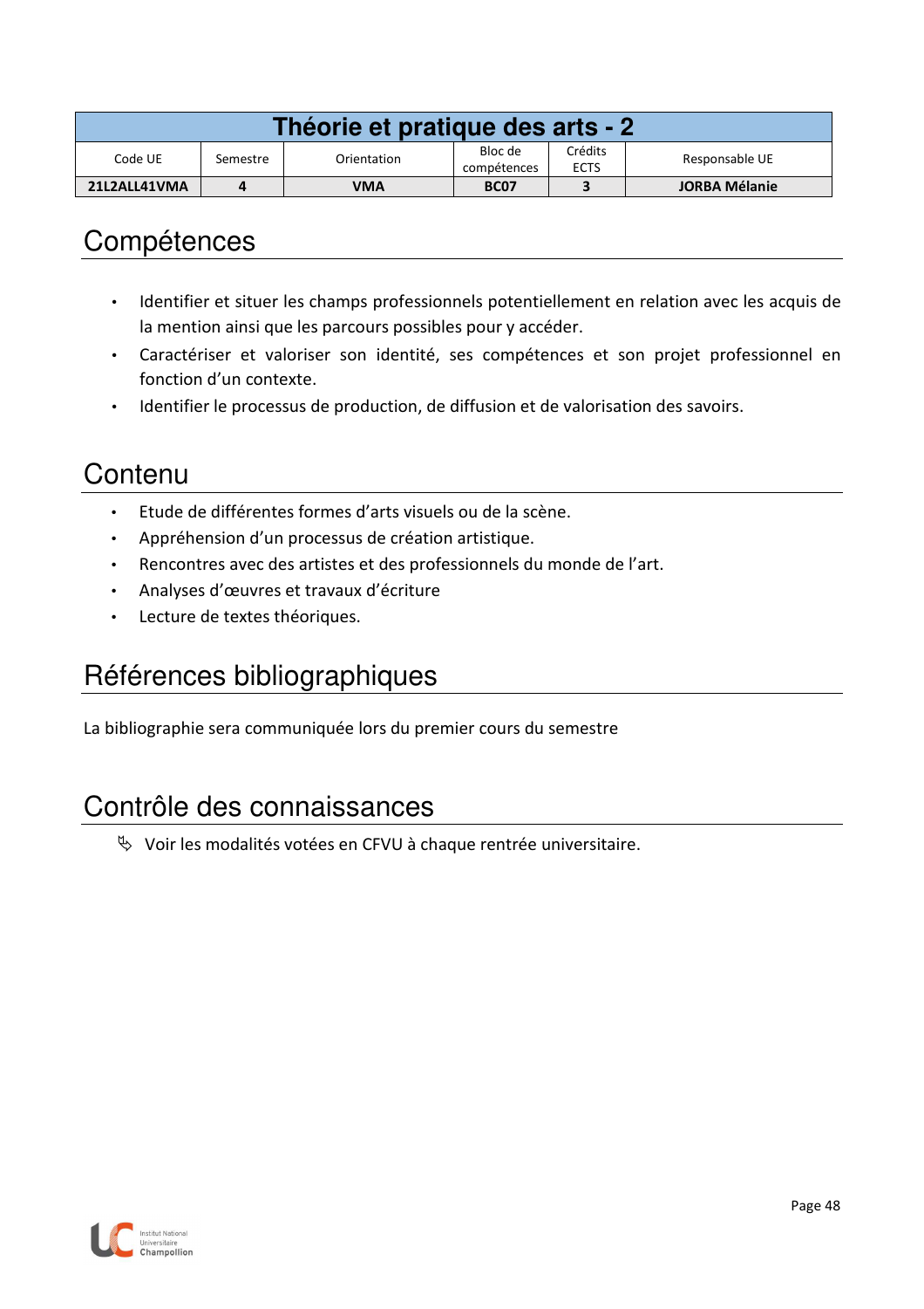# Théorie et pratique des arts - 2

| Code UE | Semestre | Orientation | Bloc de compétences | Crédits ECTS | Responsable UE |
|---|---|---|---|---|---|
| **21L2ALL41VMA** | **4** | **VMA** | **BC07** | **3** | **JORBA Mélanie** |

## Compétences

- Identifier et situer les champs professionnels potentiellement en relation avec les acquis de la mention ainsi que les parcours possibles pour y accéder.
- Caractériser et valoriser son identité, ses compétences et son projet professionnel en fonction d'un contexte.
- Identifier le processus de production, de diffusion et de valorisation des savoirs.

## Contenu

- Etude de différentes formes d'arts visuels ou de la scène.
- Appréhension d'un processus de création artistique.
- Rencontres avec des artistes et des professionnels du monde de l'art.
- Analyses d'œuvres et travaux d'écriture
- Lecture de textes théoriques.

## Références bibliographiques

La bibliographie sera communiquée lors du premier cours du semestre

## Contrôle des connaissances

- Voir les modalités votées en CFVU à chaque rentrée universitaire.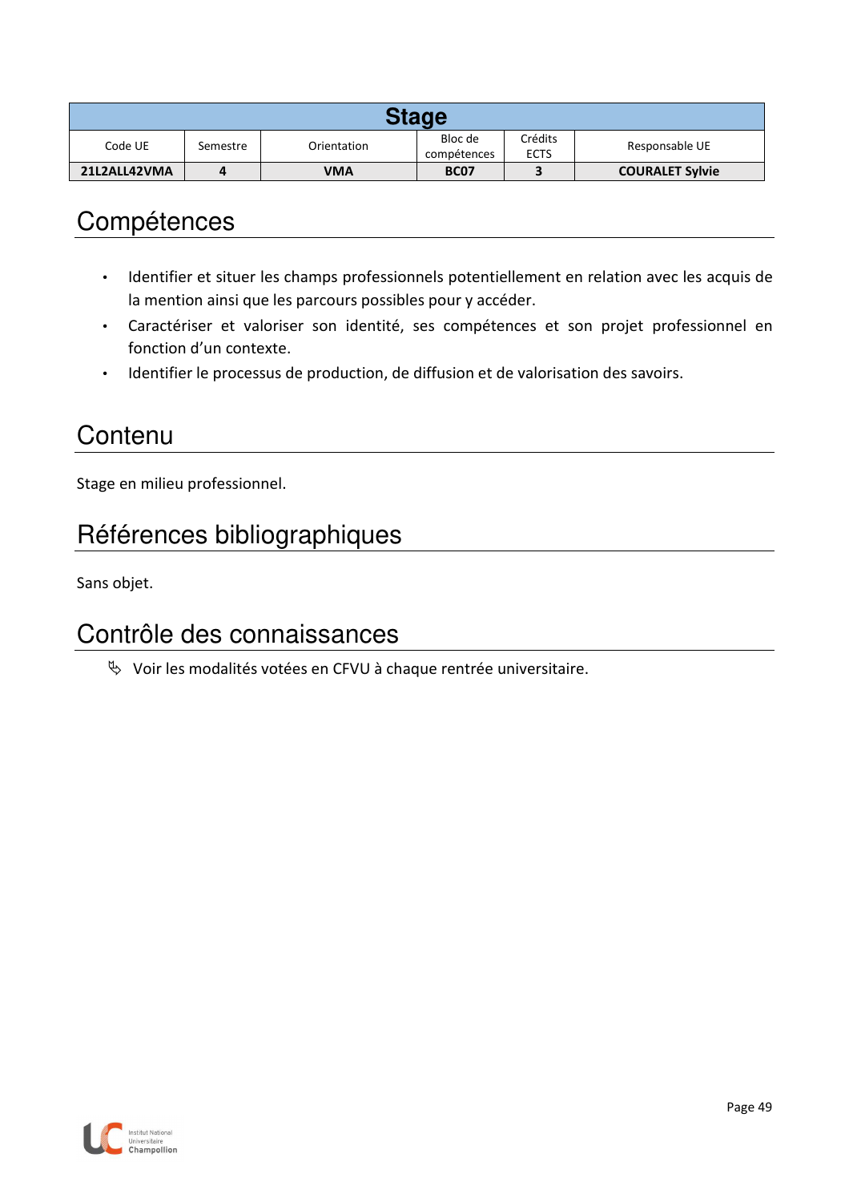| Stage | | | | | |
|---|---|---|---|---|---|
| Code UE | Semestre | Orientation | Bloc de compétences | Crédits ECTS | Responsable UE |
| **21L2ALL42VMA** | **4** | **VMA** | **BC07** | **3** | **COURALET Sylvie** |

## Compétences

- Identifier et situer les champs professionnels potentiellement en relation avec les acquis de la mention ainsi que les parcours possibles pour y accéder.
- Caractériser et valoriser son identité, ses compétences et son projet professionnel en fonction d'un contexte.
- Identifier le processus de production, de diffusion et de valorisation des savoirs.

## Contenu

Stage en milieu professionnel.

## Références bibliographiques

Sans objet.

## Contrôle des connaissances

- Voir les modalités votées en CFVU à chaque rentrée universitaire.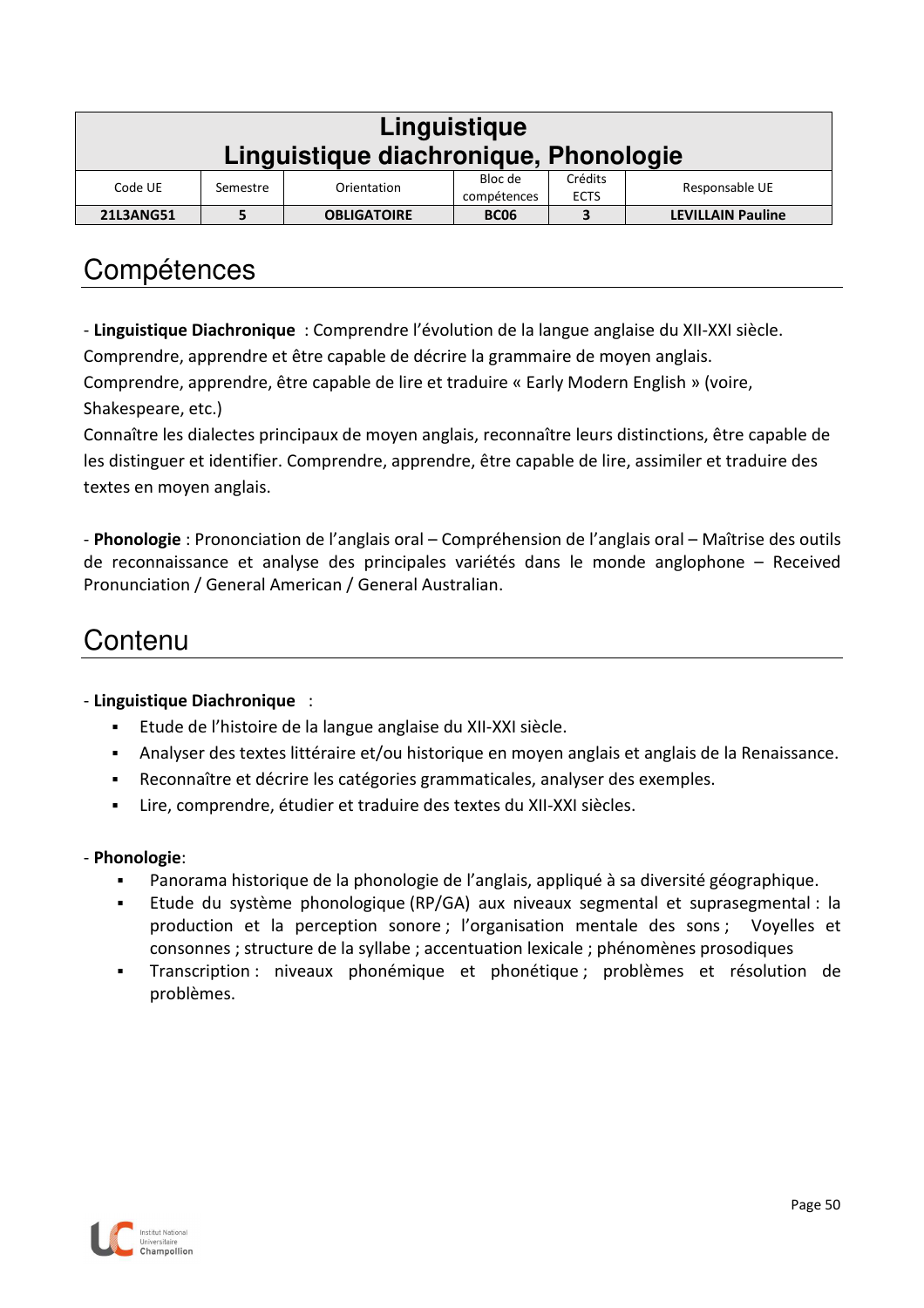| Linguistique<br>Linguistique diachronique, Phonologie | | | | | |
|---|---|---|---|---|---|
| Code UE | Semestre | Orientation | Bloc de compétences | Crédits ECTS | Responsable UE |
| **21L3ANG51** | **5** | **OBLIGATOIRE** | **BC06** | **3** | **LEVILLAIN Pauline** |

# Compétences

- **Linguistique Diachronique** : Comprendre l'évolution de la langue anglaise du XII-XXI siècle. Comprendre, apprendre et être capable de décrire la grammaire de moyen anglais. Comprendre, apprendre, être capable de lire et traduire « Early Modern English » (voire, Shakespeare, etc.)
Connaître les dialectes principaux de moyen anglais, reconnaître leurs distinctions, être capable de les distinguer et identifier. Comprendre, apprendre, être capable de lire, assimiler et traduire des textes en moyen anglais.

- **Phonologie** : Prononciation de l'anglais oral – Compréhension de l'anglais oral – Maîtrise des outils de reconnaissance et analyse des principales variétés dans le monde anglophone – Received Pronunciation / General American / General Australian.

# Contenu

- **Linguistique Diachronique** :
  - Etude de l'histoire de la langue anglaise du XII-XXI siècle.
  - Analyser des textes littéraire et/ou historique en moyen anglais et anglais de la Renaissance.
  - Reconnaître et décrire les catégories grammaticales, analyser des exemples.
  - Lire, comprendre, étudier et traduire des textes du XII-XXI siècles.

- **Phonologie**:
  - Panorama historique de la phonologie de l'anglais, appliqué à sa diversité géographique.
  - Etude du système phonologique (RP/GA) aux niveaux segmental et suprasegmental : la production et la perception sonore ; l'organisation mentale des sons ; Voyelles et consonnes ; structure de la syllabe ; accentuation lexicale ; phénomènes prosodiques
  - Transcription : niveaux phonémique et phonétique ; problèmes et résolution de problèmes.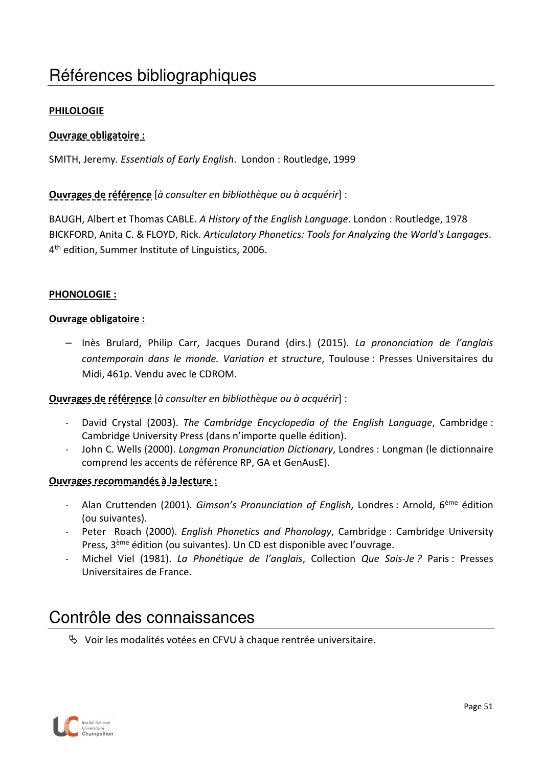# Références bibliographiques

**PHILOLOGIE**

**Ouvrage obligatoire :**

SMITH, Jeremy. *Essentials of Early English*. London : Routledge, 1999

**Ouvrages de référence** [*à consulter en bibliothèque ou à acquérir*] :

BAUGH, Albert et Thomas CABLE. *A History of the English Language*. London : Routledge, 1978
BICKFORD, Anita C. & FLOYD, Rick. *Articulatory Phonetics: Tools for Analyzing the World's Langages*. 4th edition, Summer Institute of Linguistics, 2006.

**PHONOLOGIE :**

**Ouvrage obligatoire :**

– Inès Brulard, Philip Carr, Jacques Durand (dirs.) (2015). *La prononciation de l'anglais contemporain dans le monde. Variation et structure*, Toulouse : Presses Universitaires du Midi, 461p. Vendu avec le CDROM.

**Ouvrages de référence** [*à consulter en bibliothèque ou à acquérir*] :

- David Crystal (2003). *The Cambridge Encyclopedia of the English Language*, Cambridge : Cambridge University Press (dans n'importe quelle édition).
- John C. Wells (2000). *Longman Pronunciation Dictionary*, Londres : Longman (le dictionnaire comprend les accents de référence RP, GA et GenAusE).

**Ouvrages recommandés à la lecture :**

- Alan Cruttenden (2001). *Gimson's Pronunciation of English*, Londres : Arnold, 6ème édition (ou suivantes).
- Peter Roach (2000). *English Phonetics and Phonology*, Cambridge : Cambridge University Press, 3ème édition (ou suivantes). Un CD est disponible avec l'ouvrage.
- Michel Viel (1981). *La Phonétique de l'anglais*, Collection *Que Sais-Je ?* Paris : Presses Universitaires de France.

# Contrôle des connaissances

- Voir les modalités votées en CFVU à chaque rentrée universitaire.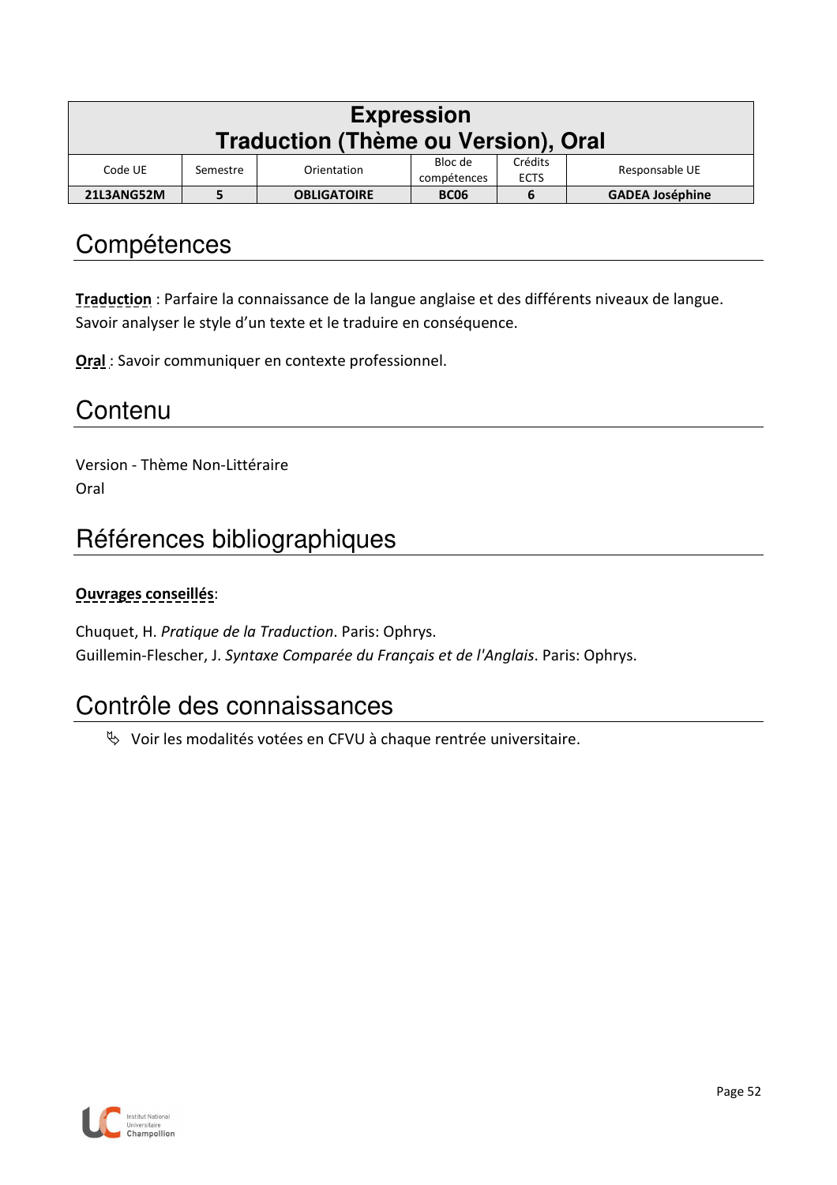| Expression<br>Traduction (Thème ou Version), Oral | | | | | |
|---|---|---|---|---|---|
| Code UE | Semestre | Orientation | Bloc de compétences | Crédits ECTS | Responsable UE |
| **21L3ANG52M** | **5** | **OBLIGATOIRE** | **BC06** | **6** | **GADEA Joséphine** |

# Compétences

**Traduction** : Parfaire la connaissance de la langue anglaise et des différents niveaux de langue. Savoir analyser le style d'un texte et le traduire en conséquence.

**Oral** : Savoir communiquer en contexte professionnel.

# Contenu

Version - Thème Non-Littéraire
Oral

# Références bibliographiques

**Ouvrages conseillés**:

Chuquet, H. *Pratique de la Traduction*. Paris: Ophrys.
Guillemin-Flescher, J. *Syntaxe Comparée du Français et de l'Anglais*. Paris: Ophrys.

# Contrôle des connaissances

- Voir les modalités votées en CFVU à chaque rentrée universitaire.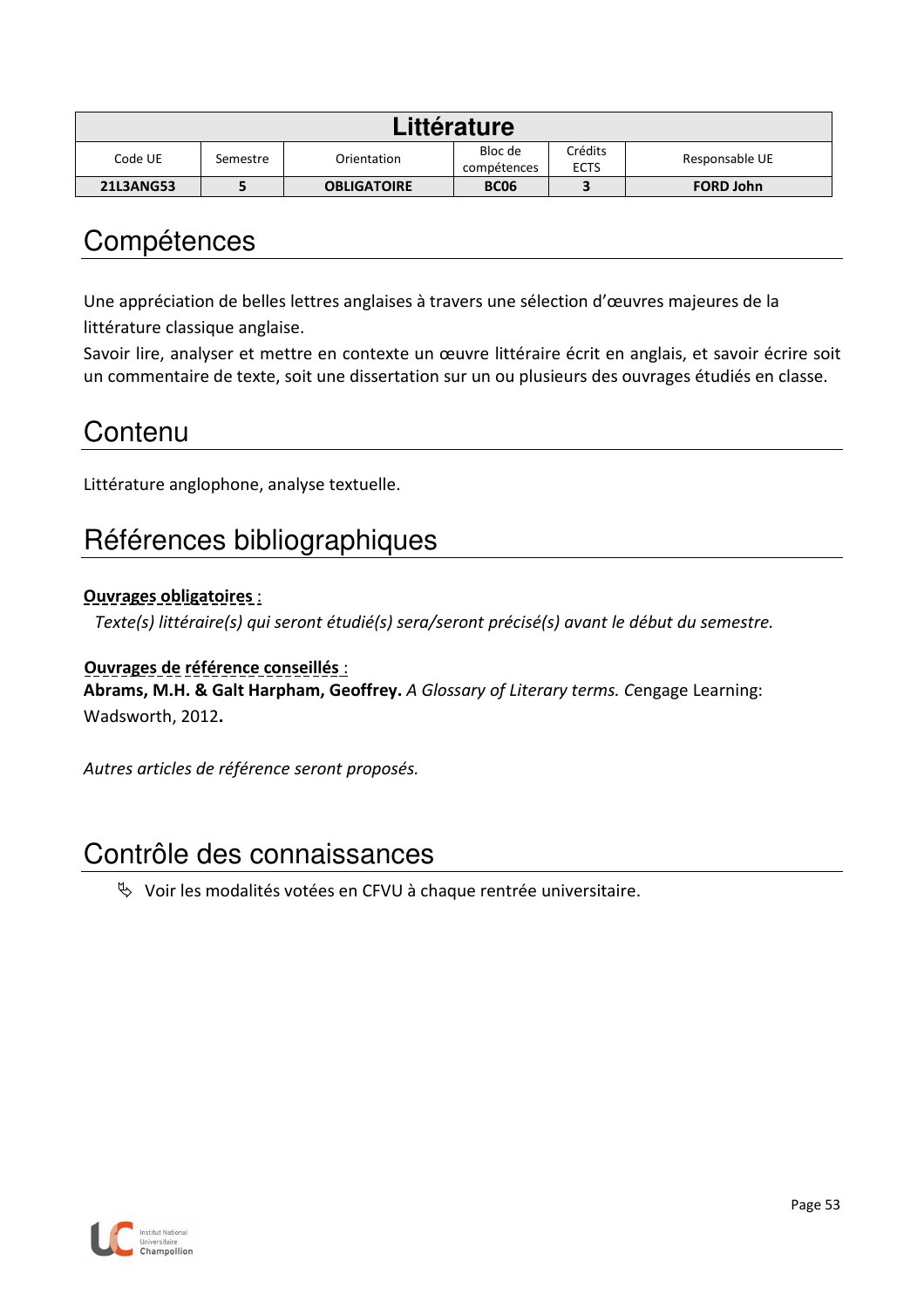| Littérature | | | | | |
|---|---|---|---|---|---|
| Code UE | Semestre | Orientation | Bloc de compétences | Crédits ECTS | Responsable UE |
| **21L3ANG53** | **5** | **OBLIGATOIRE** | **BC06** | **3** | **FORD John** |

# Compétences

Une appréciation de belles lettres anglaises à travers une sélection d'œuvres majeures de la littérature classique anglaise.

Savoir lire, analyser et mettre en contexte un œuvre littéraire écrit en anglais, et savoir écrire soit un commentaire de texte, soit une dissertation sur un ou plusieurs des ouvrages étudiés en classe.

# Contenu

Littérature anglophone, analyse textuelle.

# Références bibliographiques

**Ouvrages obligatoires** :

*Texte(s) littéraire(s) qui seront étudié(s) sera/seront précisé(s) avant le début du semestre.*

**Ouvrages de référence conseillés** :

**Abrams, M.H. & Galt Harpham, Geoffrey.** *A Glossary of Literary terms. C*engage Learning: Wadsworth, 2012**.**

*Autres articles de référence seront proposés.*

# Contrôle des connaissances

- Voir les modalités votées en CFVU à chaque rentrée universitaire.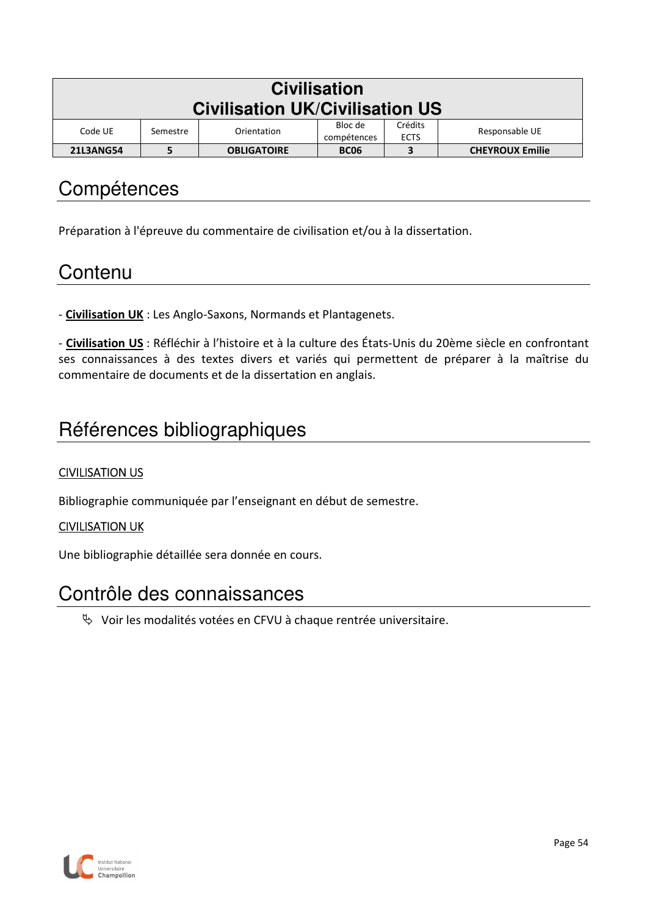| Civilisation<br>Civilisation UK/Civilisation US | | | | | |
|---|---|---|---|---|---|
| Code UE | Semestre | Orientation | Bloc de compétences | Crédits ECTS | Responsable UE |
| **21L3ANG54** | **5** | **OBLIGATOIRE** | **BC06** | **3** | **CHEYROUX Emilie** |

# Compétences

Préparation à l'épreuve du commentaire de civilisation et/ou à la dissertation.

# Contenu

- **Civilisation UK** : Les Anglo-Saxons, Normands et Plantagenets.

- **Civilisation US** : Réfléchir à l'histoire et à la culture des États-Unis du 20ème siècle en confrontant ses connaissances à des textes divers et variés qui permettent de préparer à la maîtrise du commentaire de documents et de la dissertation en anglais.

# Références bibliographiques

CIVILISATION US

Bibliographie communiquée par l'enseignant en début de semestre.

CIVILISATION UK

Une bibliographie détaillée sera donnée en cours.

# Contrôle des connaissances

- Voir les modalités votées en CFVU à chaque rentrée universitaire.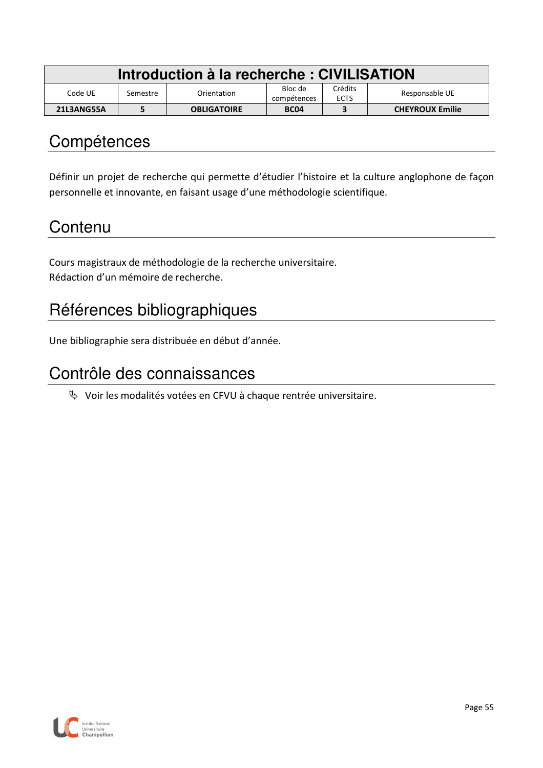| Introduction à la recherche : CIVILISATION | | | | | |
|---|---|---|---|---|---|
| Code UE | Semestre | Orientation | Bloc de compétences | Crédits ECTS | Responsable UE |
| **21L3ANG55A** | **5** | **OBLIGATOIRE** | **BC04** | **3** | **CHEYROUX Emilie** |

# Compétences

Définir un projet de recherche qui permette d'étudier l'histoire et la culture anglophone de façon personnelle et innovante, en faisant usage d'une méthodologie scientifique.

# Contenu

Cours magistraux de méthodologie de la recherche universitaire.
Rédaction d'un mémoire de recherche.

# Références bibliographiques

Une bibliographie sera distribuée en début d'année.

# Contrôle des connaissances

- Voir les modalités votées en CFVU à chaque rentrée universitaire.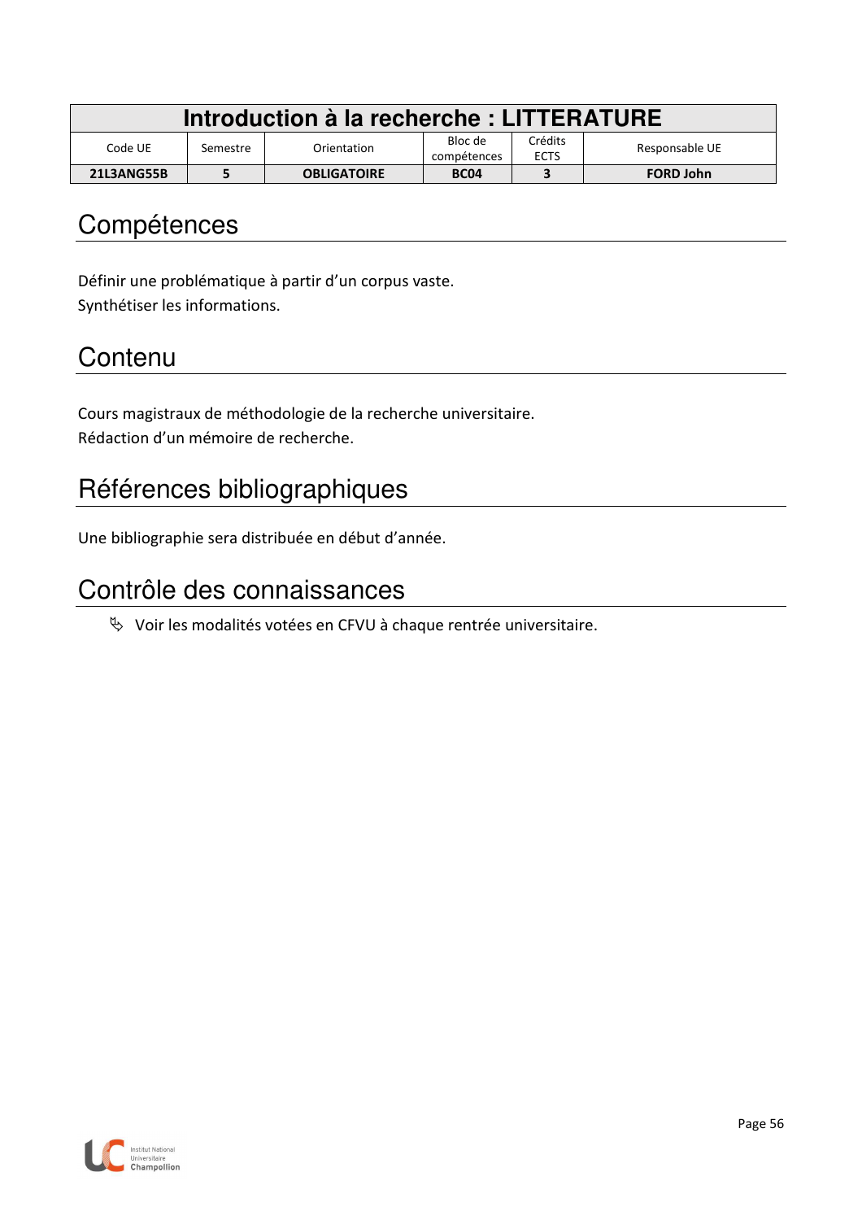| Introduction à la recherche : LITTERATURE | | | | | |
|---|---|---|---|---|---|
| Code UE | Semestre | Orientation | Bloc de compétences | Crédits ECTS | Responsable UE |
| **21L3ANG55B** | **5** | **OBLIGATOIRE** | **BC04** | **3** | **FORD John** |

# Compétences

Définir une problématique à partir d'un corpus vaste.
Synthétiser les informations.

# Contenu

Cours magistraux de méthodologie de la recherche universitaire.
Rédaction d'un mémoire de recherche.

# Références bibliographiques

Une bibliographie sera distribuée en début d'année.

# Contrôle des connaissances

- Voir les modalités votées en CFVU à chaque rentrée universitaire.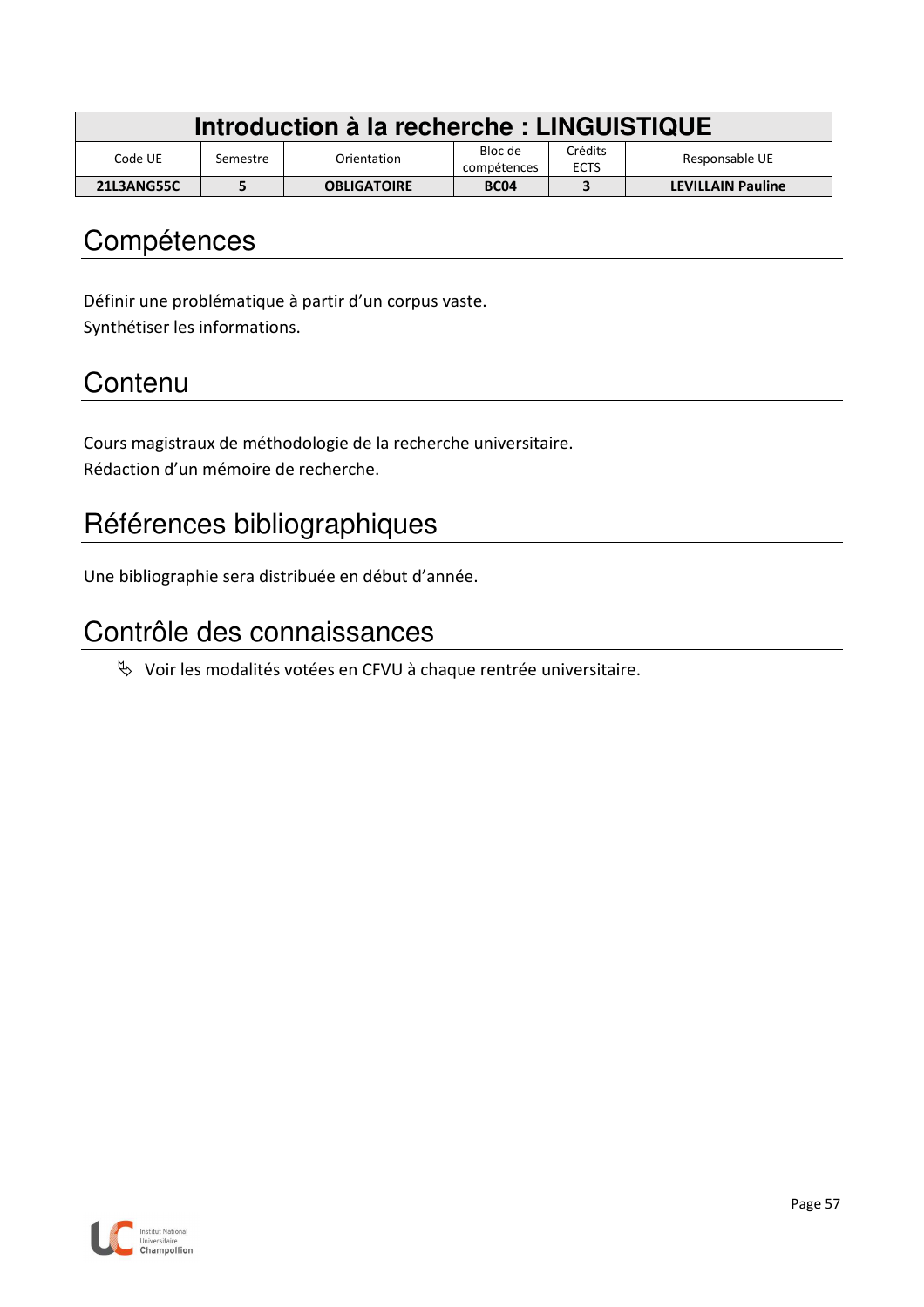| Introduction à la recherche : LINGUISTIQUE | | | | | |
|---|---|---|---|---|---|
| Code UE | Semestre | Orientation | Bloc de compétences | Crédits ECTS | Responsable UE |
| **21L3ANG55C** | **5** | **OBLIGATOIRE** | **BC04** | **3** | **LEVILLAIN Pauline** |

## Compétences

Définir une problématique à partir d'un corpus vaste.
Synthétiser les informations.

## Contenu

Cours magistraux de méthodologie de la recherche universitaire.
Rédaction d'un mémoire de recherche.

## Références bibliographiques

Une bibliographie sera distribuée en début d'année.

## Contrôle des connaissances

- Voir les modalités votées en CFVU à chaque rentrée universitaire.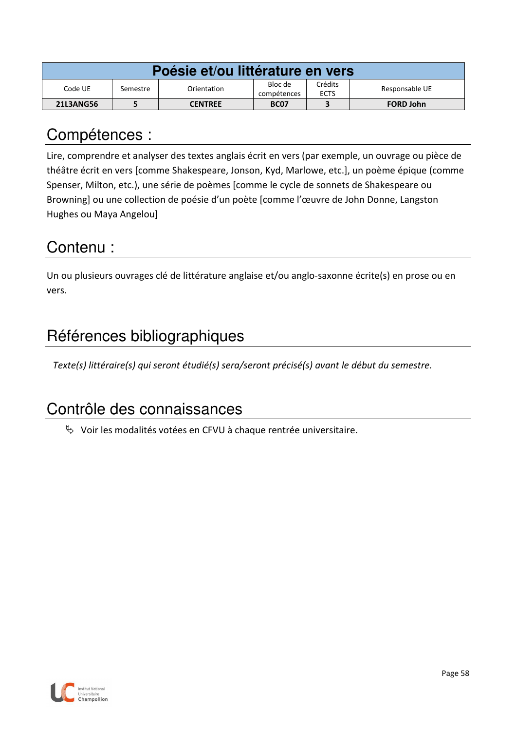| Poésie et/ou littérature en vers | | | | | |
|---|---|---|---|---|---|
| Code UE | Semestre | Orientation | Bloc de compétences | Crédits ECTS | Responsable UE |
| **21L3ANG56** | **5** | **CENTREE** | **BC07** | **3** | **FORD John** |

## Compétences :

Lire, comprendre et analyser des textes anglais écrit en vers (par exemple, un ouvrage ou pièce de théâtre écrit en vers [comme Shakespeare, Jonson, Kyd, Marlowe, etc.], un poème épique (comme Spenser, Milton, etc.), une série de poèmes [comme le cycle de sonnets de Shakespeare ou Browning] ou une collection de poésie d'un poète [comme l'œuvre de John Donne, Langston Hughes ou Maya Angelou]

## Contenu :

Un ou plusieurs ouvrages clé de littérature anglaise et/ou anglo-saxonne écrite(s) en prose ou en vers.

## Références bibliographiques

*Texte(s) littéraire(s) qui seront étudié(s) sera/seront précisé(s) avant le début du semestre.*

## Contrôle des connaissances

- Voir les modalités votées en CFVU à chaque rentrée universitaire.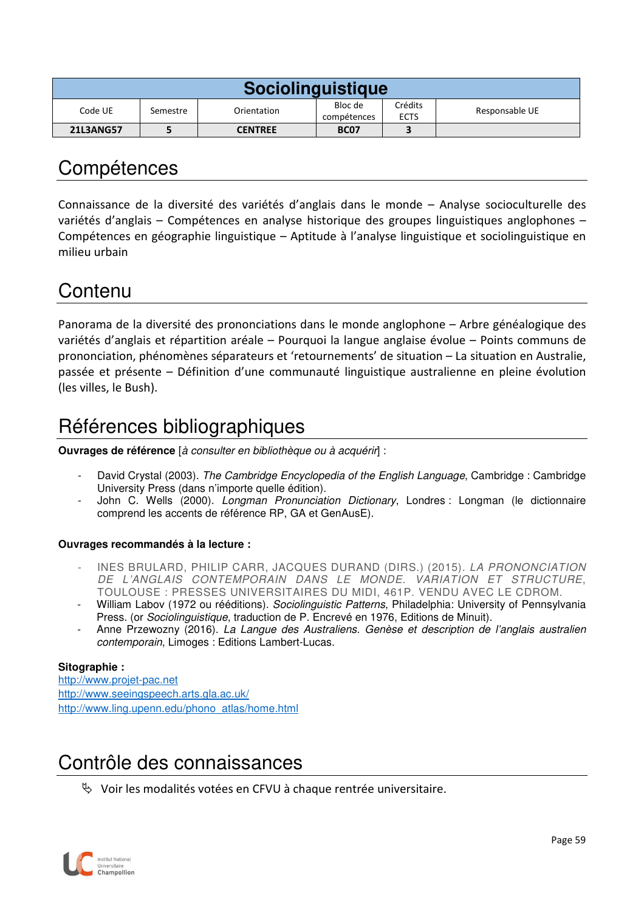| Sociolinguistique | | | | | |
|---|---|---|---|---|---|
| Code UE | Semestre | Orientation | Bloc de compétences | Crédits ECTS | Responsable UE |
| **21L3ANG57** | **5** | **CENTREE** | **BC07** | **3** | |

# Compétences

Connaissance de la diversité des variétés d'anglais dans le monde – Analyse socioculturelle des variétés d'anglais – Compétences en analyse historique des groupes linguistiques anglophones – Compétences en géographie linguistique – Aptitude à l'analyse linguistique et sociolinguistique en milieu urbain

# Contenu

Panorama de la diversité des prononciations dans le monde anglophone – Arbre généalogique des variétés d'anglais et répartition aréale – Pourquoi la langue anglaise évolue – Points communs de prononciation, phénomènes séparateurs et 'retournements' de situation – La situation en Australie, passée et présente – Définition d'une communauté linguistique australienne en pleine évolution (les villes, le Bush).

# Références bibliographiques

**Ouvrages de référence** [*à consulter en bibliothèque ou à acquérir*] :

- David Crystal (2003). *The Cambridge Encyclopedia of the English Language*, Cambridge : Cambridge University Press (dans n'importe quelle édition).
- John C. Wells (2000). *Longman Pronunciation Dictionary*, Londres : Longman (le dictionnaire comprend les accents de référence RP, GA et GenAusE).

**Ouvrages recommandés à la lecture :**

- INES BRULARD, PHILIP CARR, JACQUES DURAND (DIRS.) (2015). *LA PRONONCIATION DE L'ANGLAIS CONTEMPORAIN DANS LE MONDE. VARIATION ET STRUCTURE*, TOULOUSE : PRESSES UNIVERSITAIRES DU MIDI, 461P. VENDU AVEC LE CDROM.
- William Labov (1972 ou rééditions). *Sociolinguistic Patterns*, Philadelphia: University of Pennsylvania Press. (or *Sociolinguistique*, traduction de P. Encrevé en 1976, Editions de Minuit).
- Anne Przewozny (2016). *La Langue des Australiens. Genèse et description de l'anglais australien contemporain*, Limoges : Editions Lambert-Lucas.

**Sitographie :**
http://www.projet-pac.net
http://www.seeingspeech.arts.gla.ac.uk/
http://www.ling.upenn.edu/phono_atlas/home.html

# Contrôle des connaissances

- Voir les modalités votées en CFVU à chaque rentrée universitaire.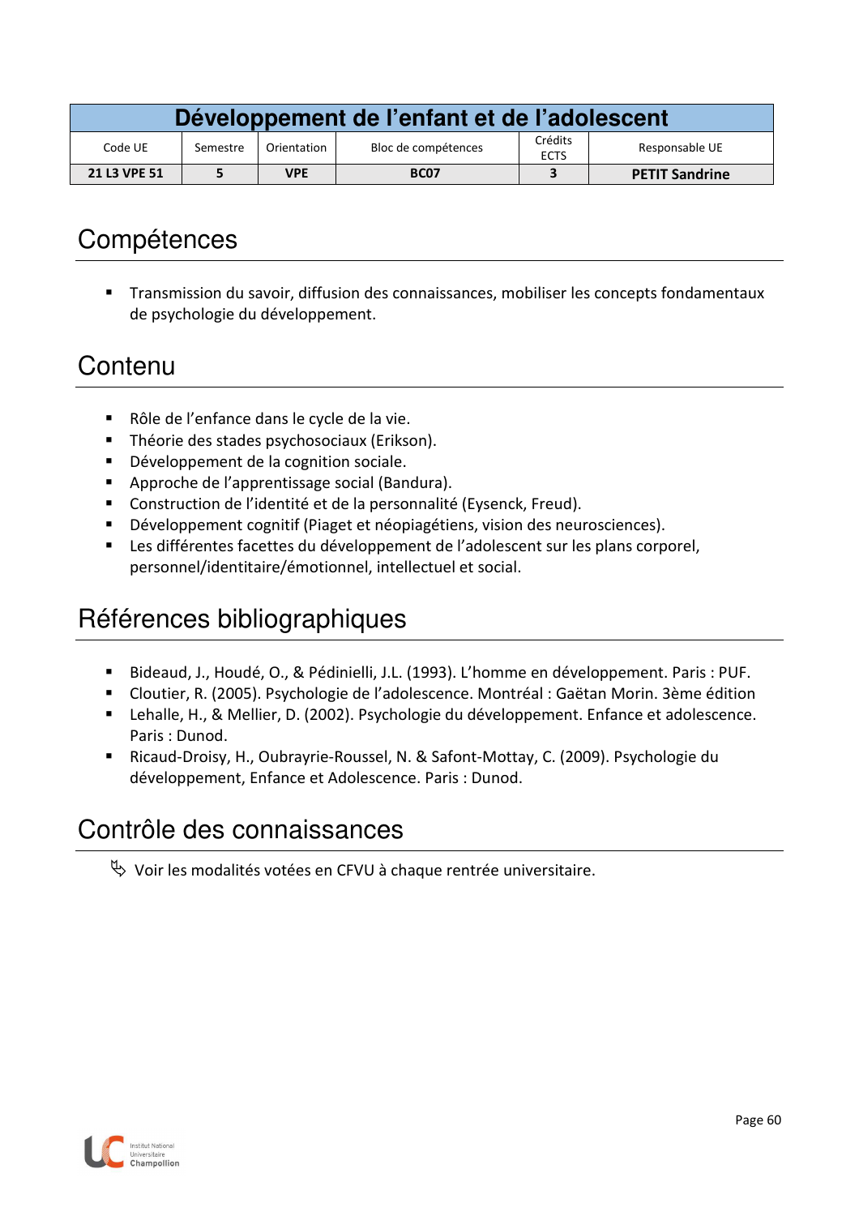| Développement de l'enfant et de l'adolescent | | | | | |
|---|---|---|---|---|---|
| Code UE | Semestre | Orientation | Bloc de compétences | Crédits ECTS | Responsable UE |
| **21 L3 VPE 51** | **5** | **VPE** | **BC07** | **3** | **PETIT Sandrine** |

# Compétences

- Transmission du savoir, diffusion des connaissances, mobiliser les concepts fondamentaux de psychologie du développement.

# Contenu

- Rôle de l'enfance dans le cycle de la vie.
- Théorie des stades psychosociaux (Erikson).
- Développement de la cognition sociale.
- Approche de l'apprentissage social (Bandura).
- Construction de l'identité et de la personnalité (Eysenck, Freud).
- Développement cognitif (Piaget et néopiagétiens, vision des neurosciences).
- Les différentes facettes du développement de l'adolescent sur les plans corporel, personnel/identitaire/émotionnel, intellectuel et social.

# Références bibliographiques

- Bideaud, J., Houdé, O., & Pédinielli, J.L. (1993). L'homme en développement. Paris : PUF.
- Cloutier, R. (2005). Psychologie de l'adolescence. Montréal : Gaëtan Morin. 3ème édition
- Lehalle, H., & Mellier, D. (2002). Psychologie du développement. Enfance et adolescence. Paris : Dunod.
- Ricaud-Droisy, H., Oubrayrie-Roussel, N. & Safont-Mottay, C. (2009). Psychologie du développement, Enfance et Adolescence. Paris : Dunod.

# Contrôle des connaissances

↳ Voir les modalités votées en CFVU à chaque rentrée universitaire.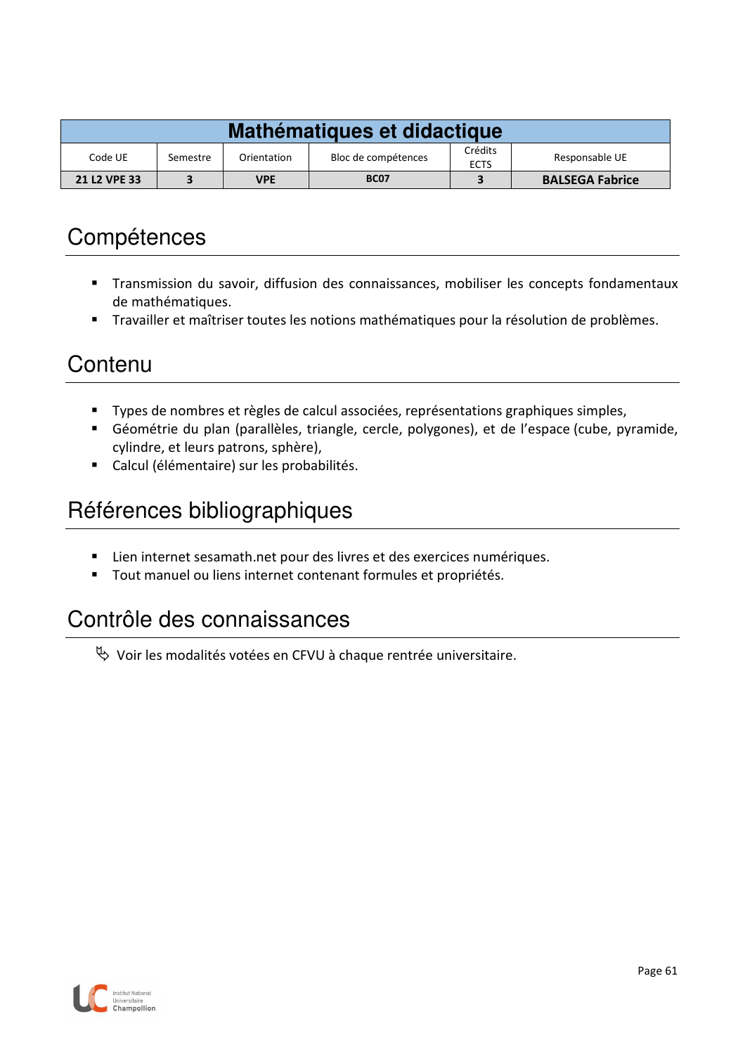| Mathématiques et didactique | | | | | |
|---|---|---|---|---|---|
| Code UE | Semestre | Orientation | Bloc de compétences | Crédits ECTS | Responsable UE |
| **21 L2 VPE 33** | **3** | **VPE** | **BC07** | **3** | **BALSEGA Fabrice** |

## Compétences

- Transmission du savoir, diffusion des connaissances, mobiliser les concepts fondamentaux de mathématiques.
- Travailler et maîtriser toutes les notions mathématiques pour la résolution de problèmes.

## Contenu

- Types de nombres et règles de calcul associées, représentations graphiques simples,
- Géométrie du plan (parallèles, triangle, cercle, polygones), et de l'espace (cube, pyramide, cylindre, et leurs patrons, sphère),
- Calcul (élémentaire) sur les probabilités.

## Références bibliographiques

- Lien internet sesamath.net pour des livres et des exercices numériques.
- Tout manuel ou liens internet contenant formules et propriétés.

## Contrôle des connaissances

↳ Voir les modalités votées en CFVU à chaque rentrée universitaire.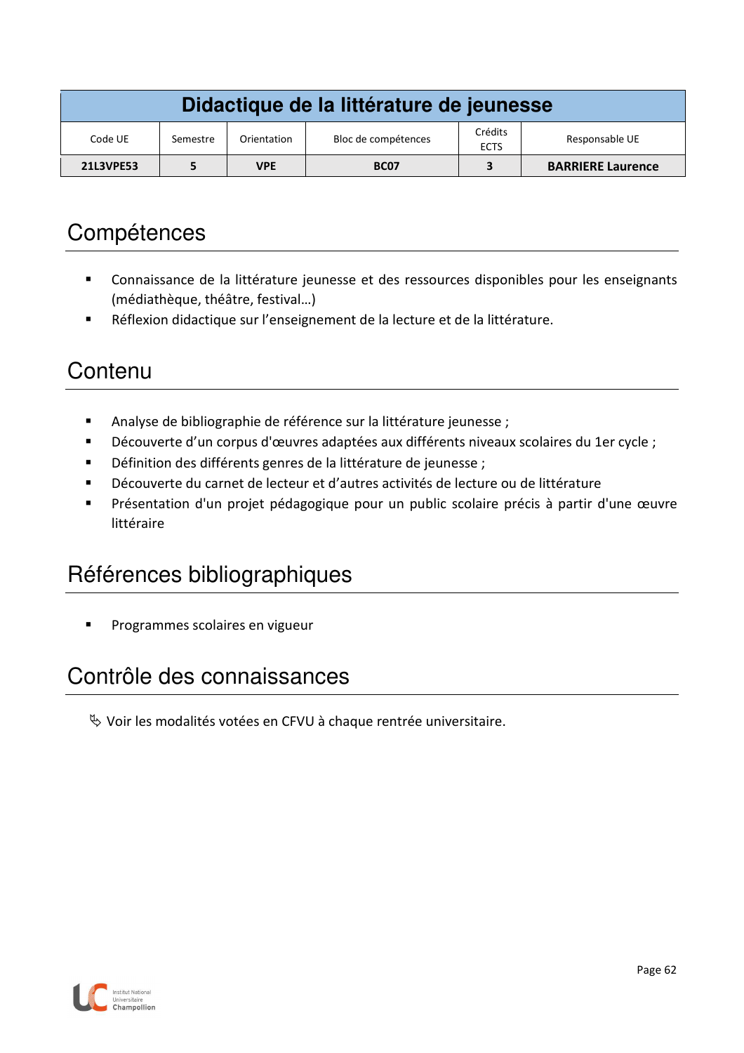| Didactique de la littérature de jeunesse | | | | | |
|---|---|---|---|---|---|
| Code UE | Semestre | Orientation | Bloc de compétences | Crédits ECTS | Responsable UE |
| **21L3VPE53** | **5** | **VPE** | **BC07** | **3** | **BARRIERE Laurence** |

## Compétences

- Connaissance de la littérature jeunesse et des ressources disponibles pour les enseignants (médiathèque, théâtre, festival…)
- Réflexion didactique sur l'enseignement de la lecture et de la littérature.

## Contenu

- Analyse de bibliographie de référence sur la littérature jeunesse ;
- Découverte d'un corpus d'œuvres adaptées aux différents niveaux scolaires du 1er cycle ;
- Définition des différents genres de la littérature de jeunesse ;
- Découverte du carnet de lecteur et d'autres activités de lecture ou de littérature
- Présentation d'un projet pédagogique pour un public scolaire précis à partir d'une œuvre littéraire

## Références bibliographiques

- Programmes scolaires en vigueur

## Contrôle des connaissances

✎ Voir les modalités votées en CFVU à chaque rentrée universitaire.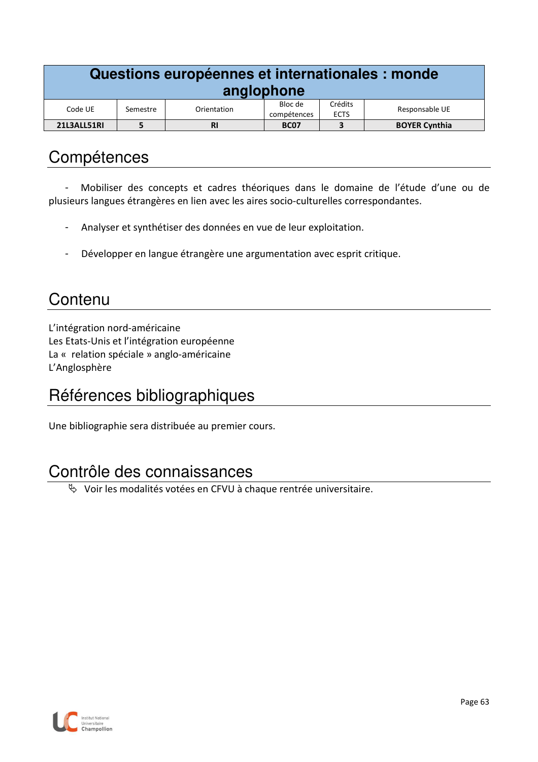| Questions européennes et internationales : monde anglophone | | | | | |
|---|---|---|---|---|---|
| Code UE | Semestre | Orientation | Bloc de compétences | Crédits ECTS | Responsable UE |
| **21L3ALL51RI** | **5** | **RI** | **BC07** | **3** | **BOYER Cynthia** |

# Compétences

- Mobiliser des concepts et cadres théoriques dans le domaine de l'étude d'une ou de plusieurs langues étrangères en lien avec les aires socio-culturelles correspondantes.

- Analyser et synthétiser des données en vue de leur exploitation.

- Développer en langue étrangère une argumentation avec esprit critique.

# Contenu

L'intégration nord-américaine
Les Etats-Unis et l'intégration européenne
La « relation spéciale » anglo-américaine
L'Anglosphère

# Références bibliographiques

Une bibliographie sera distribuée au premier cours.

# Contrôle des connaissances

- Voir les modalités votées en CFVU à chaque rentrée universitaire.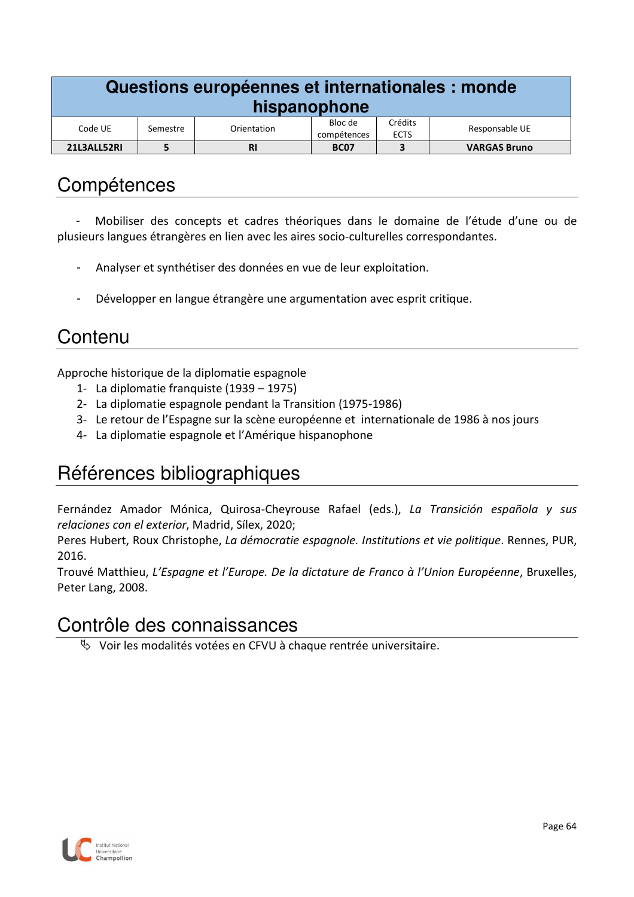| Questions européennes et internationales : monde hispanophone | | | | | |
|---|---|---|---|---|---|
| Code UE | Semestre | Orientation | Bloc de compétences | Crédits ECTS | Responsable UE |
| **21L3ALL52RI** | **5** | **RI** | **BC07** | **3** | **VARGAS Bruno** |

# Compétences

- Mobiliser des concepts et cadres théoriques dans le domaine de l'étude d'une ou de plusieurs langues étrangères en lien avec les aires socio-culturelles correspondantes.

- Analyser et synthétiser des données en vue de leur exploitation.

- Développer en langue étrangère une argumentation avec esprit critique.

# Contenu

Approche historique de la diplomatie espagnole

1- La diplomatie franquiste (1939 – 1975)
2- La diplomatie espagnole pendant la Transition (1975-1986)
3- Le retour de l'Espagne sur la scène européenne et internationale de 1986 à nos jours
4- La diplomatie espagnole et l'Amérique hispanophone

# Références bibliographiques

Fernández Amador Mónica, Quirosa-Cheyrouse Rafael (eds.), *La Transición española y sus relaciones con el exterior*, Madrid, Sílex, 2020;
Peres Hubert, Roux Christophe, *La démocratie espagnole. Institutions et vie politique*. Rennes, PUR, 2016.
Trouvé Matthieu, *L'Espagne et l'Europe. De la dictature de Franco à l'Union Européenne*, Bruxelles, Peter Lang, 2008.

# Contrôle des connaissances

- Voir les modalités votées en CFVU à chaque rentrée universitaire.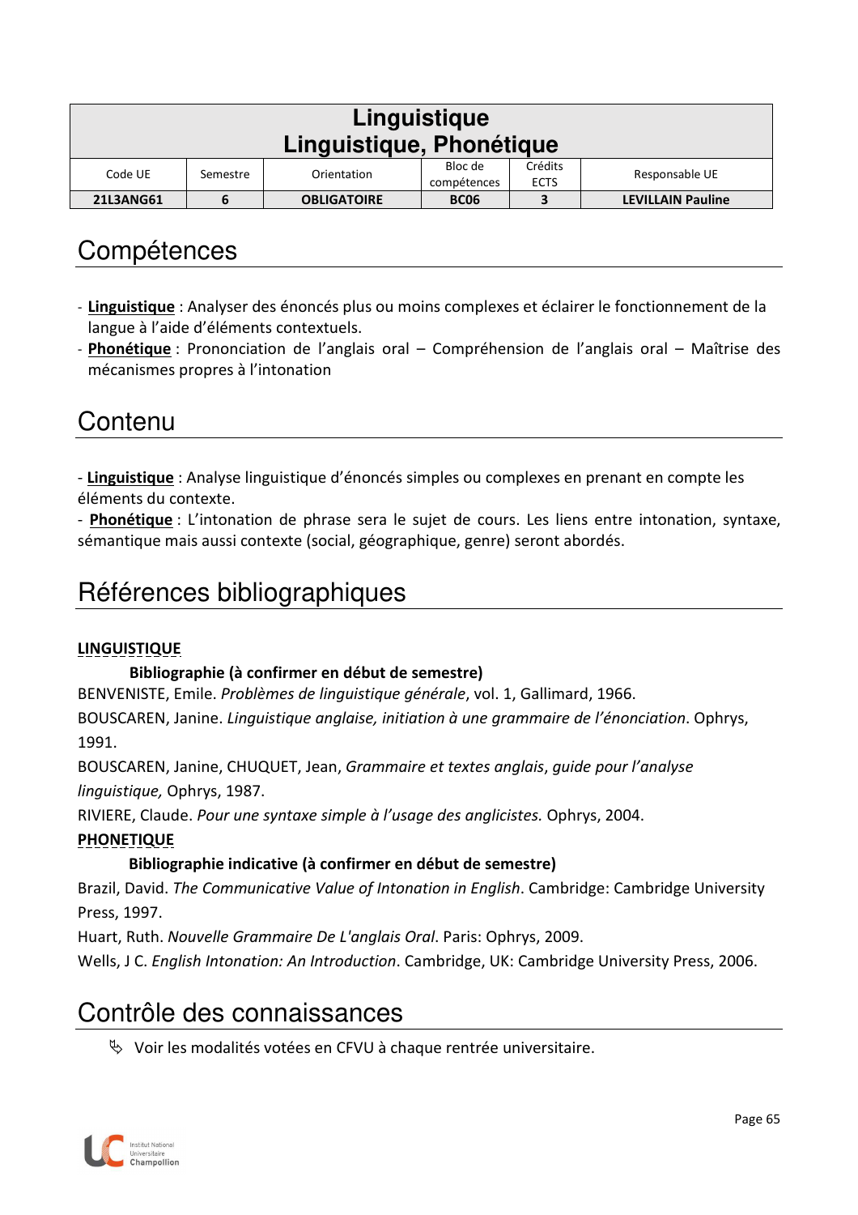| Linguistique<br>Linguistique, Phonétique | | | | | |
|---|---|---|---|---|---|
| Code UE | Semestre | Orientation | Bloc de compétences | Crédits ECTS | Responsable UE |
| **21L3ANG61** | **6** | **OBLIGATOIRE** | **BC06** | **3** | **LEVILLAIN Pauline** |

# Compétences

- **Linguistique** : Analyser des énoncés plus ou moins complexes et éclairer le fonctionnement de la langue à l'aide d'éléments contextuels.
- **Phonétique** : Prononciation de l'anglais oral – Compréhension de l'anglais oral – Maîtrise des mécanismes propres à l'intonation

# Contenu

- **Linguistique** : Analyse linguistique d'énoncés simples ou complexes en prenant en compte les éléments du contexte.

- **Phonétique** : L'intonation de phrase sera le sujet de cours. Les liens entre intonation, syntaxe, sémantique mais aussi contexte (social, géographique, genre) seront abordés.

# Références bibliographiques

**LINGUISTIQUE**

**Bibliographie (à confirmer en début de semestre)**

BENVENISTE, Emile. *Problèmes de linguistique générale*, vol. 1, Gallimard, 1966.

BOUSCAREN, Janine. *Linguistique anglaise, initiation à une grammaire de l'énonciation*. Ophrys, 1991.

BOUSCAREN, Janine, CHUQUET, Jean, *Grammaire et textes anglais*, *guide pour l'analyse linguistique,* Ophrys, 1987.

RIVIERE, Claude. *Pour une syntaxe simple à l'usage des anglicistes.* Ophrys, 2004.

**PHONETIQUE**

**Bibliographie indicative (à confirmer en début de semestre)**

Brazil, David. *The Communicative Value of Intonation in English*. Cambridge: Cambridge University Press, 1997.

Huart, Ruth. *Nouvelle Grammaire De L'anglais Oral*. Paris: Ophrys, 2009.

Wells, J C. *English Intonation: An Introduction*. Cambridge, UK: Cambridge University Press, 2006.

# Contrôle des connaissances

- Voir les modalités votées en CFVU à chaque rentrée universitaire.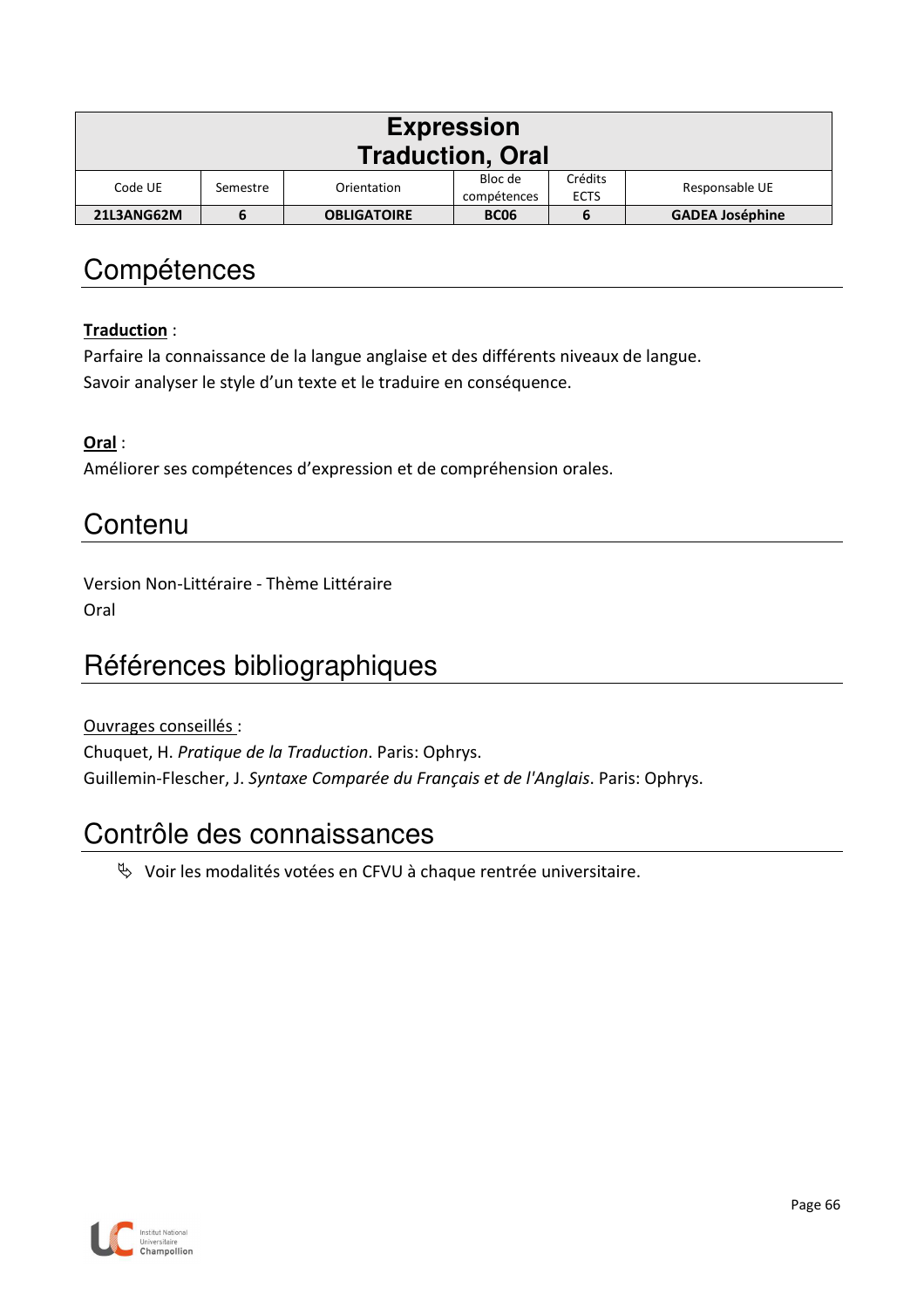| Expression<br>Traduction, Oral | | | | | |
|---|---|---|---|---|---|
| Code UE | Semestre | Orientation | Bloc de compétences | Crédits ECTS | Responsable UE |
| **21L3ANG62M** | **6** | **OBLIGATOIRE** | **BC06** | **6** | **GADEA Joséphine** |

# Compétences

**Traduction** :
Parfaire la connaissance de la langue anglaise et des différents niveaux de langue.
Savoir analyser le style d'un texte et le traduire en conséquence.

**Oral** :
Améliorer ses compétences d'expression et de compréhension orales.

# Contenu

Version Non-Littéraire - Thème Littéraire
Oral

# Références bibliographiques

Ouvrages conseillés :
Chuquet, H. *Pratique de la Traduction*. Paris: Ophrys.
Guillemin-Flescher, J. *Syntaxe Comparée du Français et de l'Anglais*. Paris: Ophrys.

# Contrôle des connaissances

- Voir les modalités votées en CFVU à chaque rentrée universitaire.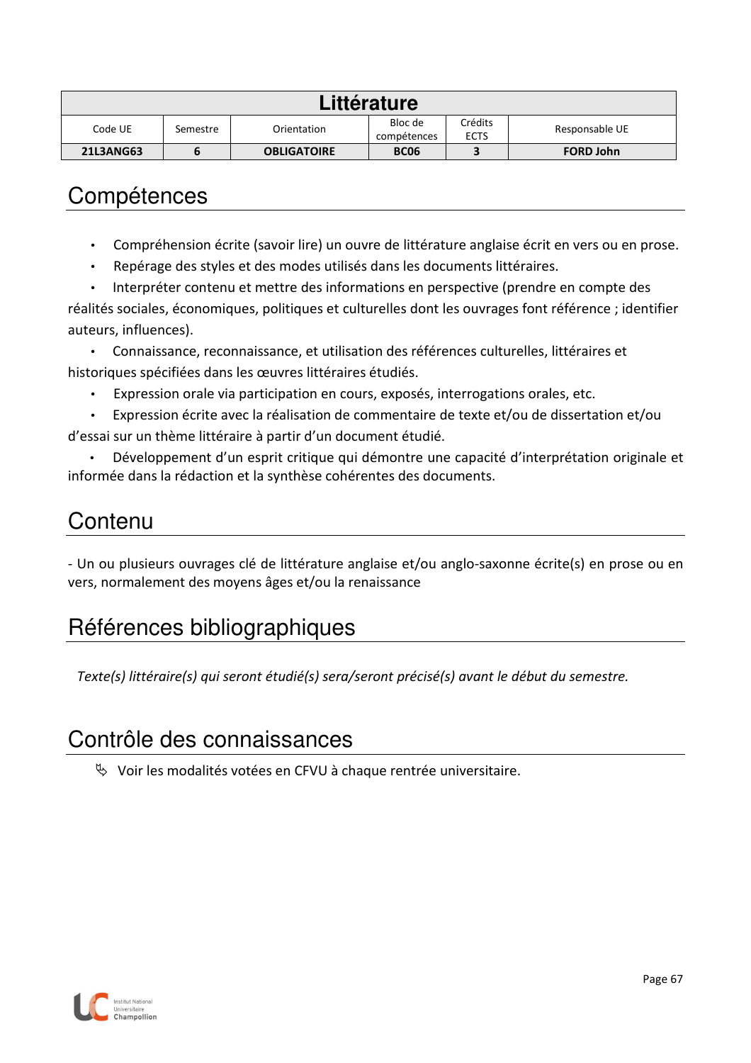| Littérature | | | | | |
|---|---|---|---|---|---|
| Code UE | Semestre | Orientation | Bloc de compétences | Crédits ECTS | Responsable UE |
| **21L3ANG63** | **6** | **OBLIGATOIRE** | **BC06** | **3** | **FORD John** |

# Compétences

- Compréhension écrite (savoir lire) un ouvre de littérature anglaise écrit en vers ou en prose.
- Repérage des styles et des modes utilisés dans les documents littéraires.
- Interpréter contenu et mettre des informations en perspective (prendre en compte des réalités sociales, économiques, politiques et culturelles dont les ouvrages font référence ; identifier auteurs, influences).
- Connaissance, reconnaissance, et utilisation des références culturelles, littéraires et historiques spécifiées dans les œuvres littéraires étudiés.
- Expression orale via participation en cours, exposés, interrogations orales, etc.
- Expression écrite avec la réalisation de commentaire de texte et/ou de dissertation et/ou d'essai sur un thème littéraire à partir d'un document étudié.
- Développement d'un esprit critique qui démontre une capacité d'interprétation originale et informée dans la rédaction et la synthèse cohérentes des documents.

# Contenu

- Un ou plusieurs ouvrages clé de littérature anglaise et/ou anglo-saxonne écrite(s) en prose ou en vers, normalement des moyens âges et/ou la renaissance

# Références bibliographiques

*Texte(s) littéraire(s) qui seront étudié(s) sera/seront précisé(s) avant le début du semestre.*

# Contrôle des connaissances

- Voir les modalités votées en CFVU à chaque rentrée universitaire.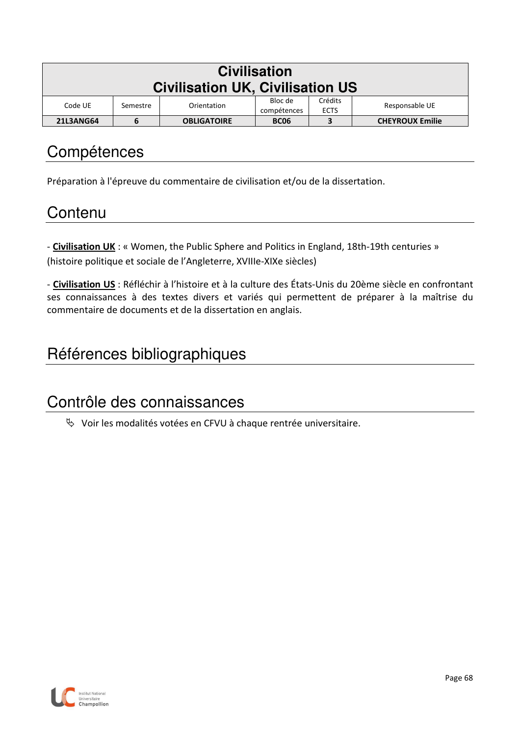| Civilisation<br>Civilisation UK, Civilisation US | | | | | |
|---|---|---|---|---|---|
| Code UE | Semestre | Orientation | Bloc de compétences | Crédits ECTS | Responsable UE |
| **21L3ANG64** | **6** | **OBLIGATOIRE** | **BC06** | **3** | **CHEYROUX Emilie** |

# Compétences

Préparation à l'épreuve du commentaire de civilisation et/ou de la dissertation.

# Contenu

- **Civilisation UK** : « Women, the Public Sphere and Politics in England, 18th-19th centuries » (histoire politique et sociale de l'Angleterre, XVIIIe-XIXe siècles)

- **Civilisation US** : Réfléchir à l'histoire et à la culture des États-Unis du 20ème siècle en confrontant ses connaissances à des textes divers et variés qui permettent de préparer à la maîtrise du commentaire de documents et de la dissertation en anglais.

# Références bibliographiques

# Contrôle des connaissances

- Voir les modalités votées en CFVU à chaque rentrée universitaire.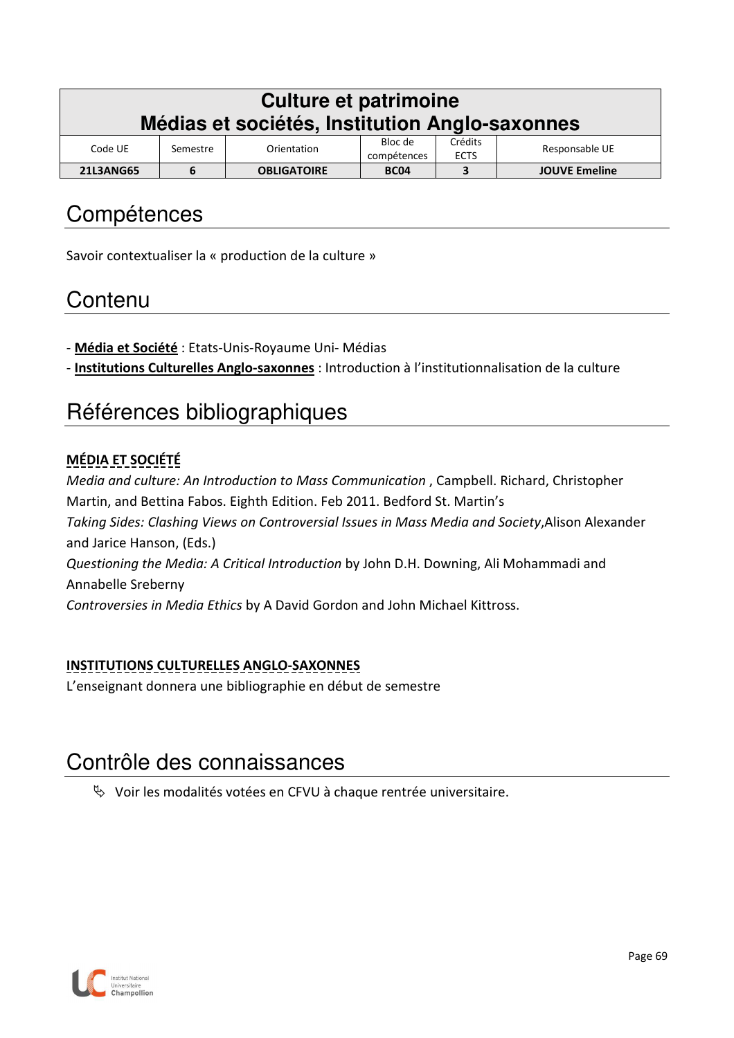| Culture et patrimoine<br>Médias et sociétés, Institution Anglo-saxonnes | | | | | |
|---|---|---|---|---|---|
| Code UE | Semestre | Orientation | Bloc de compétences | Crédits ECTS | Responsable UE |
| **21L3ANG65** | **6** | **OBLIGATOIRE** | **BC04** | **3** | **JOUVE Emeline** |

# Compétences

Savoir contextualiser la « production de la culture »

# Contenu

- **Média et Société** : Etats-Unis-Royaume Uni- Médias
- **Institutions Culturelles Anglo-saxonnes** : Introduction à l'institutionnalisation de la culture

# Références bibliographiques

**MÉDIA ET SOCIÉTÉ**

*Media and culture: An Introduction to Mass Communication* , Campbell. Richard, Christopher Martin, and Bettina Fabos. Eighth Edition. Feb 2011. Bedford St. Martin's

*Taking Sides: Clashing Views on Controversial Issues in Mass Media and Society*,Alison Alexander and Jarice Hanson, (Eds.)

*Questioning the Media: A Critical Introduction* by John D.H. Downing, Ali Mohammadi and Annabelle Sreberny

*Controversies in Media Ethics* by A David Gordon and John Michael Kittross.

**INSTITUTIONS CULTURELLES ANGLO-SAXONNES**

L'enseignant donnera une bibliographie en début de semestre

# Contrôle des connaissances

- Voir les modalités votées en CFVU à chaque rentrée universitaire.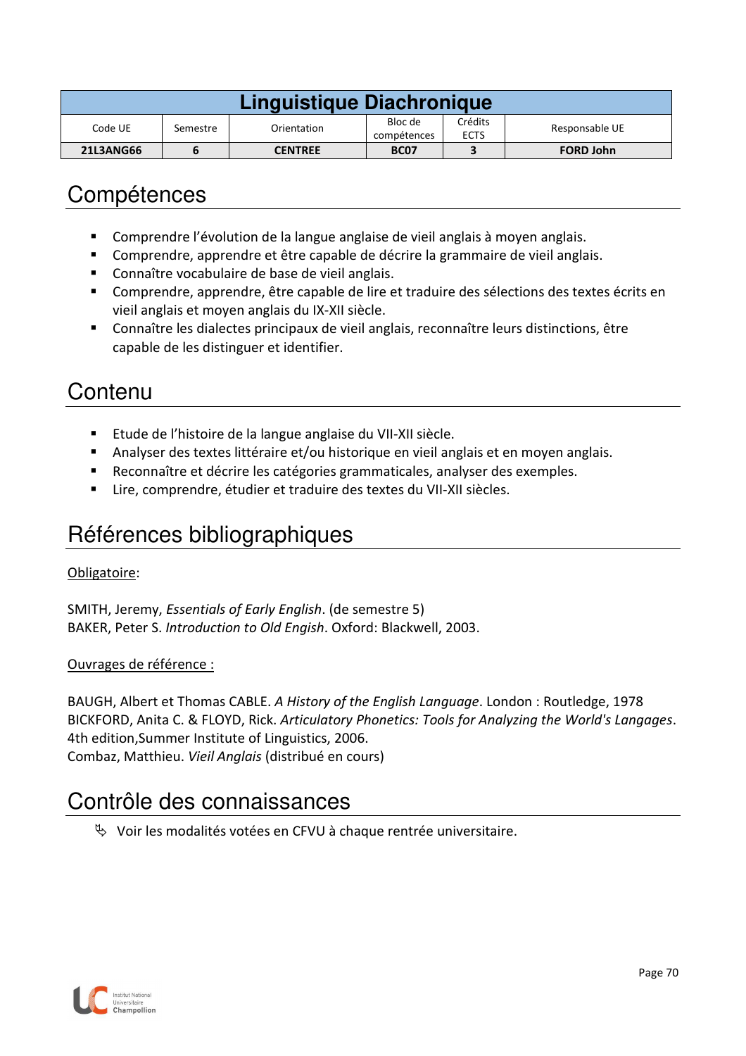| Linguistique Diachronique | | | | | |
|---|---|---|---|---|---|
| Code UE | Semestre | Orientation | Bloc de compétences | Crédits ECTS | Responsable UE |
| **21L3ANG66** | **6** | **CENTREE** | **BC07** | **3** | **FORD John** |

# Compétences

- Comprendre l'évolution de la langue anglaise de vieil anglais à moyen anglais.
- Comprendre, apprendre et être capable de décrire la grammaire de vieil anglais.
- Connaître vocabulaire de base de vieil anglais.
- Comprendre, apprendre, être capable de lire et traduire des sélections des textes écrits en vieil anglais et moyen anglais du IX-XII siècle.
- Connaître les dialectes principaux de vieil anglais, reconnaître leurs distinctions, être capable de les distinguer et identifier.

# Contenu

- Etude de l'histoire de la langue anglaise du VII-XII siècle.
- Analyser des textes littéraire et/ou historique en vieil anglais et en moyen anglais.
- Reconnaître et décrire les catégories grammaticales, analyser des exemples.
- Lire, comprendre, étudier et traduire des textes du VII-XII siècles.

# Références bibliographiques

Obligatoire:

SMITH, Jeremy, *Essentials of Early English*. (de semestre 5)
BAKER, Peter S. *Introduction to Old English*. Oxford: Blackwell, 2003.

Ouvrages de référence :

BAUGH, Albert et Thomas CABLE. *A History of the English Language*. London : Routledge, 1978
BICKFORD, Anita C. & FLOYD, Rick. *Articulatory Phonetics: Tools for Analyzing the World's Langages*. 4th edition,Summer Institute of Linguistics, 2006.
Combaz, Matthieu. *Vieil Anglais* (distribué en cours)

# Contrôle des connaissances

- Voir les modalités votées en CFVU à chaque rentrée universitaire.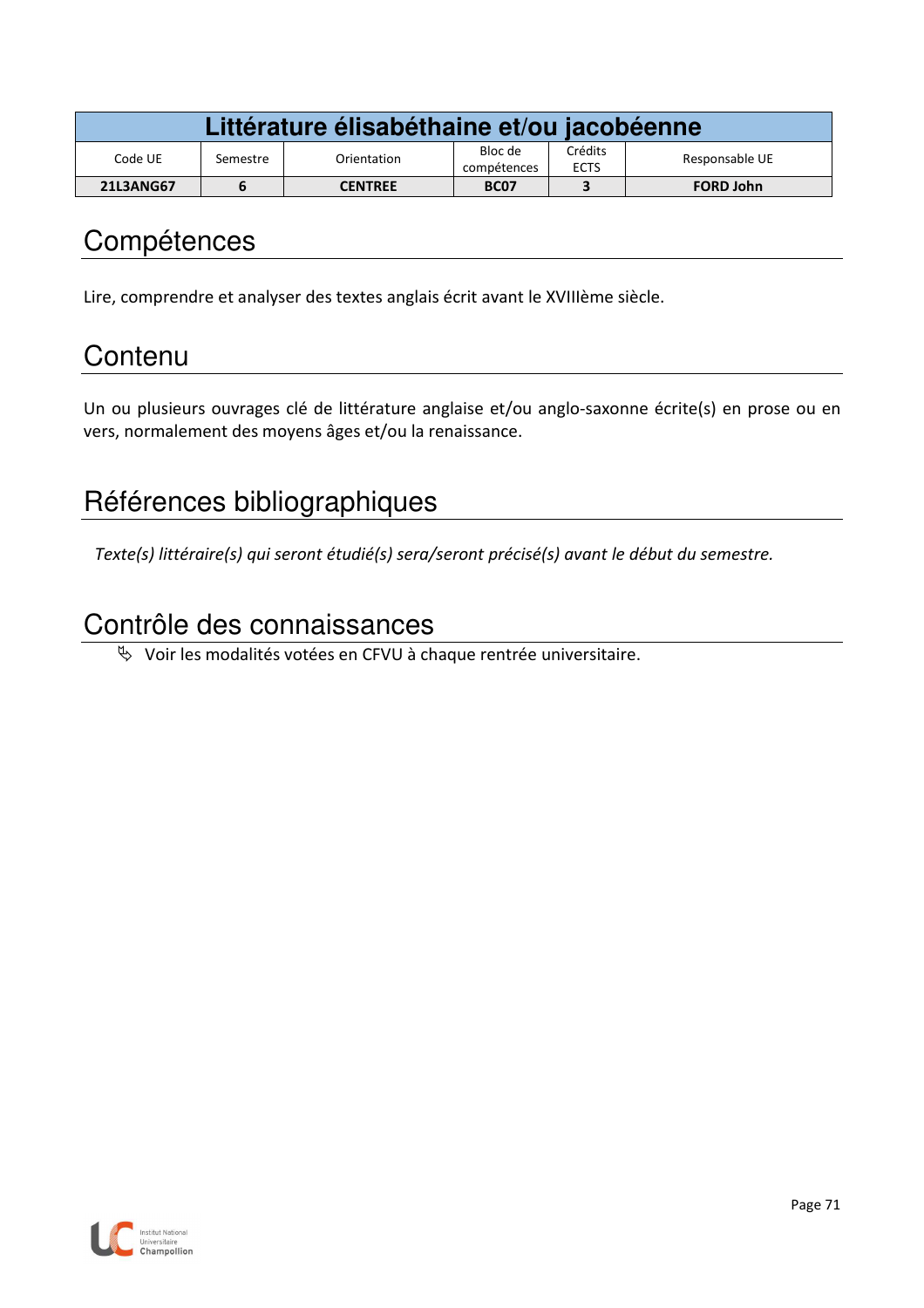| Littérature élisabéthaine et/ou jacobéenne | | | | | |
|---|---|---|---|---|---|
| Code UE | Semestre | Orientation | Bloc de compétences | Crédits ECTS | Responsable UE |
| **21L3ANG67** | **6** | **CENTREE** | **BC07** | **3** | **FORD John** |

# Compétences

Lire, comprendre et analyser des textes anglais écrit avant le XVIIIème siècle.

# Contenu

Un ou plusieurs ouvrages clé de littérature anglaise et/ou anglo-saxonne écrite(s) en prose ou en vers, normalement des moyens âges et/ou la renaissance.

# Références bibliographiques

*Texte(s) littéraire(s) qui seront étudié(s) sera/seront précisé(s) avant le début du semestre.*

# Contrôle des connaissances

- Voir les modalités votées en CFVU à chaque rentrée universitaire.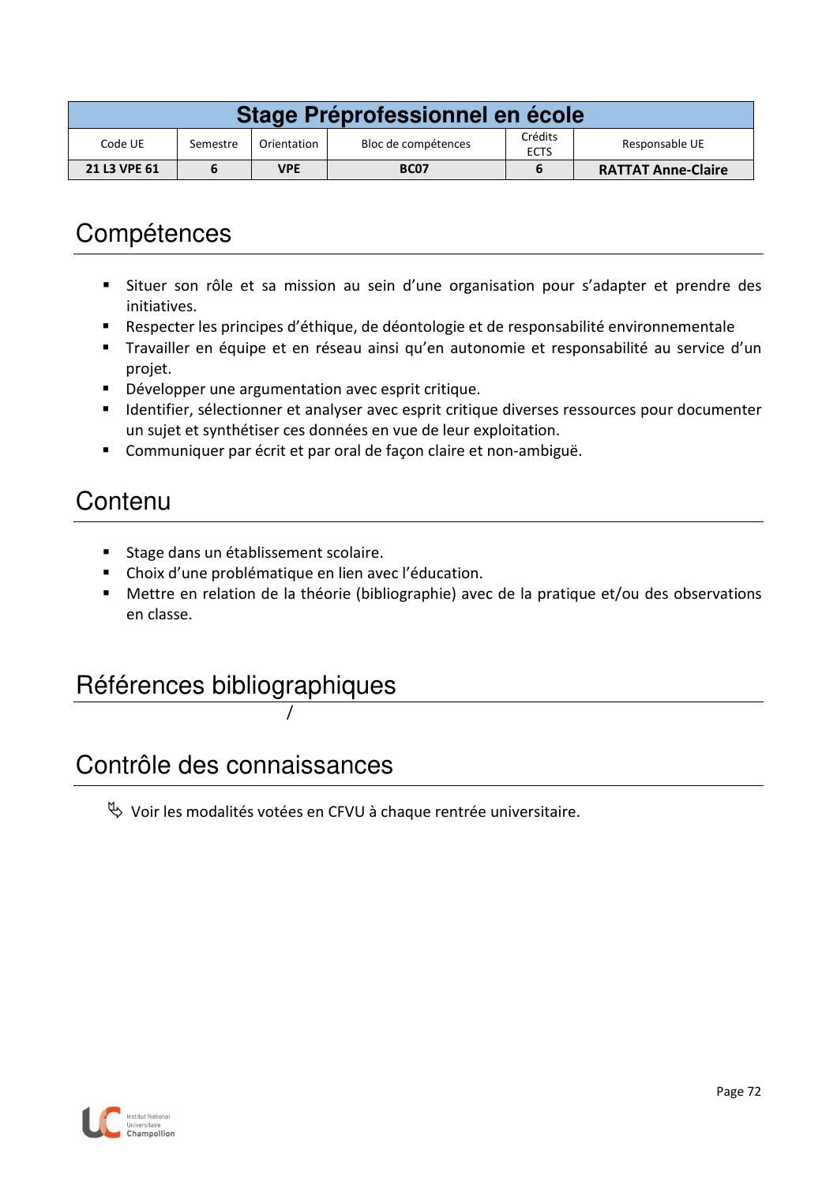| Stage Préprofessionnel en école | | | | | |
|---|---|---|---|---|---|
| Code UE | Semestre | Orientation | Bloc de compétences | Crédits ECTS | Responsable UE |
| **21 L3 VPE 61** | **6** | **VPE** | **BC07** | **6** | **RATTAT Anne-Claire** |

# Compétences

- Situer son rôle et sa mission au sein d'une organisation pour s'adapter et prendre des initiatives.
- Respecter les principes d'éthique, de déontologie et de responsabilité environnementale
- Travailler en équipe et en réseau ainsi qu'en autonomie et responsabilité au service d'un projet.
- Développer une argumentation avec esprit critique.
- Identifier, sélectionner et analyser avec esprit critique diverses ressources pour documenter un sujet et synthétiser ces données en vue de leur exploitation.
- Communiquer par écrit et par oral de façon claire et non-ambiguë.

# Contenu

- Stage dans un établissement scolaire.
- Choix d'une problématique en lien avec l'éducation.
- Mettre en relation de la théorie (bibliographie) avec de la pratique et/ou des observations en classe.

# Références bibliographiques

/

# Contrôle des connaissances

↳ Voir les modalités votées en CFVU à chaque rentrée universitaire.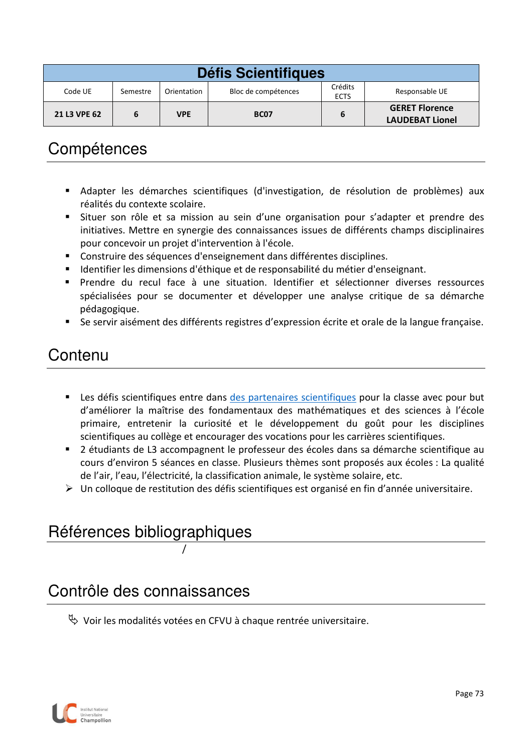| Défis Scientifiques | | | | | |
|---|---|---|---|---|---|
| Code UE | Semestre | Orientation | Bloc de compétences | Crédits ECTS | Responsable UE |
| **21 L3 VPE 62** | **6** | **VPE** | **BC07** | **6** | **GERET Florence LAUDEBAT Lionel** |

## Compétences

- Adapter les démarches scientifiques (d'investigation, de résolution de problèmes) aux réalités du contexte scolaire.
- Situer son rôle et sa mission au sein d'une organisation pour s'adapter et prendre des initiatives. Mettre en synergie des connaissances issues de différents champs disciplinaires pour concevoir un projet d'intervention à l'école.
- Construire des séquences d'enseignement dans différentes disciplines.
- Identifier les dimensions d'éthique et de responsabilité du métier d'enseignant.
- Prendre du recul face à une situation. Identifier et sélectionner diverses ressources spécialisées pour se documenter et développer une analyse critique de sa démarche pédagogique.
- Se servir aisément des différents registres d'expression écrite et orale de la langue française.

## Contenu

- Les défis scientifiques entre dans des partenaires scientifiques pour la classe avec pour but d'améliorer la maîtrise des fondamentaux des mathématiques et des sciences à l'école primaire, entretenir la curiosité et le développement du goût pour les disciplines scientifiques au collège et encourager des vocations pour les carrières scientifiques.
- 2 étudiants de L3 accompagnent le professeur des écoles dans sa démarche scientifique au cours d'environ 5 séances en classe. Plusieurs thèmes sont proposés aux écoles : La qualité de l'air, l'eau, l'électricité, la classification animale, le système solaire, etc.
- Un colloque de restitution des défis scientifiques est organisé en fin d'année universitaire.

## Références bibliographiques

/

## Contrôle des connaissances

Voir les modalités votées en CFVU à chaque rentrée universitaire.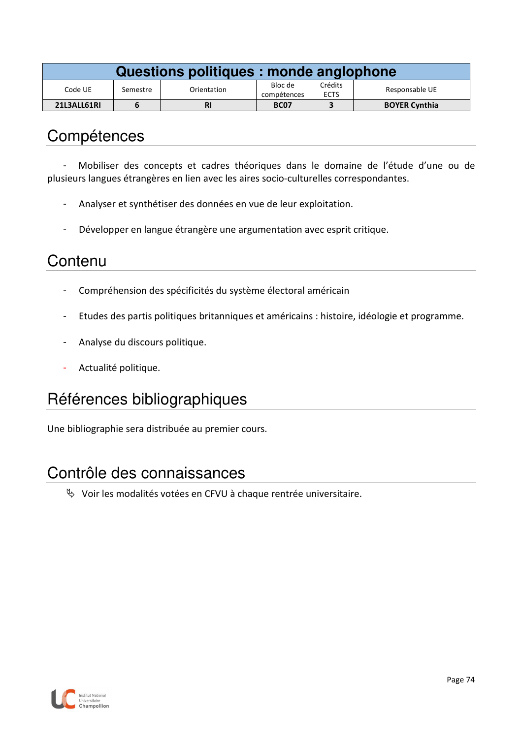| Questions politiques : monde anglophone | | | | | |
|---|---|---|---|---|---|
| Code UE | Semestre | Orientation | Bloc de compétences | Crédits ECTS | Responsable UE |
| **21L3ALL61RI** | **6** | **RI** | **BC07** | **3** | **BOYER Cynthia** |

## Compétences

- Mobiliser des concepts et cadres théoriques dans le domaine de l'étude d'une ou de plusieurs langues étrangères en lien avec les aires socio-culturelles correspondantes.
- Analyser et synthétiser des données en vue de leur exploitation.
- Développer en langue étrangère une argumentation avec esprit critique.

## Contenu

- Compréhension des spécificités du système électoral américain
- Etudes des partis politiques britanniques et américains : histoire, idéologie et programme.
- Analyse du discours politique.
- Actualité politique.

## Références bibliographiques

Une bibliographie sera distribuée au premier cours.

## Contrôle des connaissances

- Voir les modalités votées en CFVU à chaque rentrée universitaire.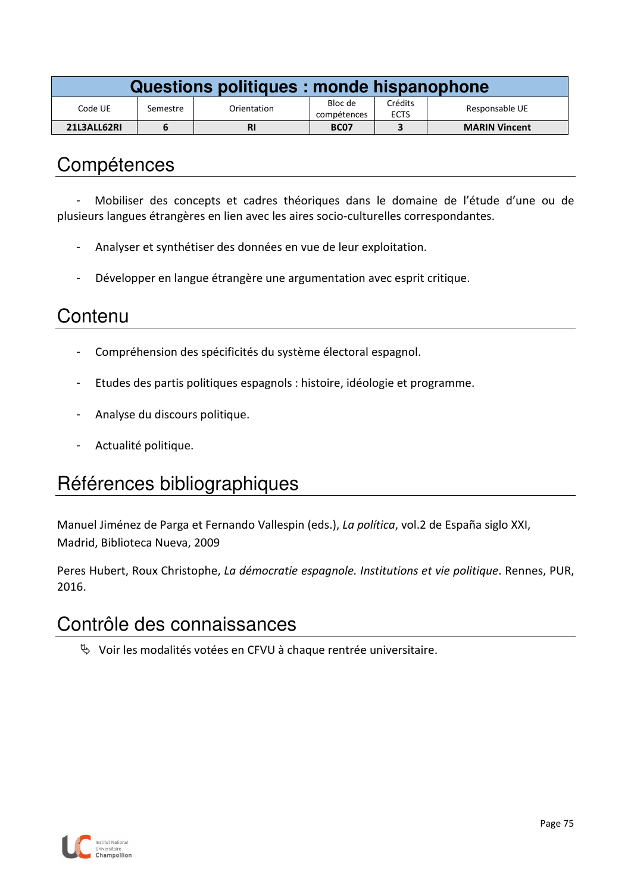| Questions politiques : monde hispanophone | | | | | |
|---|---|---|---|---|---|
| Code UE | Semestre | Orientation | Bloc de compétences | Crédits ECTS | Responsable UE |
| **21L3ALL62RI** | **6** | **RI** | **BC07** | **3** | **MARIN Vincent** |

# Compétences

- Mobiliser des concepts et cadres théoriques dans le domaine de l'étude d'une ou de plusieurs langues étrangères en lien avec les aires socio-culturelles correspondantes.
- Analyser et synthétiser des données en vue de leur exploitation.
- Développer en langue étrangère une argumentation avec esprit critique.

# Contenu

- Compréhension des spécificités du système électoral espagnol.
- Etudes des partis politiques espagnols : histoire, idéologie et programme.
- Analyse du discours politique.
- Actualité politique.

# Références bibliographiques

Manuel Jiménez de Parga et Fernando Vallespin (eds.), *La política*, vol.2 de España siglo XXI, Madrid, Biblioteca Nueva, 2009

Peres Hubert, Roux Christophe, *La démocratie espagnole. Institutions et vie politique*. Rennes, PUR, 2016.

# Contrôle des connaissances

- Voir les modalités votées en CFVU à chaque rentrée universitaire.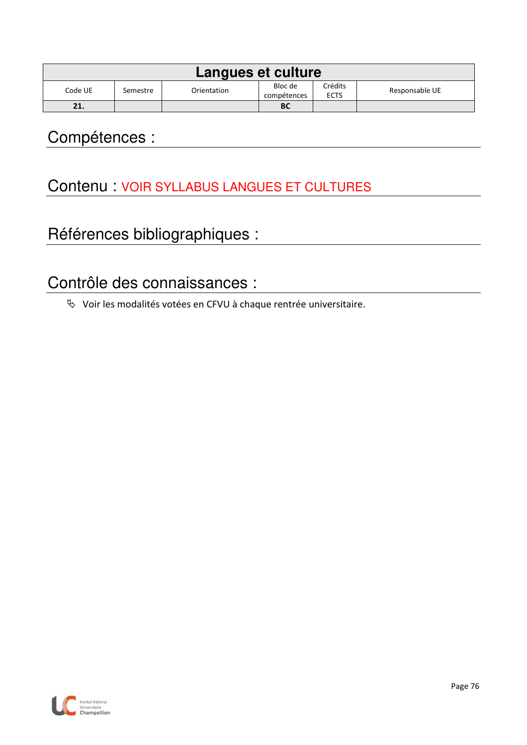| Langues et culture | | | | | |
|---|---|---|---|---|---|
| Code UE | Semestre | Orientation | Bloc de compétences | Crédits ECTS | Responsable UE |
| **21.** | | | **BC** | | |

## Compétences :

## Contenu : VOIR SYLLABUS LANGUES ET CULTURES

## Références bibliographiques :

## Contrôle des connaissances :

- Voir les modalités votées en CFVU à chaque rentrée universitaire.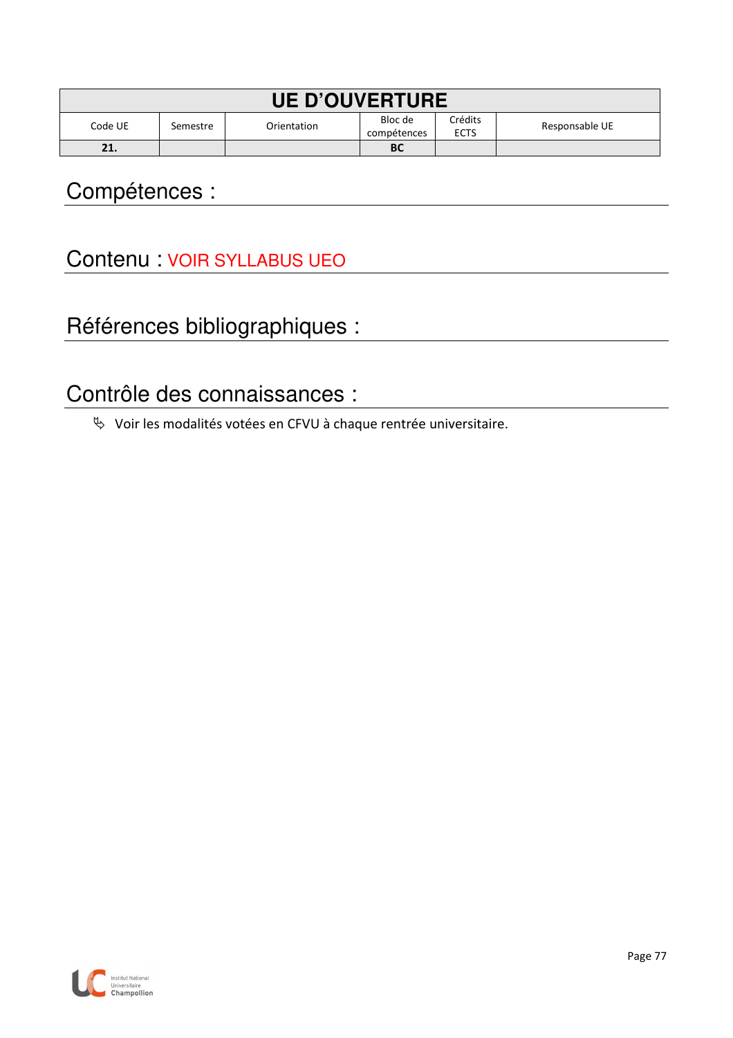| UE D'OUVERTURE | | | | | |
|---|---|---|---|---|---|
| Code UE | Semestre | Orientation | Bloc de compétences | Crédits ECTS | Responsable UE |
| **21.** | | | **BC** | | |

## Compétences :

## Contenu : VOIR SYLLABUS UEO

## Références bibliographiques :

## Contrôle des connaissances :

- Voir les modalités votées en CFVU à chaque rentrée universitaire.